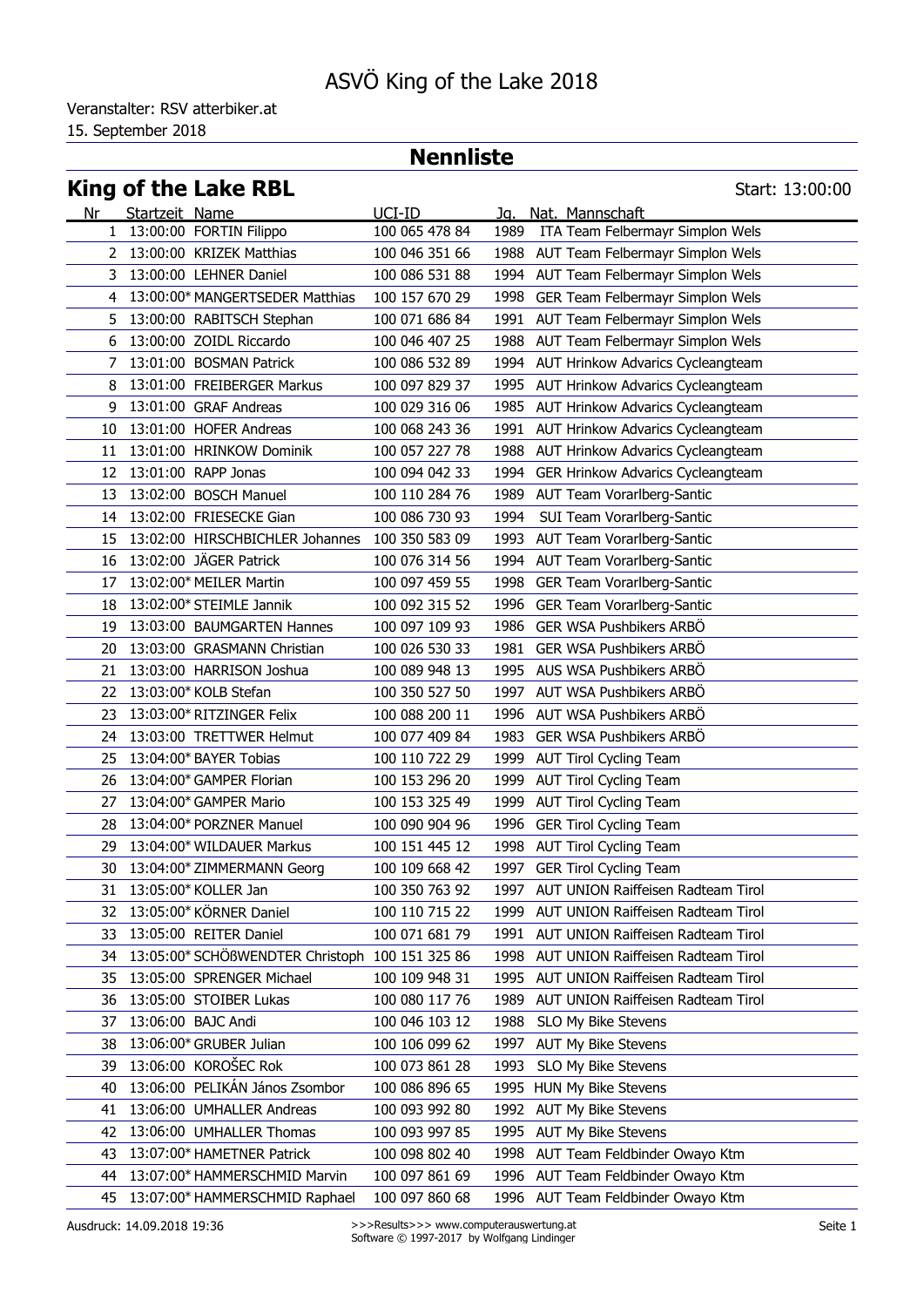# ASVÖ King of the Lake 2018

Veranstalter: RSV atterbiker.at
15. September 2018

## Nennliste

### King of the Lake RBL

Start: 13:00:00

| Nr | Startzeit | Name | UCI-ID | Jg. | Nat. | Mannschaft |
|---|---|---|---|---|---|---|
| 1 | 13:00:00 | FORTIN Filippo | 100 065 478 84 | 1989 | ITA | Team Felbermayr Simplon Wels |
| 2 | 13:00:00 | KRIZEK Matthias | 100 046 351 66 | 1988 | AUT | Team Felbermayr Simplon Wels |
| 3 | 13:00:00 | LEHNER Daniel | 100 086 531 88 | 1994 | AUT | Team Felbermayr Simplon Wels |
| 4 | 13:00:00* | MANGERTSEDER Matthias | 100 157 670 29 | 1998 | GER | Team Felbermayr Simplon Wels |
| 5 | 13:00:00 | RABITSCH Stephan | 100 071 686 84 | 1991 | AUT | Team Felbermayr Simplon Wels |
| 6 | 13:00:00 | ZOIDL Riccardo | 100 046 407 25 | 1988 | AUT | Team Felbermayr Simplon Wels |
| 7 | 13:01:00 | BOSMAN Patrick | 100 086 532 89 | 1994 | AUT | Hrinkow Advarics Cycleangteam |
| 8 | 13:01:00 | FREIBERGER Markus | 100 097 829 37 | 1995 | AUT | Hrinkow Advarics Cycleangteam |
| 9 | 13:01:00 | GRAF Andreas | 100 029 316 06 | 1985 | AUT | Hrinkow Advarics Cycleangteam |
| 10 | 13:01:00 | HOFER Andreas | 100 068 243 36 | 1991 | AUT | Hrinkow Advarics Cycleangteam |
| 11 | 13:01:00 | HRINKOW Dominik | 100 057 227 78 | 1988 | AUT | Hrinkow Advarics Cycleangteam |
| 12 | 13:01:00 | RAPP Jonas | 100 094 042 33 | 1994 | GER | Hrinkow Advarics Cycleangteam |
| 13 | 13:02:00 | BOSCH Manuel | 100 110 284 76 | 1989 | AUT | Team Vorarlberg-Santic |
| 14 | 13:02:00 | FRIESECKE Gian | 100 086 730 93 | 1994 | SUI | Team Vorarlberg-Santic |
| 15 | 13:02:00 | HIRSCHBICHLER Johannes | 100 350 583 09 | 1993 | AUT | Team Vorarlberg-Santic |
| 16 | 13:02:00 | JÄGER Patrick | 100 076 314 56 | 1994 | AUT | Team Vorarlberg-Santic |
| 17 | 13:02:00* | MEILER Martin | 100 097 459 55 | 1998 | GER | Team Vorarlberg-Santic |
| 18 | 13:02:00* | STEIMLE Jannik | 100 092 315 52 | 1996 | GER | Team Vorarlberg-Santic |
| 19 | 13:03:00 | BAUMGARTEN Hannes | 100 097 109 93 | 1986 | GER | WSA Pushbikers ARBÖ |
| 20 | 13:03:00 | GRASMANN Christian | 100 026 530 33 | 1981 | GER | WSA Pushbikers ARBÖ |
| 21 | 13:03:00 | HARRISON Joshua | 100 089 948 13 | 1995 | AUS | WSA Pushbikers ARBÖ |
| 22 | 13:03:00* | KOLB Stefan | 100 350 527 50 | 1997 | AUT | WSA Pushbikers ARBÖ |
| 23 | 13:03:00* | RITZINGER Felix | 100 088 200 11 | 1996 | AUT | WSA Pushbikers ARBÖ |
| 24 | 13:03:00 | TRETTWER Helmut | 100 077 409 84 | 1983 | GER | WSA Pushbikers ARBÖ |
| 25 | 13:04:00* | BAYER Tobias | 100 110 722 29 | 1999 | AUT | Tirol Cycling Team |
| 26 | 13:04:00* | GAMPER Florian | 100 153 296 20 | 1999 | AUT | Tirol Cycling Team |
| 27 | 13:04:00* | GAMPER Mario | 100 153 325 49 | 1999 | AUT | Tirol Cycling Team |
| 28 | 13:04:00* | PORZNER Manuel | 100 090 904 96 | 1996 | GER | Tirol Cycling Team |
| 29 | 13:04:00* | WILDAUER Markus | 100 151 445 12 | 1998 | AUT | Tirol Cycling Team |
| 30 | 13:04:00* | ZIMMERMANN Georg | 100 109 668 42 | 1997 | GER | Tirol Cycling Team |
| 31 | 13:05:00* | KOLLER Jan | 100 350 763 92 | 1997 | AUT | UNION Raiffeisen Radteam Tirol |
| 32 | 13:05:00* | KÖRNER Daniel | 100 110 715 22 | 1999 | AUT | UNION Raiffeisen Radteam Tirol |
| 33 | 13:05:00 | REITER Daniel | 100 071 681 79 | 1991 | AUT | UNION Raiffeisen Radteam Tirol |
| 34 | 13:05:00* | SCHÖßWENDTER Christoph | 100 151 325 86 | 1998 | AUT | UNION Raiffeisen Radteam Tirol |
| 35 | 13:05:00 | SPRENGER Michael | 100 109 948 31 | 1995 | AUT | UNION Raiffeisen Radteam Tirol |
| 36 | 13:05:00 | STOIBER Lukas | 100 080 117 76 | 1989 | AUT | UNION Raiffeisen Radteam Tirol |
| 37 | 13:06:00 | BAJC Andi | 100 046 103 12 | 1988 | SLO | My Bike Stevens |
| 38 | 13:06:00* | GRUBER Julian | 100 106 099 62 | 1997 | AUT | My Bike Stevens |
| 39 | 13:06:00 | KOROŠEC Rok | 100 073 861 28 | 1993 | SLO | My Bike Stevens |
| 40 | 13:06:00 | PELIKÁN János Zsombor | 100 086 896 65 | 1995 | HUN | My Bike Stevens |
| 41 | 13:06:00 | UMHALLER Andreas | 100 093 992 80 | 1992 | AUT | My Bike Stevens |
| 42 | 13:06:00 | UMHALLER Thomas | 100 093 997 85 | 1995 | AUT | My Bike Stevens |
| 43 | 13:07:00* | HAMETNER Patrick | 100 098 802 40 | 1998 | AUT | Team Feldbinder Owayo Ktm |
| 44 | 13:07:00* | HAMMERSCHMID Marvin | 100 097 861 69 | 1996 | AUT | Team Feldbinder Owayo Ktm |
| 45 | 13:07:00* | HAMMERSCHMID Raphael | 100 097 860 68 | 1996 | AUT | Team Feldbinder Owayo Ktm |

Ausdruck: 14.09.2018 19:36

>>>Results>>> www.computerauswertung.at
Software © 1997-2017 by Wolfgang Lindinger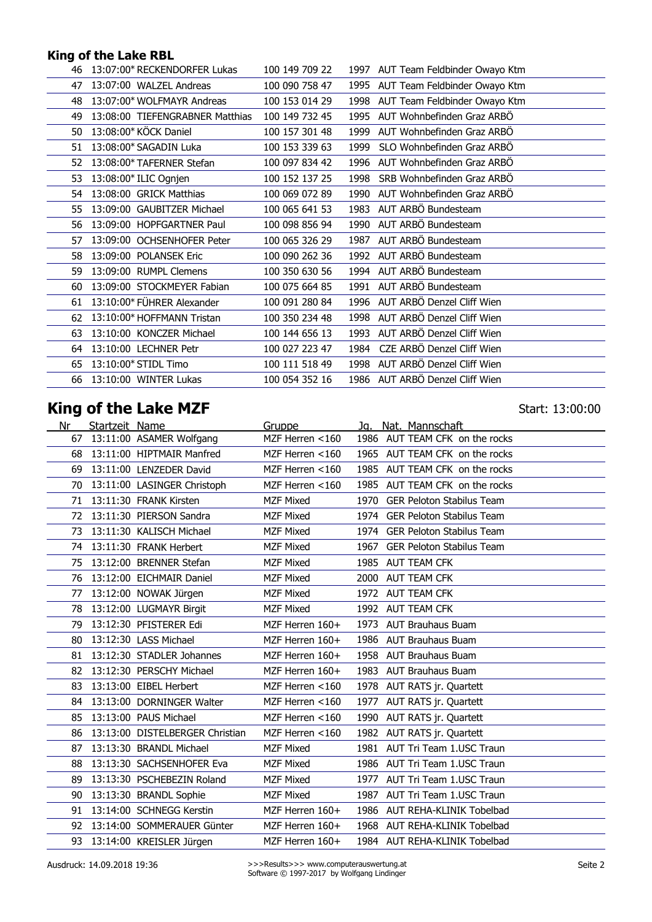### King of the Lake RBL

| | | | | | | |
|---|---|---|---|---|---|---|
| 46 | 13:07:00* | RECKENDORFER Lukas | 100 149 709 22 | 1997 | AUT | Team Feldbinder Owayo Ktm |
| 47 | 13:07:00 | WALZEL Andreas | 100 090 758 47 | 1995 | AUT | Team Feldbinder Owayo Ktm |
| 48 | 13:07:00* | WOLFMAYR Andreas | 100 153 014 29 | 1998 | AUT | Team Feldbinder Owayo Ktm |
| 49 | 13:08:00 | TIEFENGRABNER Matthias | 100 149 732 45 | 1995 | AUT | Wohnbefinden Graz ARBÖ |
| 50 | 13:08:00* | KÖCK Daniel | 100 157 301 48 | 1999 | AUT | Wohnbefinden Graz ARBÖ |
| 51 | 13:08:00* | SAGADIN Luka | 100 153 339 63 | 1999 | SLO | Wohnbefinden Graz ARBÖ |
| 52 | 13:08:00* | TAFERNER Stefan | 100 097 834 42 | 1996 | AUT | Wohnbefinden Graz ARBÖ |
| 53 | 13:08:00* | ILIC Ognjen | 100 152 137 25 | 1998 | SRB | Wohnbefinden Graz ARBÖ |
| 54 | 13:08:00 | GRICK Matthias | 100 069 072 89 | 1990 | AUT | Wohnbefinden Graz ARBÖ |
| 55 | 13:09:00 | GAUBITZER Michael | 100 065 641 53 | 1983 | AUT | ARBÖ Bundesteam |
| 56 | 13:09:00 | HOPFGARTNER Paul | 100 098 856 94 | 1990 | AUT | ARBÖ Bundesteam |
| 57 | 13:09:00 | OCHSENHOFER Peter | 100 065 326 29 | 1987 | AUT | ARBÖ Bundesteam |
| 58 | 13:09:00 | POLANSEK Eric | 100 090 262 36 | 1992 | AUT | ARBÖ Bundesteam |
| 59 | 13:09:00 | RUMPL Clemens | 100 350 630 56 | 1994 | AUT | ARBÖ Bundesteam |
| 60 | 13:09:00 | STOCKMEYER Fabian | 100 075 664 85 | 1991 | AUT | ARBÖ Bundesteam |
| 61 | 13:10:00* | FÜHRER Alexander | 100 091 280 84 | 1996 | AUT | ARBÖ Denzel Cliff Wien |
| 62 | 13:10:00* | HOFFMANN Tristan | 100 350 234 48 | 1998 | AUT | ARBÖ Denzel Cliff Wien |
| 63 | 13:10:00 | KONCZER Michael | 100 144 656 13 | 1993 | AUT | ARBÖ Denzel Cliff Wien |
| 64 | 13:10:00 | LECHNER Petr | 100 027 223 47 | 1984 | CZE | ARBÖ Denzel Cliff Wien |
| 65 | 13:10:00* | STIDL Timo | 100 111 518 49 | 1998 | AUT | ARBÖ Denzel Cliff Wien |
| 66 | 13:10:00 | WINTER Lukas | 100 054 352 16 | 1986 | AUT | ARBÖ Denzel Cliff Wien |

## King of the Lake MZF

Start: 13:00:00

| Nr | Startzeit | Name | Gruppe | Jg. | Nat. | Mannschaft |
|---|---|---|---|---|---|---|
| 67 | 13:11:00 | ASAMER Wolfgang | MZF Herren <160 | 1986 | AUT | TEAM CFK on the rocks |
| 68 | 13:11:00 | HIPTMAIR Manfred | MZF Herren <160 | 1965 | AUT | TEAM CFK on the rocks |
| 69 | 13:11:00 | LENZEDER David | MZF Herren <160 | 1985 | AUT | TEAM CFK on the rocks |
| 70 | 13:11:00 | LASINGER Christoph | MZF Herren <160 | 1985 | AUT | TEAM CFK on the rocks |
| 71 | 13:11:30 | FRANK Kirsten | MZF Mixed | 1970 | GER | Peloton Stabilus Team |
| 72 | 13:11:30 | PIERSON Sandra | MZF Mixed | 1974 | GER | Peloton Stabilus Team |
| 73 | 13:11:30 | KALISCH Michael | MZF Mixed | 1974 | GER | Peloton Stabilus Team |
| 74 | 13:11:30 | FRANK Herbert | MZF Mixed | 1967 | GER | Peloton Stabilus Team |
| 75 | 13:12:00 | BRENNER Stefan | MZF Mixed | 1985 | AUT | TEAM CFK |
| 76 | 13:12:00 | EICHMAIR Daniel | MZF Mixed | 2000 | AUT | TEAM CFK |
| 77 | 13:12:00 | NOWAK Jürgen | MZF Mixed | 1972 | AUT | TEAM CFK |
| 78 | 13:12:00 | LUGMAYR Birgit | MZF Mixed | 1992 | AUT | TEAM CFK |
| 79 | 13:12:30 | PFISTERER Edi | MZF Herren 160+ | 1973 | AUT | Brauhaus Buam |
| 80 | 13:12:30 | LASS Michael | MZF Herren 160+ | 1986 | AUT | Brauhaus Buam |
| 81 | 13:12:30 | STADLER Johannes | MZF Herren 160+ | 1958 | AUT | Brauhaus Buam |
| 82 | 13:12:30 | PERSCHY Michael | MZF Herren 160+ | 1983 | AUT | Brauhaus Buam |
| 83 | 13:13:00 | EIBEL Herbert | MZF Herren <160 | 1978 | AUT | RATS jr. Quartett |
| 84 | 13:13:00 | DORNINGER Walter | MZF Herren <160 | 1977 | AUT | RATS jr. Quartett |
| 85 | 13:13:00 | PAUS Michael | MZF Herren <160 | 1990 | AUT | RATS jr. Quartett |
| 86 | 13:13:00 | DISTELBERGER Christian | MZF Herren <160 | 1982 | AUT | RATS jr. Quartett |
| 87 | 13:13:30 | BRANDL Michael | MZF Mixed | 1981 | AUT | Tri Team 1.USC Traun |
| 88 | 13:13:30 | SACHSENHOFER Eva | MZF Mixed | 1986 | AUT | Tri Team 1.USC Traun |
| 89 | 13:13:30 | PSCHEBEZIN Roland | MZF Mixed | 1977 | AUT | Tri Team 1.USC Traun |
| 90 | 13:13:30 | BRANDL Sophie | MZF Mixed | 1987 | AUT | Tri Team 1.USC Traun |
| 91 | 13:14:00 | SCHNEGG Kerstin | MZF Herren 160+ | 1986 | AUT | REHA-KLINIK Tobelbad |
| 92 | 13:14:00 | SOMMERAUER Günter | MZF Herren 160+ | 1968 | AUT | REHA-KLINIK Tobelbad |
| 93 | 13:14:00 | KREISLER Jürgen | MZF Herren 160+ | 1984 | AUT | REHA-KLINIK Tobelbad |

Ausdruck: 14.09.2018 19:36

>>>Results>>> www.computerauswertung.at
Software © 1997-2017 by Wolfgang Lindinger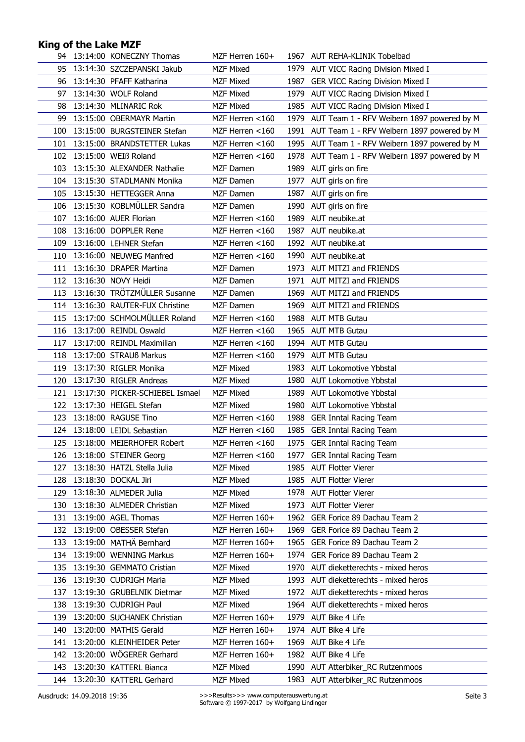## King of the Lake MZF

| | | | | | | |
|---|---|---|---|---|---|---|
| 94 | 13:14:00 | KONECZNY Thomas | MZF Herren 160+ | 1967 | AUT | REHA-KLINIK Tobelbad |
| 95 | 13:14:30 | SZCZEPANSKI Jakub | MZF Mixed | 1979 | AUT | VICC Racing Division Mixed I |
| 96 | 13:14:30 | PFAFF Katharina | MZF Mixed | 1987 | GER | VICC Racing Division Mixed I |
| 97 | 13:14:30 | WOLF Roland | MZF Mixed | 1979 | AUT | VICC Racing Division Mixed I |
| 98 | 13:14:30 | MLINARIC Rok | MZF Mixed | 1985 | AUT | VICC Racing Division Mixed I |
| 99 | 13:15:00 | OBERMAYR Martin | MZF Herren <160 | 1979 | AUT | Team 1 - RFV Weibern 1897 powered by M |
| 100 | 13:15:00 | BURGSTEINER Stefan | MZF Herren <160 | 1991 | AUT | Team 1 - RFV Weibern 1897 powered by M |
| 101 | 13:15:00 | BRANDSTETTER Lukas | MZF Herren <160 | 1995 | AUT | Team 1 - RFV Weibern 1897 powered by M |
| 102 | 13:15:00 | WEIß Roland | MZF Herren <160 | 1978 | AUT | Team 1 - RFV Weibern 1897 powered by M |
| 103 | 13:15:30 | ALEXANDER Nathalie | MZF Damen | 1989 | AUT | girls on fire |
| 104 | 13:15:30 | STADLMANN Monika | MZF Damen | 1977 | AUT | girls on fire |
| 105 | 13:15:30 | HETTEGGER Anna | MZF Damen | 1987 | AUT | girls on fire |
| 106 | 13:15:30 | KOBLMÜLLER Sandra | MZF Damen | 1990 | AUT | girls on fire |
| 107 | 13:16:00 | AUER Florian | MZF Herren <160 | 1989 | AUT | neubike.at |
| 108 | 13:16:00 | DOPPLER Rene | MZF Herren <160 | 1987 | AUT | neubike.at |
| 109 | 13:16:00 | LEHNER Stefan | MZF Herren <160 | 1992 | AUT | neubike.at |
| 110 | 13:16:00 | NEUWEG Manfred | MZF Herren <160 | 1990 | AUT | neubike.at |
| 111 | 13:16:30 | DRAPER Martina | MZF Damen | 1973 | AUT | MITZI and FRIENDS |
| 112 | 13:16:30 | NOVY Heidi | MZF Damen | 1971 | AUT | MITZI and FRIENDS |
| 113 | 13:16:30 | TRÖTZMÜLLER Susanne | MZF Damen | 1969 | AUT | MITZI and FRIENDS |
| 114 | 13:16:30 | RAUTER-FUX Christine | MZF Damen | 1969 | AUT | MITZI and FRIENDS |
| 115 | 13:17:00 | SCHMOLMÜLLER Roland | MZF Herren <160 | 1988 | AUT | MTB Gutau |
| 116 | 13:17:00 | REINDL Oswald | MZF Herren <160 | 1965 | AUT | MTB Gutau |
| 117 | 13:17:00 | REINDL Maximilian | MZF Herren <160 | 1994 | AUT | MTB Gutau |
| 118 | 13:17:00 | STRAUß Markus | MZF Herren <160 | 1979 | AUT | MTB Gutau |
| 119 | 13:17:30 | RIGLER Monika | MZF Mixed | 1983 | AUT | Lokomotive Ybbstal |
| 120 | 13:17:30 | RIGLER Andreas | MZF Mixed | 1980 | AUT | Lokomotive Ybbstal |
| 121 | 13:17:30 | PICKER-SCHIEBEL Ismael | MZF Mixed | 1989 | AUT | Lokomotive Ybbstal |
| 122 | 13:17:30 | HEIGEL Stefan | MZF Mixed | 1980 | AUT | Lokomotive Ybbstal |
| 123 | 13:18:00 | RAGUSE Tino | MZF Herren <160 | 1988 | GER | Inntal Racing Team |
| 124 | 13:18:00 | LEIDL Sebastian | MZF Herren <160 | 1985 | GER | Inntal Racing Team |
| 125 | 13:18:00 | MEIERHOFER Robert | MZF Herren <160 | 1975 | GER | Inntal Racing Team |
| 126 | 13:18:00 | STEINER Georg | MZF Herren <160 | 1977 | GER | Inntal Racing Team |
| 127 | 13:18:30 | HATZL Stella Julia | MZF Mixed | 1985 | AUT | Flotter Vierer |
| 128 | 13:18:30 | DOCKAL Jiri | MZF Mixed | 1985 | AUT | Flotter Vierer |
| 129 | 13:18:30 | ALMEDER Julia | MZF Mixed | 1978 | AUT | Flotter Vierer |
| 130 | 13:18:30 | ALMEDER Christian | MZF Mixed | 1973 | AUT | Flotter Vierer |
| 131 | 13:19:00 | AGEL Thomas | MZF Herren 160+ | 1962 | GER | Forice 89 Dachau Team 2 |
| 132 | 13:19:00 | OBESSER Stefan | MZF Herren 160+ | 1969 | GER | Forice 89 Dachau Team 2 |
| 133 | 13:19:00 | MATHÄ Bernhard | MZF Herren 160+ | 1965 | GER | Forice 89 Dachau Team 2 |
| 134 | 13:19:00 | WENNING Markus | MZF Herren 160+ | 1974 | GER | Forice 89 Dachau Team 2 |
| 135 | 13:19:30 | GEMMATO Cristian | MZF Mixed | 1970 | AUT | dieketterechts - mixed heros |
| 136 | 13:19:30 | CUDRIGH Maria | MZF Mixed | 1993 | AUT | dieketterechts - mixed heros |
| 137 | 13:19:30 | GRUBELNIK Dietmar | MZF Mixed | 1972 | AUT | dieketterechts - mixed heros |
| 138 | 13:19:30 | CUDRIGH Paul | MZF Mixed | 1964 | AUT | dieketterechts - mixed heros |
| 139 | 13:20:00 | SUCHANEK Christian | MZF Herren 160+ | 1979 | AUT | Bike 4 Life |
| 140 | 13:20:00 | MATHIS Gerald | MZF Herren 160+ | 1974 | AUT | Bike 4 Life |
| 141 | 13:20:00 | KLEINHEIDER Peter | MZF Herren 160+ | 1969 | AUT | Bike 4 Life |
| 142 | 13:20:00 | WÖGERER Gerhard | MZF Herren 160+ | 1982 | AUT | Bike 4 Life |
| 143 | 13:20:30 | KATTERL Bianca | MZF Mixed | 1990 | AUT | Atterbiker_RC Rutzenmoos |
| 144 | 13:20:30 | KATTERL Gerhard | MZF Mixed | 1983 | AUT | Atterbiker_RC Rutzenmoos |

Ausdruck: 14.09.2018 19:36

>>>Results>>> www.computerauswertung.at
Software © 1997-2017 by Wolfgang Lindinger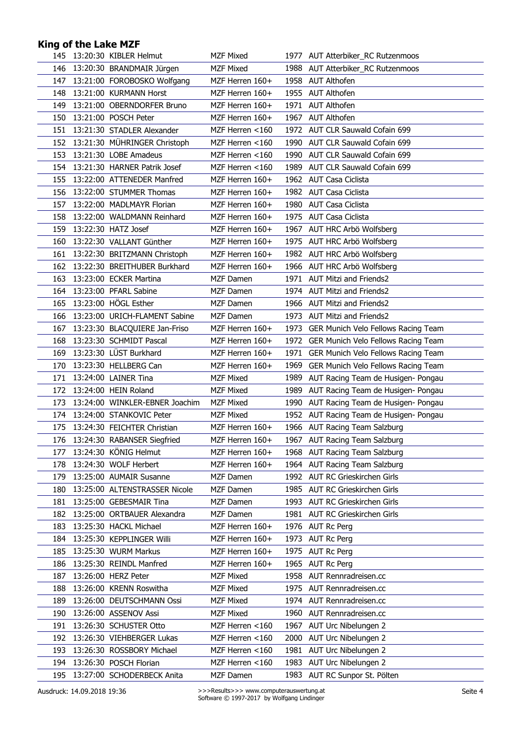## King of the Lake MZF

| | | | | | | |
|---|---|---|---|---|---|---|
| 145 | 13:20:30 | KIBLER Helmut | MZF Mixed | 1977 | AUT | Atterbiker_RC Rutzenmoos |
| 146 | 13:20:30 | BRANDMAIR Jürgen | MZF Mixed | 1988 | AUT | Atterbiker_RC Rutzenmoos |
| 147 | 13:21:00 | FOROBOSKO Wolfgang | MZF Herren 160+ | 1958 | AUT | Althofen |
| 148 | 13:21:00 | KURMANN Horst | MZF Herren 160+ | 1955 | AUT | Althofen |
| 149 | 13:21:00 | OBERNDORFER Bruno | MZF Herren 160+ | 1971 | AUT | Althofen |
| 150 | 13:21:00 | POSCH Peter | MZF Herren 160+ | 1967 | AUT | Althofen |
| 151 | 13:21:30 | STADLER Alexander | MZF Herren <160 | 1972 | AUT | CLR Sauwald Cofain 699 |
| 152 | 13:21:30 | MÜHRINGER Christoph | MZF Herren <160 | 1990 | AUT | CLR Sauwald Cofain 699 |
| 153 | 13:21:30 | LOBE Amadeus | MZF Herren <160 | 1990 | AUT | CLR Sauwald Cofain 699 |
| 154 | 13:21:30 | HARNER Patrik Josef | MZF Herren <160 | 1989 | AUT | CLR Sauwald Cofain 699 |
| 155 | 13:22:00 | ATTENEDER Manfred | MZF Herren 160+ | 1962 | AUT | Casa Ciclista |
| 156 | 13:22:00 | STUMMER Thomas | MZF Herren 160+ | 1982 | AUT | Casa Ciclista |
| 157 | 13:22:00 | MADLMAYR Florian | MZF Herren 160+ | 1980 | AUT | Casa Ciclista |
| 158 | 13:22:00 | WALDMANN Reinhard | MZF Herren 160+ | 1975 | AUT | Casa Ciclista |
| 159 | 13:22:30 | HATZ Josef | MZF Herren 160+ | 1967 | AUT | HRC Arbö Wolfsberg |
| 160 | 13:22:30 | VALLANT Günther | MZF Herren 160+ | 1975 | AUT | HRC Arbö Wolfsberg |
| 161 | 13:22:30 | BRITZMANN Christoph | MZF Herren 160+ | 1982 | AUT | HRC Arbö Wolfsberg |
| 162 | 13:22:30 | BREITHUBER Burkhard | MZF Herren 160+ | 1966 | AUT | HRC Arbö Wolfsberg |
| 163 | 13:23:00 | ECKER Martina | MZF Damen | 1971 | AUT | Mitzi and Friends2 |
| 164 | 13:23:00 | PFARL Sabine | MZF Damen | 1974 | AUT | Mitzi and Friends2 |
| 165 | 13:23:00 | HÖGL Esther | MZF Damen | 1966 | AUT | Mitzi and Friends2 |
| 166 | 13:23:00 | URICH-FLAMENT Sabine | MZF Damen | 1973 | AUT | Mitzi and Friends2 |
| 167 | 13:23:30 | BLACQUIERE Jan-Friso | MZF Herren 160+ | 1973 | GER | Munich Velo Fellows Racing Team |
| 168 | 13:23:30 | SCHMIDT Pascal | MZF Herren 160+ | 1972 | GER | Munich Velo Fellows Racing Team |
| 169 | 13:23:30 | LÜST Burkhard | MZF Herren 160+ | 1971 | GER | Munich Velo Fellows Racing Team |
| 170 | 13:23:30 | HELLBERG Can | MZF Herren 160+ | 1969 | GER | Munich Velo Fellows Racing Team |
| 171 | 13:24:00 | LAINER Tina | MZF Mixed | 1989 | AUT | Racing Team de Husigen- Pongau |
| 172 | 13:24:00 | HEIN Roland | MZF Mixed | 1989 | AUT | Racing Team de Husigen- Pongau |
| 173 | 13:24:00 | WINKLER-EBNER Joachim | MZF Mixed | 1990 | AUT | Racing Team de Husigen- Pongau |
| 174 | 13:24:00 | STANKOVIC Peter | MZF Mixed | 1952 | AUT | Racing Team de Husigen- Pongau |
| 175 | 13:24:30 | FEICHTER Christian | MZF Herren 160+ | 1966 | AUT | Racing Team Salzburg |
| 176 | 13:24:30 | RABANSER Siegfried | MZF Herren 160+ | 1967 | AUT | Racing Team Salzburg |
| 177 | 13:24:30 | KÖNIG Helmut | MZF Herren 160+ | 1968 | AUT | Racing Team Salzburg |
| 178 | 13:24:30 | WOLF Herbert | MZF Herren 160+ | 1964 | AUT | Racing Team Salzburg |
| 179 | 13:25:00 | AUMAIR Susanne | MZF Damen | 1992 | AUT | RC Grieskirchen Girls |
| 180 | 13:25:00 | ALTENSTRASSER Nicole | MZF Damen | 1985 | AUT | RC Grieskirchen Girls |
| 181 | 13:25:00 | GEBESMAIR Tina | MZF Damen | 1993 | AUT | RC Grieskirchen Girls |
| 182 | 13:25:00 | ORTBAUER Alexandra | MZF Damen | 1981 | AUT | RC Grieskirchen Girls |
| 183 | 13:25:30 | HACKL Michael | MZF Herren 160+ | 1976 | AUT | Rc Perg |
| 184 | 13:25:30 | KEPPLINGER Willi | MZF Herren 160+ | 1973 | AUT | Rc Perg |
| 185 | 13:25:30 | WURM Markus | MZF Herren 160+ | 1975 | AUT | Rc Perg |
| 186 | 13:25:30 | REINDL Manfred | MZF Herren 160+ | 1965 | AUT | Rc Perg |
| 187 | 13:26:00 | HERZ Peter | MZF Mixed | 1958 | AUT | Rennradreisen.cc |
| 188 | 13:26:00 | KRENN Roswitha | MZF Mixed | 1975 | AUT | Rennradreisen.cc |
| 189 | 13:26:00 | DEUTSCHMANN Ossi | MZF Mixed | 1974 | AUT | Rennradreisen.cc |
| 190 | 13:26:00 | ASSENOV Assi | MZF Mixed | 1960 | AUT | Rennradreisen.cc |
| 191 | 13:26:30 | SCHUSTER Otto | MZF Herren <160 | 1967 | AUT | Urc Nibelungen 2 |
| 192 | 13:26:30 | VIEHBERGER Lukas | MZF Herren <160 | 2000 | AUT | Urc Nibelungen 2 |
| 193 | 13:26:30 | ROSSBORY Michael | MZF Herren <160 | 1981 | AUT | Urc Nibelungen 2 |
| 194 | 13:26:30 | POSCH Florian | MZF Herren <160 | 1983 | AUT | Urc Nibelungen 2 |
| 195 | 13:27:00 | SCHODERBECK Anita | MZF Damen | 1983 | AUT | RC Sunpor St. Pölten |

Ausdruck: 14.09.2018 19:36

>>>Results>>> www.computerauswertung.at
Software © 1997-2017 by Wolfgang Lindinger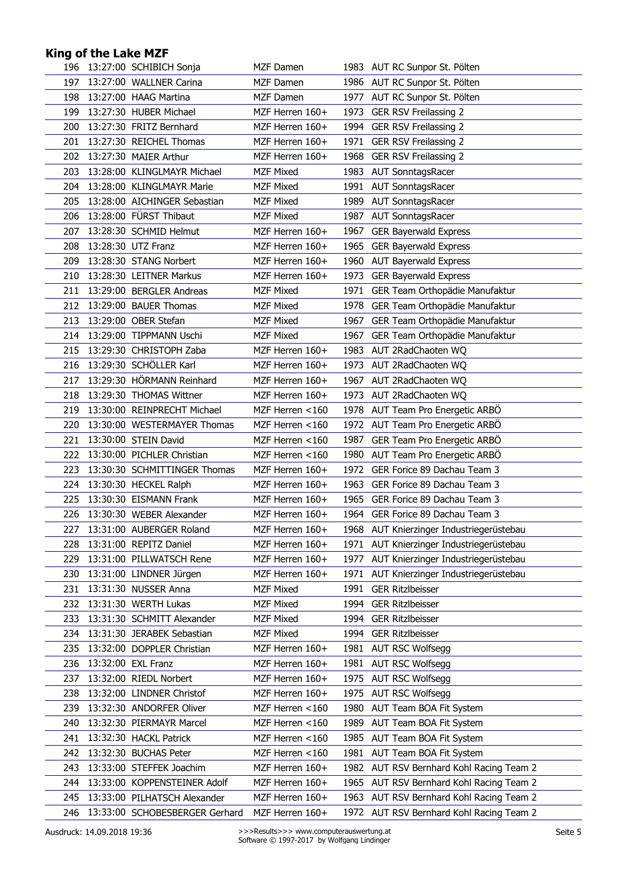## King of the Lake MZF

| | | | | | | |
|---|---|---|---|---|---|---|
| 196 | 13:27:00 | SCHIBICH Sonja | MZF Damen | 1983 | AUT | RC Sunpor St. Pölten |
| 197 | 13:27:00 | WALLNER Carina | MZF Damen | 1986 | AUT | RC Sunpor St. Pölten |
| 198 | 13:27:00 | HAAG Martina | MZF Damen | 1977 | AUT | RC Sunpor St. Pölten |
| 199 | 13:27:30 | HUBER Michael | MZF Herren 160+ | 1973 | GER | RSV Freilassing 2 |
| 200 | 13:27:30 | FRITZ Bernhard | MZF Herren 160+ | 1994 | GER | RSV Freilassing 2 |
| 201 | 13:27:30 | REICHEL Thomas | MZF Herren 160+ | 1971 | GER | RSV Freilassing 2 |
| 202 | 13:27:30 | MAIER Arthur | MZF Herren 160+ | 1968 | GER | RSV Freilassing 2 |
| 203 | 13:28:00 | KLINGLMAYR Michael | MZF Mixed | 1983 | AUT | SonntagsRacer |
| 204 | 13:28:00 | KLINGLMAYR Marie | MZF Mixed | 1991 | AUT | SonntagsRacer |
| 205 | 13:28:00 | AICHINGER Sebastian | MZF Mixed | 1989 | AUT | SonntagsRacer |
| 206 | 13:28:00 | FÜRST Thibaut | MZF Mixed | 1987 | AUT | SonntagsRacer |
| 207 | 13:28:30 | SCHMID Helmut | MZF Herren 160+ | 1967 | GER | Bayerwald Express |
| 208 | 13:28:30 | UTZ Franz | MZF Herren 160+ | 1965 | GER | Bayerwald Express |
| 209 | 13:28:30 | STANG Norbert | MZF Herren 160+ | 1960 | AUT | Bayerwald Express |
| 210 | 13:28:30 | LEITNER Markus | MZF Herren 160+ | 1973 | GER | Bayerwald Express |
| 211 | 13:29:00 | BERGLER Andreas | MZF Mixed | 1971 | GER | Team Orthopädie Manufaktur |
| 212 | 13:29:00 | BAUER Thomas | MZF Mixed | 1978 | GER | Team Orthopädie Manufaktur |
| 213 | 13:29:00 | OBER Stefan | MZF Mixed | 1967 | GER | Team Orthopädie Manufaktur |
| 214 | 13:29:00 | TIPPMANN Uschi | MZF Mixed | 1967 | GER | Team Orthopädie Manufaktur |
| 215 | 13:29:30 | CHRISTOPH Zaba | MZF Herren 160+ | 1983 | AUT | 2RadChaoten WQ |
| 216 | 13:29:30 | SCHÖLLER Karl | MZF Herren 160+ | 1973 | AUT | 2RadChaoten WQ |
| 217 | 13:29:30 | HÖRMANN Reinhard | MZF Herren 160+ | 1967 | AUT | 2RadChaoten WQ |
| 218 | 13:29:30 | THOMAS Wittner | MZF Herren 160+ | 1973 | AUT | 2RadChaoten WQ |
| 219 | 13:30:00 | REINPRECHT Michael | MZF Herren <160 | 1978 | AUT | Team Pro Energetic ARBÖ |
| 220 | 13:30:00 | WESTERMAYER Thomas | MZF Herren <160 | 1972 | AUT | Team Pro Energetic ARBÖ |
| 221 | 13:30:00 | STEIN David | MZF Herren <160 | 1987 | GER | Team Pro Energetic ARBÖ |
| 222 | 13:30:00 | PICHLER Christian | MZF Herren <160 | 1980 | AUT | Team Pro Energetic ARBÖ |
| 223 | 13:30:30 | SCHMITTINGER Thomas | MZF Herren 160+ | 1972 | GER | Forice 89 Dachau Team 3 |
| 224 | 13:30:30 | HECKEL Ralph | MZF Herren 160+ | 1963 | GER | Forice 89 Dachau Team 3 |
| 225 | 13:30:30 | EISMANN Frank | MZF Herren 160+ | 1965 | GER | Forice 89 Dachau Team 3 |
| 226 | 13:30:30 | WEBER Alexander | MZF Herren 160+ | 1964 | GER | Forice 89 Dachau Team 3 |
| 227 | 13:31:00 | AUBERGER Roland | MZF Herren 160+ | 1968 | AUT | Knierzinger Industriegerüstebau |
| 228 | 13:31:00 | REPITZ Daniel | MZF Herren 160+ | 1971 | AUT | Knierzinger Industriegerüstebau |
| 229 | 13:31:00 | PILLWATSCH Rene | MZF Herren 160+ | 1977 | AUT | Knierzinger Industriegerüstebau |
| 230 | 13:31:00 | LINDNER Jürgen | MZF Herren 160+ | 1971 | AUT | Knierzinger Industriegerüstebau |
| 231 | 13:31:30 | NUSSER Anna | MZF Mixed | 1991 | GER | Ritzlbeisser |
| 232 | 13:31:30 | WERTH Lukas | MZF Mixed | 1994 | GER | Ritzlbeisser |
| 233 | 13:31:30 | SCHMITT Alexander | MZF Mixed | 1994 | GER | Ritzlbeisser |
| 234 | 13:31:30 | JERABEK Sebastian | MZF Mixed | 1994 | GER | Ritzlbeisser |
| 235 | 13:32:00 | DOPPLER Christian | MZF Herren 160+ | 1981 | AUT | RSC Wolfsegg |
| 236 | 13:32:00 | EXL Franz | MZF Herren 160+ | 1981 | AUT | RSC Wolfsegg |
| 237 | 13:32:00 | RIEDL Norbert | MZF Herren 160+ | 1975 | AUT | RSC Wolfsegg |
| 238 | 13:32:00 | LINDNER Christof | MZF Herren 160+ | 1975 | AUT | RSC Wolfsegg |
| 239 | 13:32:30 | ANDORFER Oliver | MZF Herren <160 | 1980 | AUT | Team BOA Fit System |
| 240 | 13:32:30 | PIERMAYR Marcel | MZF Herren <160 | 1989 | AUT | Team BOA Fit System |
| 241 | 13:32:30 | HACKL Patrick | MZF Herren <160 | 1985 | AUT | Team BOA Fit System |
| 242 | 13:32:30 | BUCHAS Peter | MZF Herren <160 | 1981 | AUT | Team BOA Fit System |
| 243 | 13:33:00 | STEFFEK Joachim | MZF Herren 160+ | 1982 | AUT | RSV Bernhard Kohl Racing Team 2 |
| 244 | 13:33:00 | KOPPENSTEINER Adolf | MZF Herren 160+ | 1965 | AUT | RSV Bernhard Kohl Racing Team 2 |
| 245 | 13:33:00 | PILHATSCH Alexander | MZF Herren 160+ | 1963 | AUT | RSV Bernhard Kohl Racing Team 2 |
| 246 | 13:33:00 | SCHOBESBERGER Gerhard | MZF Herren 160+ | 1972 | AUT | RSV Bernhard Kohl Racing Team 2 |

Ausdruck: 14.09.2018 19:36

>>>Results>>> www.computerauswertung.at
Software © 1997-2017 by Wolfgang Lindinger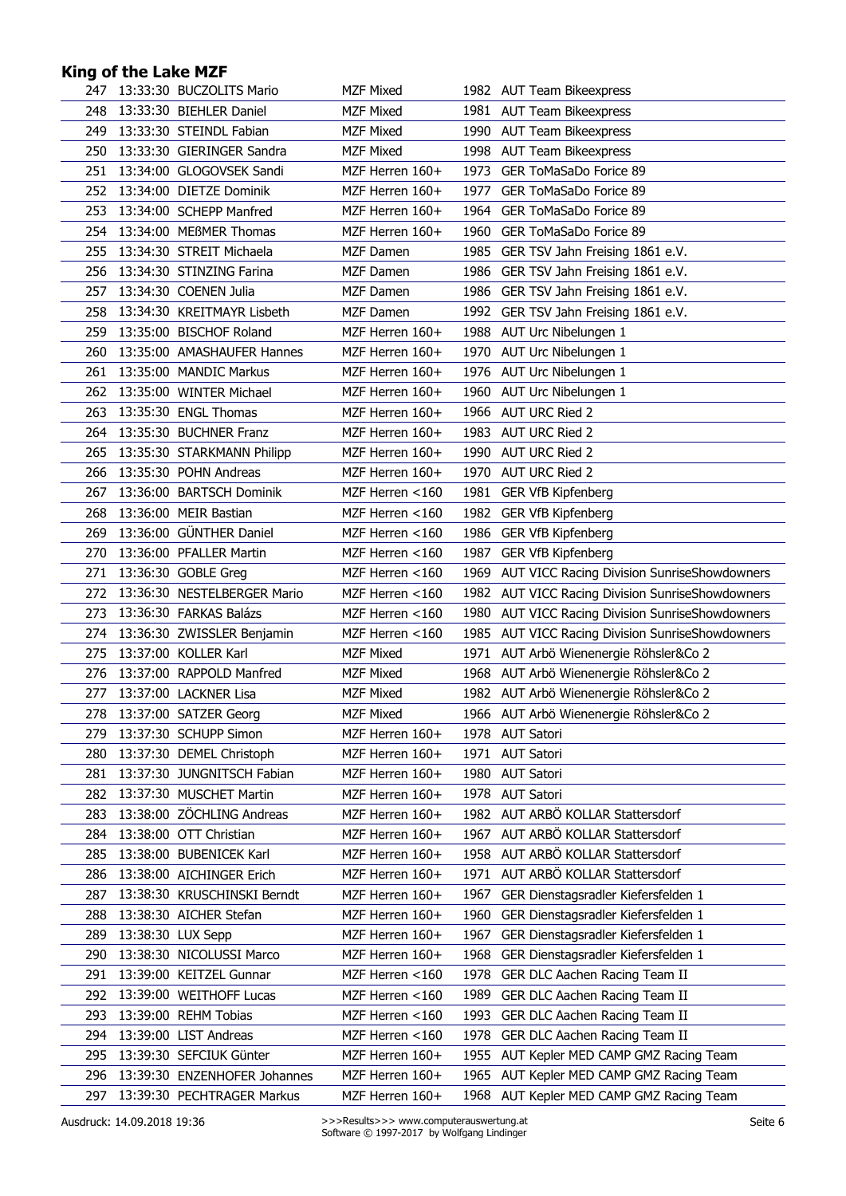## King of the Lake MZF

| | | | | | | |
|---|---|---|---|---|---|---|
| 247 | 13:33:30 | BUCZOLITS Mario | MZF Mixed | 1982 | AUT | Team Bikeexpress |
| 248 | 13:33:30 | BIEHLER Daniel | MZF Mixed | 1981 | AUT | Team Bikeexpress |
| 249 | 13:33:30 | STEINDL Fabian | MZF Mixed | 1990 | AUT | Team Bikeexpress |
| 250 | 13:33:30 | GIERINGER Sandra | MZF Mixed | 1998 | AUT | Team Bikeexpress |
| 251 | 13:34:00 | GLOGOVSEK Sandi | MZF Herren 160+ | 1973 | GER | ToMaSaDo Forice 89 |
| 252 | 13:34:00 | DIETZE Dominik | MZF Herren 160+ | 1977 | GER | ToMaSaDo Forice 89 |
| 253 | 13:34:00 | SCHEPP Manfred | MZF Herren 160+ | 1964 | GER | ToMaSaDo Forice 89 |
| 254 | 13:34:00 | MEßMER Thomas | MZF Herren 160+ | 1960 | GER | ToMaSaDo Forice 89 |
| 255 | 13:34:30 | STREIT Michaela | MZF Damen | 1985 | GER | TSV Jahn Freising 1861 e.V. |
| 256 | 13:34:30 | STINZING Farina | MZF Damen | 1986 | GER | TSV Jahn Freising 1861 e.V. |
| 257 | 13:34:30 | COENEN Julia | MZF Damen | 1986 | GER | TSV Jahn Freising 1861 e.V. |
| 258 | 13:34:30 | KREITMAYR Lisbeth | MZF Damen | 1992 | GER | TSV Jahn Freising 1861 e.V. |
| 259 | 13:35:00 | BISCHOF Roland | MZF Herren 160+ | 1988 | AUT | Urc Nibelungen 1 |
| 260 | 13:35:00 | AMASHAUFER Hannes | MZF Herren 160+ | 1970 | AUT | Urc Nibelungen 1 |
| 261 | 13:35:00 | MANDIC Markus | MZF Herren 160+ | 1976 | AUT | Urc Nibelungen 1 |
| 262 | 13:35:00 | WINTER Michael | MZF Herren 160+ | 1960 | AUT | Urc Nibelungen 1 |
| 263 | 13:35:30 | ENGL Thomas | MZF Herren 160+ | 1966 | AUT | URC Ried 2 |
| 264 | 13:35:30 | BUCHNER Franz | MZF Herren 160+ | 1983 | AUT | URC Ried 2 |
| 265 | 13:35:30 | STARKMANN Philipp | MZF Herren 160+ | 1990 | AUT | URC Ried 2 |
| 266 | 13:35:30 | POHN Andreas | MZF Herren 160+ | 1970 | AUT | URC Ried 2 |
| 267 | 13:36:00 | BARTSCH Dominik | MZF Herren <160 | 1981 | GER | VfB Kipfenberg |
| 268 | 13:36:00 | MEIR Bastian | MZF Herren <160 | 1982 | GER | VfB Kipfenberg |
| 269 | 13:36:00 | GÜNTHER Daniel | MZF Herren <160 | 1986 | GER | VfB Kipfenberg |
| 270 | 13:36:00 | PFALLER Martin | MZF Herren <160 | 1987 | GER | VfB Kipfenberg |
| 271 | 13:36:30 | GOBLE Greg | MZF Herren <160 | 1969 | AUT | VICC Racing Division SunriseShowdowners |
| 272 | 13:36:30 | NESTELBERGER Mario | MZF Herren <160 | 1982 | AUT | VICC Racing Division SunriseShowdowners |
| 273 | 13:36:30 | FARKAS Balázs | MZF Herren <160 | 1980 | AUT | VICC Racing Division SunriseShowdowners |
| 274 | 13:36:30 | ZWISSLER Benjamin | MZF Herren <160 | 1985 | AUT | VICC Racing Division SunriseShowdowners |
| 275 | 13:37:00 | KOLLER Karl | MZF Mixed | 1971 | AUT | Arbö Wienenergie Röhsler&Co 2 |
| 276 | 13:37:00 | RAPPOLD Manfred | MZF Mixed | 1968 | AUT | Arbö Wienenergie Röhsler&Co 2 |
| 277 | 13:37:00 | LACKNER Lisa | MZF Mixed | 1982 | AUT | Arbö Wienenergie Röhsler&Co 2 |
| 278 | 13:37:00 | SATZER Georg | MZF Mixed | 1966 | AUT | Arbö Wienenergie Röhsler&Co 2 |
| 279 | 13:37:30 | SCHUPP Simon | MZF Herren 160+ | 1978 | AUT | Satori |
| 280 | 13:37:30 | DEMEL Christoph | MZF Herren 160+ | 1971 | AUT | Satori |
| 281 | 13:37:30 | JUNGNITSCH Fabian | MZF Herren 160+ | 1980 | AUT | Satori |
| 282 | 13:37:30 | MUSCHET Martin | MZF Herren 160+ | 1978 | AUT | Satori |
| 283 | 13:38:00 | ZÖCHLING Andreas | MZF Herren 160+ | 1982 | AUT | ARBÖ KOLLAR Stattersdorf |
| 284 | 13:38:00 | OTT Christian | MZF Herren 160+ | 1967 | AUT | ARBÖ KOLLAR Stattersdorf |
| 285 | 13:38:00 | BUBENICEK Karl | MZF Herren 160+ | 1958 | AUT | ARBÖ KOLLAR Stattersdorf |
| 286 | 13:38:00 | AICHINGER Erich | MZF Herren 160+ | 1971 | AUT | ARBÖ KOLLAR Stattersdorf |
| 287 | 13:38:30 | KRUSCHINSKI Berndt | MZF Herren 160+ | 1967 | GER | Dienstagsradler Kiefersfelden 1 |
| 288 | 13:38:30 | AICHER Stefan | MZF Herren 160+ | 1960 | GER | Dienstagsradler Kiefersfelden 1 |
| 289 | 13:38:30 | LUX Sepp | MZF Herren 160+ | 1967 | GER | Dienstagsradler Kiefersfelden 1 |
| 290 | 13:38:30 | NICOLUSSI Marco | MZF Herren 160+ | 1968 | GER | Dienstagsradler Kiefersfelden 1 |
| 291 | 13:39:00 | KEITZEL Gunnar | MZF Herren <160 | 1978 | GER | DLC Aachen Racing Team II |
| 292 | 13:39:00 | WEITHOFF Lucas | MZF Herren <160 | 1989 | GER | DLC Aachen Racing Team II |
| 293 | 13:39:00 | REHM Tobias | MZF Herren <160 | 1993 | GER | DLC Aachen Racing Team II |
| 294 | 13:39:00 | LIST Andreas | MZF Herren <160 | 1978 | GER | DLC Aachen Racing Team II |
| 295 | 13:39:30 | SEFCIUK Günter | MZF Herren 160+ | 1955 | AUT | Kepler MED CAMP GMZ Racing Team |
| 296 | 13:39:30 | ENZENHOFER Johannes | MZF Herren 160+ | 1965 | AUT | Kepler MED CAMP GMZ Racing Team |
| 297 | 13:39:30 | PECHTRAGER Markus | MZF Herren 160+ | 1968 | AUT | Kepler MED CAMP GMZ Racing Team |

Ausdruck: 14.09.2018 19:36 >>>Results>>> www.computerauswertung.at Software © 1997-2017 by Wolfgang Lindinger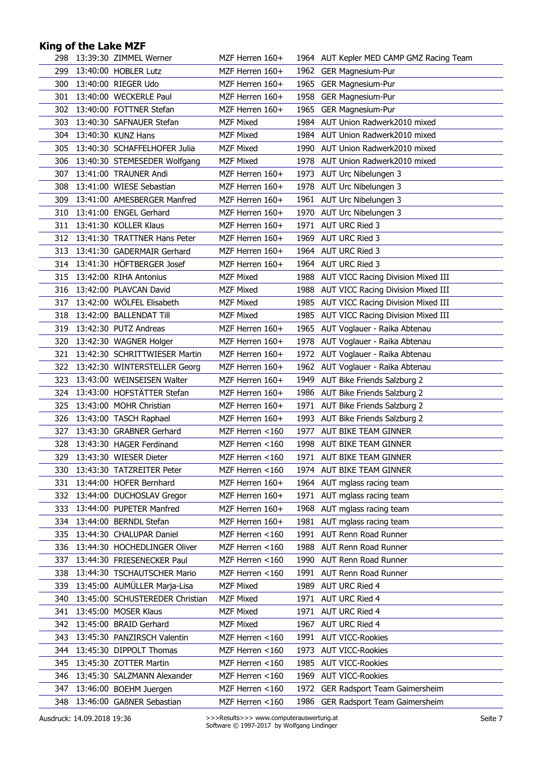## King of the Lake MZF

| | | | | | |
|---|---|---|---|---|---|
| 298 | 13:39:30 | ZIMMEL Werner | MZF Herren 160+ | 1964 | AUT Kepler MED CAMP GMZ Racing Team |
| 299 | 13:40:00 | HOBLER Lutz | MZF Herren 160+ | 1962 | GER Magnesium-Pur |
| 300 | 13:40:00 | RIEGER Udo | MZF Herren 160+ | 1965 | GER Magnesium-Pur |
| 301 | 13:40:00 | WECKERLE Paul | MZF Herren 160+ | 1958 | GER Magnesium-Pur |
| 302 | 13:40:00 | FOTTNER Stefan | MZF Herren 160+ | 1965 | GER Magnesium-Pur |
| 303 | 13:40:30 | SAFNAUER Stefan | MZF Mixed | 1984 | AUT Union Radwerk2010 mixed |
| 304 | 13:40:30 | KUNZ Hans | MZF Mixed | 1984 | AUT Union Radwerk2010 mixed |
| 305 | 13:40:30 | SCHAFFELHOFER Julia | MZF Mixed | 1990 | AUT Union Radwerk2010 mixed |
| 306 | 13:40:30 | STEMESEDER Wolfgang | MZF Mixed | 1978 | AUT Union Radwerk2010 mixed |
| 307 | 13:41:00 | TRAUNER Andi | MZF Herren 160+ | 1973 | AUT Urc Nibelungen 3 |
| 308 | 13:41:00 | WIESE Sebastian | MZF Herren 160+ | 1978 | AUT Urc Nibelungen 3 |
| 309 | 13:41:00 | AMESBERGER Manfred | MZF Herren 160+ | 1961 | AUT Urc Nibelungen 3 |
| 310 | 13:41:00 | ENGEL Gerhard | MZF Herren 160+ | 1970 | AUT Urc Nibelungen 3 |
| 311 | 13:41:30 | KOLLER Klaus | MZF Herren 160+ | 1971 | AUT URC Ried 3 |
| 312 | 13:41:30 | TRATTNER Hans Peter | MZF Herren 160+ | 1969 | AUT URC Ried 3 |
| 313 | 13:41:30 | GADERMAIR Gerhard | MZF Herren 160+ | 1964 | AUT URC Ried 3 |
| 314 | 13:41:30 | HÖFTBERGER Josef | MZF Herren 160+ | 1964 | AUT URC Ried 3 |
| 315 | 13:42:00 | RIHA Antonius | MZF Mixed | 1988 | AUT VICC Racing Division Mixed III |
| 316 | 13:42:00 | PLAVCAN David | MZF Mixed | 1988 | AUT VICC Racing Division Mixed III |
| 317 | 13:42:00 | WÖLFEL Elisabeth | MZF Mixed | 1985 | AUT VICC Racing Division Mixed III |
| 318 | 13:42:00 | BALLENDAT Till | MZF Mixed | 1985 | AUT VICC Racing Division Mixed III |
| 319 | 13:42:30 | PUTZ Andreas | MZF Herren 160+ | 1965 | AUT Voglauer - Raika Abtenau |
| 320 | 13:42:30 | WAGNER Holger | MZF Herren 160+ | 1978 | AUT Voglauer - Raika Abtenau |
| 321 | 13:42:30 | SCHRITTWIESER Martin | MZF Herren 160+ | 1972 | AUT Voglauer - Raika Abtenau |
| 322 | 13:42:30 | WINTERSTELLER Georg | MZF Herren 160+ | 1962 | AUT Voglauer - Raika Abtenau |
| 323 | 13:43:00 | WEINSEISEN Walter | MZF Herren 160+ | 1949 | AUT Bike Friends Salzburg 2 |
| 324 | 13:43:00 | HOFSTÄTTER Stefan | MZF Herren 160+ | 1986 | AUT Bike Friends Salzburg 2 |
| 325 | 13:43:00 | MOHR Christian | MZF Herren 160+ | 1971 | AUT Bike Friends Salzburg 2 |
| 326 | 13:43:00 | TASCH Raphael | MZF Herren 160+ | 1993 | AUT Bike Friends Salzburg 2 |
| 327 | 13:43:30 | GRABNER Gerhard | MZF Herren <160 | 1977 | AUT BIKE TEAM GINNER |
| 328 | 13:43:30 | HAGER Ferdinand | MZF Herren <160 | 1998 | AUT BIKE TEAM GINNER |
| 329 | 13:43:30 | WIESER Dieter | MZF Herren <160 | 1971 | AUT BIKE TEAM GINNER |
| 330 | 13:43:30 | TATZREITER Peter | MZF Herren <160 | 1974 | AUT BIKE TEAM GINNER |
| 331 | 13:44:00 | HOFER Bernhard | MZF Herren 160+ | 1964 | AUT mglass racing team |
| 332 | 13:44:00 | DUCHOSLAV Gregor | MZF Herren 160+ | 1971 | AUT mglass racing team |
| 333 | 13:44:00 | PUPETER Manfred | MZF Herren 160+ | 1968 | AUT mglass racing team |
| 334 | 13:44:00 | BERNDL Stefan | MZF Herren 160+ | 1981 | AUT mglass racing team |
| 335 | 13:44:30 | CHALUPAR Daniel | MZF Herren <160 | 1991 | AUT Renn Road Runner |
| 336 | 13:44:30 | HOCHEDLINGER Oliver | MZF Herren <160 | 1988 | AUT Renn Road Runner |
| 337 | 13:44:30 | FRIESENECKER Paul | MZF Herren <160 | 1990 | AUT Renn Road Runner |
| 338 | 13:44:30 | TSCHAUTSCHER Mario | MZF Herren <160 | 1991 | AUT Renn Road Runner |
| 339 | 13:45:00 | AUMÜLLER Marja-Lisa | MZF Mixed | 1989 | AUT URC Ried 4 |
| 340 | 13:45:00 | SCHUSTEREDER Christian | MZF Mixed | 1971 | AUT URC Ried 4 |
| 341 | 13:45:00 | MOSER Klaus | MZF Mixed | 1971 | AUT URC Ried 4 |
| 342 | 13:45:00 | BRAID Gerhard | MZF Mixed | 1967 | AUT URC Ried 4 |
| 343 | 13:45:30 | PANZIRSCH Valentin | MZF Herren <160 | 1991 | AUT VICC-Rookies |
| 344 | 13:45:30 | DIPPOLT Thomas | MZF Herren <160 | 1973 | AUT VICC-Rookies |
| 345 | 13:45:30 | ZOTTER Martin | MZF Herren <160 | 1985 | AUT VICC-Rookies |
| 346 | 13:45:30 | SALZMANN Alexander | MZF Herren <160 | 1969 | AUT VICC-Rookies |
| 347 | 13:46:00 | BOEHM Juergen | MZF Herren <160 | 1972 | GER Radsport Team Gaimersheim |
| 348 | 13:46:00 | GAßNER Sebastian | MZF Herren <160 | 1986 | GER Radsport Team Gaimersheim |

Ausdruck: 14.09.2018 19:36 >>>Results>>> www.computerauswertung.at Software © 1997-2017 by Wolfgang Lindinger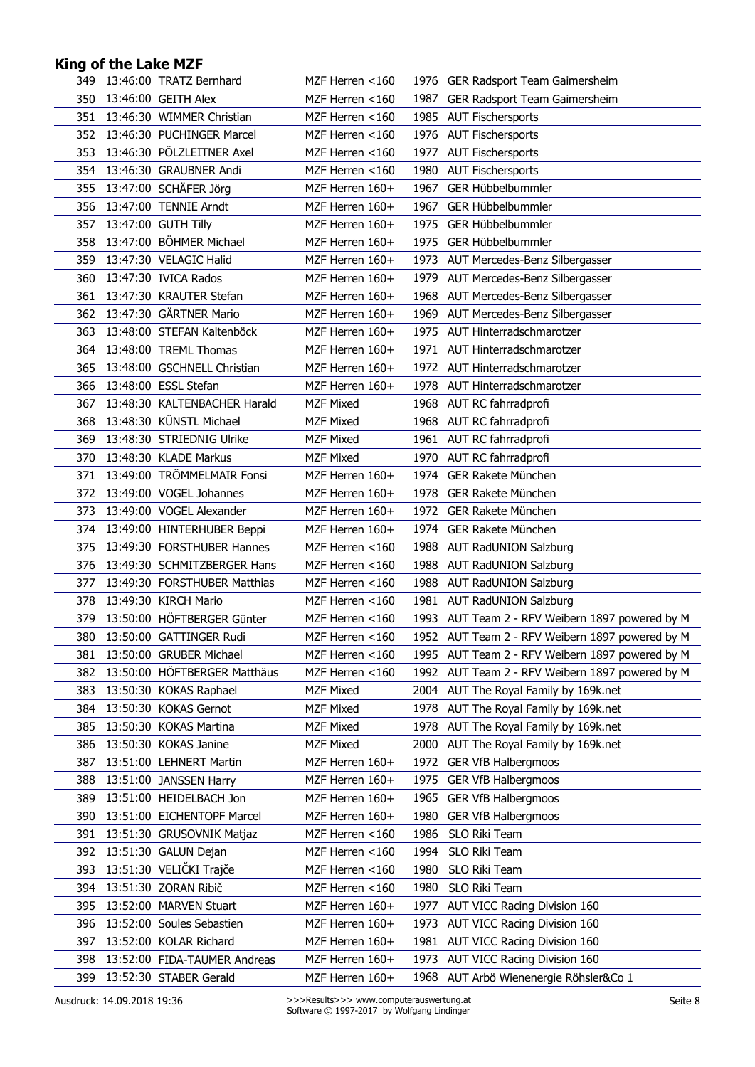## King of the Lake MZF

| | | | | | | |
|---|---|---|---|---|---|---|
| 349 | 13:46:00 | TRATZ Bernhard | MZF Herren <160 | 1976 | GER | Radsport Team Gaimersheim |
| 350 | 13:46:00 | GEITH Alex | MZF Herren <160 | 1987 | GER | Radsport Team Gaimersheim |
| 351 | 13:46:30 | WIMMER Christian | MZF Herren <160 | 1985 | AUT | Fischersports |
| 352 | 13:46:30 | PUCHINGER Marcel | MZF Herren <160 | 1976 | AUT | Fischersports |
| 353 | 13:46:30 | PÖLZLEITNER Axel | MZF Herren <160 | 1977 | AUT | Fischersports |
| 354 | 13:46:30 | GRAUBNER Andi | MZF Herren <160 | 1980 | AUT | Fischersports |
| 355 | 13:47:00 | SCHÄFER Jörg | MZF Herren 160+ | 1967 | GER | Hübbelbummler |
| 356 | 13:47:00 | TENNIE Arndt | MZF Herren 160+ | 1967 | GER | Hübbelbummler |
| 357 | 13:47:00 | GUTH Tilly | MZF Herren 160+ | 1975 | GER | Hübbelbummler |
| 358 | 13:47:00 | BÖHMER Michael | MZF Herren 160+ | 1975 | GER | Hübbelbummler |
| 359 | 13:47:30 | VELAGIC Halid | MZF Herren 160+ | 1973 | AUT | Mercedes-Benz Silbergasser |
| 360 | 13:47:30 | IVICA Rados | MZF Herren 160+ | 1979 | AUT | Mercedes-Benz Silbergasser |
| 361 | 13:47:30 | KRAUTER Stefan | MZF Herren 160+ | 1968 | AUT | Mercedes-Benz Silbergasser |
| 362 | 13:47:30 | GÄRTNER Mario | MZF Herren 160+ | 1969 | AUT | Mercedes-Benz Silbergasser |
| 363 | 13:48:00 | STEFAN Kaltenböck | MZF Herren 160+ | 1975 | AUT | Hinterradschmarotzer |
| 364 | 13:48:00 | TREML Thomas | MZF Herren 160+ | 1971 | AUT | Hinterradschmarotzer |
| 365 | 13:48:00 | GSCHNELL Christian | MZF Herren 160+ | 1972 | AUT | Hinterradschmarotzer |
| 366 | 13:48:00 | ESSL Stefan | MZF Herren 160+ | 1978 | AUT | Hinterradschmarotzer |
| 367 | 13:48:30 | KALTENBACHER Harald | MZF Mixed | 1968 | AUT | RC fahrradprofi |
| 368 | 13:48:30 | KÜNSTL Michael | MZF Mixed | 1968 | AUT | RC fahrradprofi |
| 369 | 13:48:30 | STRIEDNIG Ulrike | MZF Mixed | 1961 | AUT | RC fahrradprofi |
| 370 | 13:48:30 | KLADE Markus | MZF Mixed | 1970 | AUT | RC fahrradprofi |
| 371 | 13:49:00 | TRÖMMELMAIR Fonsi | MZF Herren 160+ | 1974 | GER | Rakete München |
| 372 | 13:49:00 | VOGEL Johannes | MZF Herren 160+ | 1978 | GER | Rakete München |
| 373 | 13:49:00 | VOGEL Alexander | MZF Herren 160+ | 1972 | GER | Rakete München |
| 374 | 13:49:00 | HINTERHUBER Beppi | MZF Herren 160+ | 1974 | GER | Rakete München |
| 375 | 13:49:30 | FORSTHUBER Hannes | MZF Herren <160 | 1988 | AUT | RadUNION Salzburg |
| 376 | 13:49:30 | SCHMITZBERGER Hans | MZF Herren <160 | 1988 | AUT | RadUNION Salzburg |
| 377 | 13:49:30 | FORSTHUBER Matthias | MZF Herren <160 | 1988 | AUT | RadUNION Salzburg |
| 378 | 13:49:30 | KIRCH Mario | MZF Herren <160 | 1981 | AUT | RadUNION Salzburg |
| 379 | 13:50:00 | HÖFTBERGER Günter | MZF Herren <160 | 1993 | AUT | Team 2 - RFV Weibern 1897 powered by M |
| 380 | 13:50:00 | GATTINGER Rudi | MZF Herren <160 | 1952 | AUT | Team 2 - RFV Weibern 1897 powered by M |
| 381 | 13:50:00 | GRUBER Michael | MZF Herren <160 | 1995 | AUT | Team 2 - RFV Weibern 1897 powered by M |
| 382 | 13:50:00 | HÖFTBERGER Matthäus | MZF Herren <160 | 1992 | AUT | Team 2 - RFV Weibern 1897 powered by M |
| 383 | 13:50:30 | KOKAS Raphael | MZF Mixed | 2004 | AUT | The Royal Family by 169k.net |
| 384 | 13:50:30 | KOKAS Gernot | MZF Mixed | 1978 | AUT | The Royal Family by 169k.net |
| 385 | 13:50:30 | KOKAS Martina | MZF Mixed | 1978 | AUT | The Royal Family by 169k.net |
| 386 | 13:50:30 | KOKAS Janine | MZF Mixed | 2000 | AUT | The Royal Family by 169k.net |
| 387 | 13:51:00 | LEHNERT Martin | MZF Herren 160+ | 1972 | GER | VfB Halbergmoos |
| 388 | 13:51:00 | JANSSEN Harry | MZF Herren 160+ | 1975 | GER | VfB Halbergmoos |
| 389 | 13:51:00 | HEIDELBACH Jon | MZF Herren 160+ | 1965 | GER | VfB Halbergmoos |
| 390 | 13:51:00 | EICHENTOPF Marcel | MZF Herren 160+ | 1980 | GER | VfB Halbergmoos |
| 391 | 13:51:30 | GRUSOVNIK Matjaz | MZF Herren <160 | 1986 | SLO | Riki Team |
| 392 | 13:51:30 | GALUN Dejan | MZF Herren <160 | 1994 | SLO | Riki Team |
| 393 | 13:51:30 | VELIČKI Trajče | MZF Herren <160 | 1980 | SLO | Riki Team |
| 394 | 13:51:30 | ZORAN Ribič | MZF Herren <160 | 1980 | SLO | Riki Team |
| 395 | 13:52:00 | MARVEN Stuart | MZF Herren 160+ | 1977 | AUT | VICC Racing Division 160 |
| 396 | 13:52:00 | Soules Sebastien | MZF Herren 160+ | 1973 | AUT | VICC Racing Division 160 |
| 397 | 13:52:00 | KOLAR Richard | MZF Herren 160+ | 1981 | AUT | VICC Racing Division 160 |
| 398 | 13:52:00 | FIDA-TAUMER Andreas | MZF Herren 160+ | 1973 | AUT | VICC Racing Division 160 |
| 399 | 13:52:30 | STABER Gerald | MZF Herren 160+ | 1968 | AUT | Arbö Wienenergie Röhsler&Co 1 |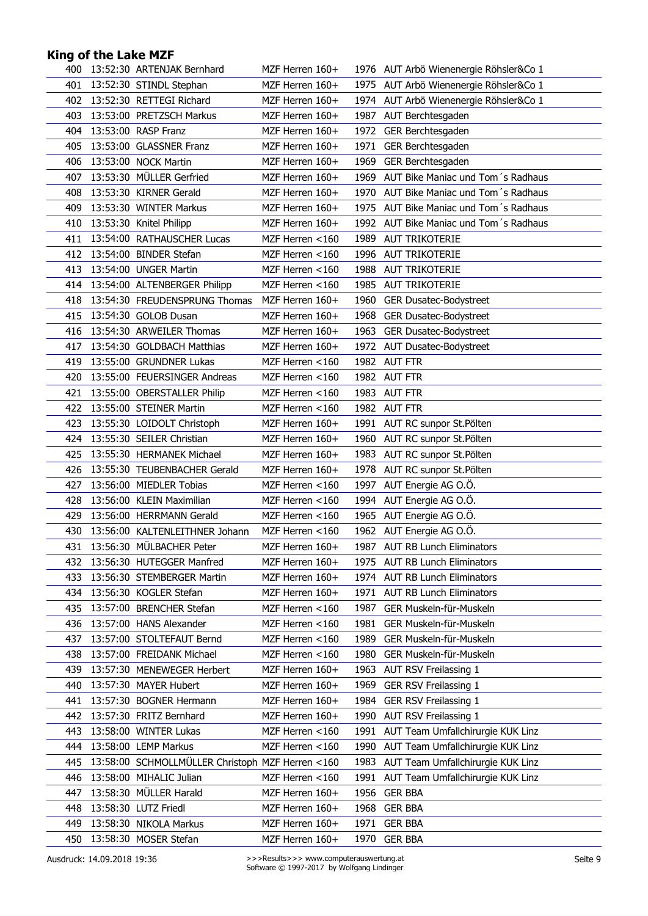## King of the Lake MZF

| | | | | | |
|---|---|---|---|---|---|
| 400 | 13:52:30 | ARTENJAK Bernhard | MZF Herren 160+ | 1976 | AUT Arbö Wienenergie Röhsler&Co 1 |
| 401 | 13:52:30 | STINDL Stephan | MZF Herren 160+ | 1975 | AUT Arbö Wienenergie Röhsler&Co 1 |
| 402 | 13:52:30 | RETTEGI Richard | MZF Herren 160+ | 1974 | AUT Arbö Wienenergie Röhsler&Co 1 |
| 403 | 13:53:00 | PRETZSCH Markus | MZF Herren 160+ | 1987 | AUT Berchtesgaden |
| 404 | 13:53:00 | RASP Franz | MZF Herren 160+ | 1972 | GER Berchtesgaden |
| 405 | 13:53:00 | GLASSNER Franz | MZF Herren 160+ | 1971 | GER Berchtesgaden |
| 406 | 13:53:00 | NOCK Martin | MZF Herren 160+ | 1969 | GER Berchtesgaden |
| 407 | 13:53:30 | MÜLLER Gerfried | MZF Herren 160+ | 1969 | AUT Bike Maniac und Tom´s Radhaus |
| 408 | 13:53:30 | KIRNER Gerald | MZF Herren 160+ | 1970 | AUT Bike Maniac und Tom´s Radhaus |
| 409 | 13:53:30 | WINTER Markus | MZF Herren 160+ | 1975 | AUT Bike Maniac und Tom´s Radhaus |
| 410 | 13:53:30 | Knitel Philipp | MZF Herren 160+ | 1992 | AUT Bike Maniac und Tom´s Radhaus |
| 411 | 13:54:00 | RATHAUSCHER Lucas | MZF Herren <160 | 1989 | AUT TRIKOTERIE |
| 412 | 13:54:00 | BINDER Stefan | MZF Herren <160 | 1996 | AUT TRIKOTERIE |
| 413 | 13:54:00 | UNGER Martin | MZF Herren <160 | 1988 | AUT TRIKOTERIE |
| 414 | 13:54:00 | ALTENBERGER Philipp | MZF Herren <160 | 1985 | AUT TRIKOTERIE |
| 418 | 13:54:30 | FREUDENSPRUNG Thomas | MZF Herren 160+ | 1960 | GER Dusatec-Bodystreet |
| 415 | 13:54:30 | GOLOB Dusan | MZF Herren 160+ | 1968 | GER Dusatec-Bodystreet |
| 416 | 13:54:30 | ARWEILER Thomas | MZF Herren 160+ | 1963 | GER Dusatec-Bodystreet |
| 417 | 13:54:30 | GOLDBACH Matthias | MZF Herren 160+ | 1972 | AUT Dusatec-Bodystreet |
| 419 | 13:55:00 | GRUNDNER Lukas | MZF Herren <160 | 1982 | AUT FTR |
| 420 | 13:55:00 | FEUERSINGER Andreas | MZF Herren <160 | 1982 | AUT FTR |
| 421 | 13:55:00 | OBERSTALLER Philip | MZF Herren <160 | 1983 | AUT FTR |
| 422 | 13:55:00 | STEINER Martin | MZF Herren <160 | 1982 | AUT FTR |
| 423 | 13:55:30 | LOIDOLT Christoph | MZF Herren 160+ | 1991 | AUT RC sunpor St.Pölten |
| 424 | 13:55:30 | SEILER Christian | MZF Herren 160+ | 1960 | AUT RC sunpor St.Pölten |
| 425 | 13:55:30 | HERMANEK Michael | MZF Herren 160+ | 1983 | AUT RC sunpor St.Pölten |
| 426 | 13:55:30 | TEUBENBACHER Gerald | MZF Herren 160+ | 1978 | AUT RC sunpor St.Pölten |
| 427 | 13:56:00 | MIEDLER Tobias | MZF Herren <160 | 1997 | AUT Energie AG O.Ö. |
| 428 | 13:56:00 | KLEIN Maximilian | MZF Herren <160 | 1994 | AUT Energie AG O.Ö. |
| 429 | 13:56:00 | HERRMANN Gerald | MZF Herren <160 | 1965 | AUT Energie AG O.Ö. |
| 430 | 13:56:00 | KALTENLEITHNER Johann | MZF Herren <160 | 1962 | AUT Energie AG O.Ö. |
| 431 | 13:56:30 | MÜLBACHER Peter | MZF Herren 160+ | 1987 | AUT RB Lunch Eliminators |
| 432 | 13:56:30 | HUTEGGER Manfred | MZF Herren 160+ | 1975 | AUT RB Lunch Eliminators |
| 433 | 13:56:30 | STEMBERGER Martin | MZF Herren 160+ | 1974 | AUT RB Lunch Eliminators |
| 434 | 13:56:30 | KOGLER Stefan | MZF Herren 160+ | 1971 | AUT RB Lunch Eliminators |
| 435 | 13:57:00 | BRENCHER Stefan | MZF Herren <160 | 1987 | GER Muskeln-für-Muskeln |
| 436 | 13:57:00 | HANS Alexander | MZF Herren <160 | 1981 | GER Muskeln-für-Muskeln |
| 437 | 13:57:00 | STOLTEFAUT Bernd | MZF Herren <160 | 1989 | GER Muskeln-für-Muskeln |
| 438 | 13:57:00 | FREIDANK Michael | MZF Herren <160 | 1980 | GER Muskeln-für-Muskeln |
| 439 | 13:57:30 | MENEWEGER Herbert | MZF Herren 160+ | 1963 | AUT RSV Freilassing 1 |
| 440 | 13:57:30 | MAYER Hubert | MZF Herren 160+ | 1969 | GER RSV Freilassing 1 |
| 441 | 13:57:30 | BOGNER Hermann | MZF Herren 160+ | 1984 | GER RSV Freilassing 1 |
| 442 | 13:57:30 | FRITZ Bernhard | MZF Herren 160+ | 1990 | AUT RSV Freilassing 1 |
| 443 | 13:58:00 | WINTER Lukas | MZF Herren <160 | 1991 | AUT Team Umfallchirurgie KUK Linz |
| 444 | 13:58:00 | LEMP Markus | MZF Herren <160 | 1990 | AUT Team Umfallchirurgie KUK Linz |
| 445 | 13:58:00 | SCHMOLLMÜLLER Christoph | MZF Herren <160 | 1983 | AUT Team Umfallchirurgie KUK Linz |
| 446 | 13:58:00 | MIHALIC Julian | MZF Herren <160 | 1991 | AUT Team Umfallchirurgie KUK Linz |
| 447 | 13:58:30 | MÜLLER Harald | MZF Herren 160+ | 1956 | GER BBA |
| 448 | 13:58:30 | LUTZ Friedl | MZF Herren 160+ | 1968 | GER BBA |
| 449 | 13:58:30 | NIKOLA Markus | MZF Herren 160+ | 1971 | GER BBA |
| 450 | 13:58:30 | MOSER Stefan | MZF Herren 160+ | 1970 | GER BBA |

Ausdruck: 14.09.2018 19:36

>>>Results>>> www.computerauswertung.at
Software © 1997-2017 by Wolfgang Lindinger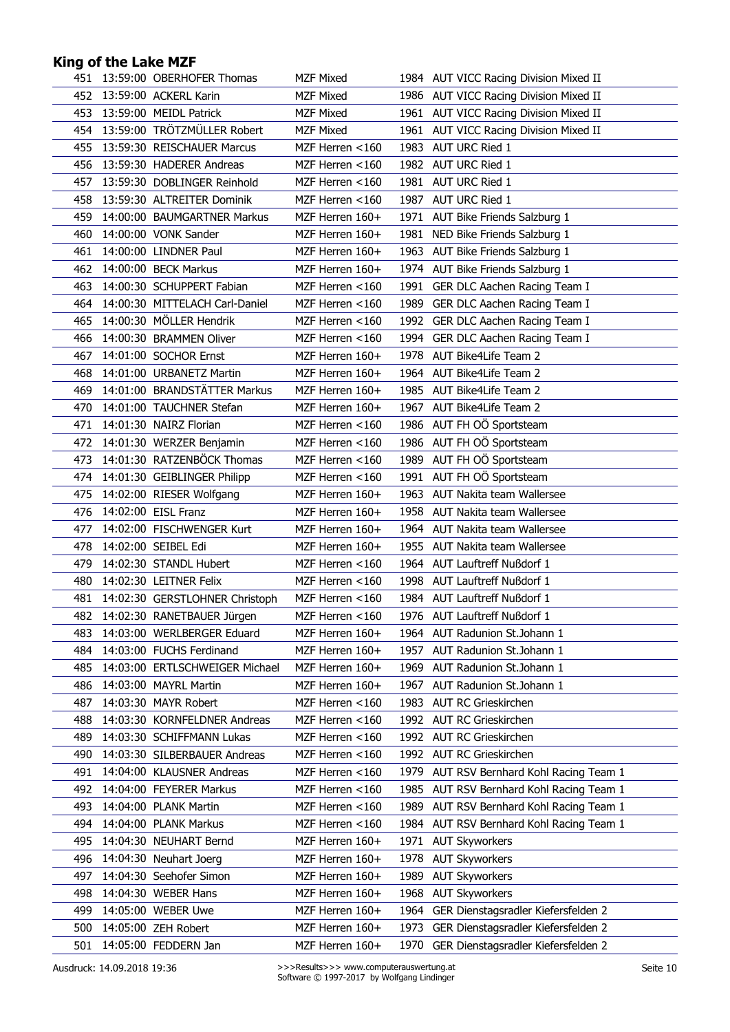## King of the Lake MZF

| | | | | | |
|---|---|---|---|---|---|
| 451 | 13:59:00 | OBERHOFER Thomas | MZF Mixed | 1984 | AUT VICC Racing Division Mixed II |
| 452 | 13:59:00 | ACKERL Karin | MZF Mixed | 1986 | AUT VICC Racing Division Mixed II |
| 453 | 13:59:00 | MEIDL Patrick | MZF Mixed | 1961 | AUT VICC Racing Division Mixed II |
| 454 | 13:59:00 | TRÖTZMÜLLER Robert | MZF Mixed | 1961 | AUT VICC Racing Division Mixed II |
| 455 | 13:59:30 | REISCHAUER Marcus | MZF Herren <160 | 1983 | AUT URC Ried 1 |
| 456 | 13:59:30 | HADERER Andreas | MZF Herren <160 | 1982 | AUT URC Ried 1 |
| 457 | 13:59:30 | DOBLINGER Reinhold | MZF Herren <160 | 1981 | AUT URC Ried 1 |
| 458 | 13:59:30 | ALTREITER Dominik | MZF Herren <160 | 1987 | AUT URC Ried 1 |
| 459 | 14:00:00 | BAUMGARTNER Markus | MZF Herren 160+ | 1971 | AUT Bike Friends Salzburg 1 |
| 460 | 14:00:00 | VONK Sander | MZF Herren 160+ | 1981 | NED Bike Friends Salzburg 1 |
| 461 | 14:00:00 | LINDNER Paul | MZF Herren 160+ | 1963 | AUT Bike Friends Salzburg 1 |
| 462 | 14:00:00 | BECK Markus | MZF Herren 160+ | 1974 | AUT Bike Friends Salzburg 1 |
| 463 | 14:00:30 | SCHUPPERT Fabian | MZF Herren <160 | 1991 | GER DLC Aachen Racing Team I |
| 464 | 14:00:30 | MITTELACH Carl-Daniel | MZF Herren <160 | 1989 | GER DLC Aachen Racing Team I |
| 465 | 14:00:30 | MÖLLER Hendrik | MZF Herren <160 | 1992 | GER DLC Aachen Racing Team I |
| 466 | 14:00:30 | BRAMMEN Oliver | MZF Herren <160 | 1994 | GER DLC Aachen Racing Team I |
| 467 | 14:01:00 | SOCHOR Ernst | MZF Herren 160+ | 1978 | AUT Bike4Life Team 2 |
| 468 | 14:01:00 | URBANETZ Martin | MZF Herren 160+ | 1964 | AUT Bike4Life Team 2 |
| 469 | 14:01:00 | BRANDSTÄTTER Markus | MZF Herren 160+ | 1985 | AUT Bike4Life Team 2 |
| 470 | 14:01:00 | TAUCHNER Stefan | MZF Herren 160+ | 1967 | AUT Bike4Life Team 2 |
| 471 | 14:01:30 | NAIRZ Florian | MZF Herren <160 | 1986 | AUT FH OÖ Sportsteam |
| 472 | 14:01:30 | WERZER Benjamin | MZF Herren <160 | 1986 | AUT FH OÖ Sportsteam |
| 473 | 14:01:30 | RATZENBÖCK Thomas | MZF Herren <160 | 1989 | AUT FH OÖ Sportsteam |
| 474 | 14:01:30 | GEIBLINGER Philipp | MZF Herren <160 | 1991 | AUT FH OÖ Sportsteam |
| 475 | 14:02:00 | RIESER Wolfgang | MZF Herren 160+ | 1963 | AUT Nakita team Wallersee |
| 476 | 14:02:00 | EISL Franz | MZF Herren 160+ | 1958 | AUT Nakita team Wallersee |
| 477 | 14:02:00 | FISCHWENGER Kurt | MZF Herren 160+ | 1964 | AUT Nakita team Wallersee |
| 478 | 14:02:00 | SEIBEL Edi | MZF Herren 160+ | 1955 | AUT Nakita team Wallersee |
| 479 | 14:02:30 | STANDL Hubert | MZF Herren <160 | 1964 | AUT Lauftreff Nußdorf 1 |
| 480 | 14:02:30 | LEITNER Felix | MZF Herren <160 | 1998 | AUT Lauftreff Nußdorf 1 |
| 481 | 14:02:30 | GERSTLOHNER Christoph | MZF Herren <160 | 1984 | AUT Lauftreff Nußdorf 1 |
| 482 | 14:02:30 | RANETBAUER Jürgen | MZF Herren <160 | 1976 | AUT Lauftreff Nußdorf 1 |
| 483 | 14:03:00 | WERLBERGER Eduard | MZF Herren 160+ | 1964 | AUT Radunion St.Johann 1 |
| 484 | 14:03:00 | FUCHS Ferdinand | MZF Herren 160+ | 1957 | AUT Radunion St.Johann 1 |
| 485 | 14:03:00 | ERTLSCHWEIGER Michael | MZF Herren 160+ | 1969 | AUT Radunion St.Johann 1 |
| 486 | 14:03:00 | MAYRL Martin | MZF Herren 160+ | 1967 | AUT Radunion St.Johann 1 |
| 487 | 14:03:30 | MAYR Robert | MZF Herren <160 | 1983 | AUT RC Grieskirchen |
| 488 | 14:03:30 | KORNFELDNER Andreas | MZF Herren <160 | 1992 | AUT RC Grieskirchen |
| 489 | 14:03:30 | SCHIFFMANN Lukas | MZF Herren <160 | 1992 | AUT RC Grieskirchen |
| 490 | 14:03:30 | SILBERBAUER Andreas | MZF Herren <160 | 1992 | AUT RC Grieskirchen |
| 491 | 14:04:00 | KLAUSNER Andreas | MZF Herren <160 | 1979 | AUT RSV Bernhard Kohl Racing Team 1 |
| 492 | 14:04:00 | FEYERER Markus | MZF Herren <160 | 1985 | AUT RSV Bernhard Kohl Racing Team 1 |
| 493 | 14:04:00 | PLANK Martin | MZF Herren <160 | 1989 | AUT RSV Bernhard Kohl Racing Team 1 |
| 494 | 14:04:00 | PLANK Markus | MZF Herren <160 | 1984 | AUT RSV Bernhard Kohl Racing Team 1 |
| 495 | 14:04:30 | NEUHART Bernd | MZF Herren 160+ | 1971 | AUT Skyworkers |
| 496 | 14:04:30 | Neuhart Joerg | MZF Herren 160+ | 1978 | AUT Skyworkers |
| 497 | 14:04:30 | Seehofer Simon | MZF Herren 160+ | 1989 | AUT Skyworkers |
| 498 | 14:04:30 | WEBER Hans | MZF Herren 160+ | 1968 | AUT Skyworkers |
| 499 | 14:05:00 | WEBER Uwe | MZF Herren 160+ | 1964 | GER Dienstagsradler Kiefersfelden 2 |
| 500 | 14:05:00 | ZEH Robert | MZF Herren 160+ | 1973 | GER Dienstagsradler Kiefersfelden 2 |
| 501 | 14:05:00 | FEDDERN Jan | MZF Herren 160+ | 1970 | GER Dienstagsradler Kiefersfelden 2 |

Ausdruck: 14.09.2018 19:36 >>>Results>>> www.computerauswertung.at Software © 1997-2017 by Wolfgang Lindinger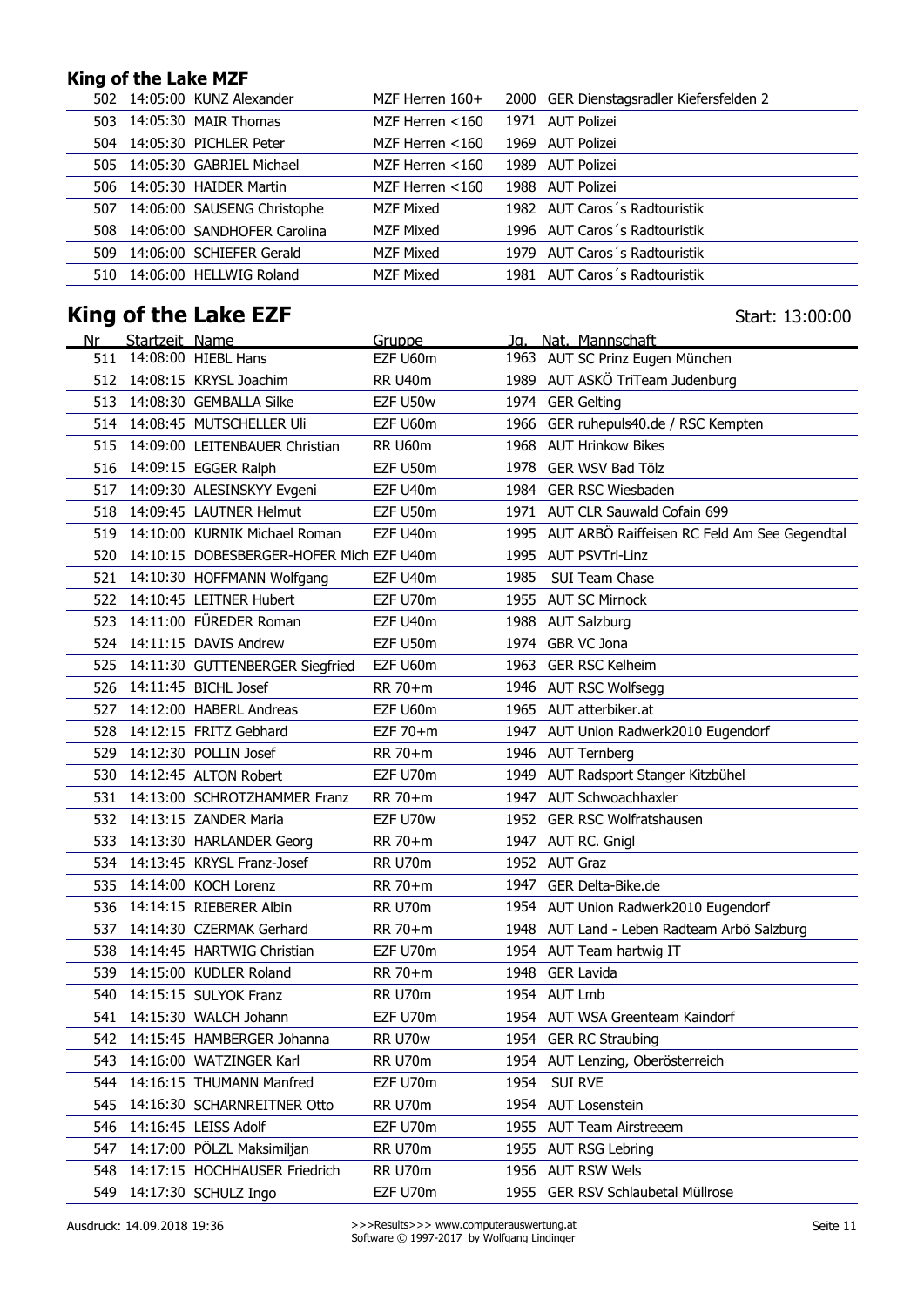### King of the Lake MZF

| | | | | | | |
|---|---|---|---|---|---|---|
| 502 | 14:05:00 | KUNZ Alexander | MZF Herren 160+ | 2000 | GER | Dienstagsradler Kiefersfelden 2 |
| 503 | 14:05:30 | MAIR Thomas | MZF Herren <160 | 1971 | AUT | Polizei |
| 504 | 14:05:30 | PICHLER Peter | MZF Herren <160 | 1969 | AUT | Polizei |
| 505 | 14:05:30 | GABRIEL Michael | MZF Herren <160 | 1989 | AUT | Polizei |
| 506 | 14:05:30 | HAIDER Martin | MZF Herren <160 | 1988 | AUT | Polizei |
| 507 | 14:06:00 | SAUSENG Christophe | MZF Mixed | 1982 | AUT | Caros´s Radtouristik |
| 508 | 14:06:00 | SANDHOFER Carolina | MZF Mixed | 1996 | AUT | Caros´s Radtouristik |
| 509 | 14:06:00 | SCHIEFER Gerald | MZF Mixed | 1979 | AUT | Caros´s Radtouristik |
| 510 | 14:06:00 | HELLWIG Roland | MZF Mixed | 1981 | AUT | Caros´s Radtouristik |

## King of the Lake EZF

Start: 13:00:00

| Nr | Startzeit | Name | Gruppe | Jg. | Nat. | Mannschaft |
|---|---|---|---|---|---|---|
| 511 | 14:08:00 | HIEBL Hans | EZF U60m | 1963 | AUT | SC Prinz Eugen München |
| 512 | 14:08:15 | KRYSL Joachim | RR U40m | 1989 | AUT | ASKÖ TriTeam Judenburg |
| 513 | 14:08:30 | GEMBALLA Silke | EZF U50w | 1974 | GER | Gelting |
| 514 | 14:08:45 | MUTSCHELLER Uli | EZF U60m | 1966 | GER | ruhepuls40.de / RSC Kempten |
| 515 | 14:09:00 | LEITENBAUER Christian | RR U60m | 1968 | AUT | Hrinkow Bikes |
| 516 | 14:09:15 | EGGER Ralph | EZF U50m | 1978 | GER | WSV Bad Tölz |
| 517 | 14:09:30 | ALESINSKYY Evgeni | EZF U40m | 1984 | GER | RSC Wiesbaden |
| 518 | 14:09:45 | LAUTNER Helmut | EZF U50m | 1971 | AUT | CLR Sauwald Cofain 699 |
| 519 | 14:10:00 | KURNIK Michael Roman | EZF U40m | 1995 | AUT | ARBÖ Raiffeisen RC Feld Am See Gegendtal |
| 520 | 14:10:15 | DOBESBERGER-HOFER Mich | EZF U40m | 1995 | AUT | PSVTri-Linz |
| 521 | 14:10:30 | HOFFMANN Wolfgang | EZF U40m | 1985 | SUI | Team Chase |
| 522 | 14:10:45 | LEITNER Hubert | EZF U70m | 1955 | AUT | SC Mirnock |
| 523 | 14:11:00 | FÜREDER Roman | EZF U40m | 1988 | AUT | Salzburg |
| 524 | 14:11:15 | DAVIS Andrew | EZF U50m | 1974 | GBR | VC Jona |
| 525 | 14:11:30 | GUTTENBERGER Siegfried | EZF U60m | 1963 | GER | RSC Kelheim |
| 526 | 14:11:45 | BICHL Josef | RR 70+m | 1946 | AUT | RSC Wolfsegg |
| 527 | 14:12:00 | HABERL Andreas | EZF U60m | 1965 | AUT | atterbiker.at |
| 528 | 14:12:15 | FRITZ Gebhard | EZF 70+m | 1947 | AUT | Union Radwerk2010 Eugendorf |
| 529 | 14:12:30 | POLLIN Josef | RR 70+m | 1946 | AUT | Ternberg |
| 530 | 14:12:45 | ALTON Robert | EZF U70m | 1949 | AUT | Radsport Stanger Kitzbühel |
| 531 | 14:13:00 | SCHROTZHAMMER Franz | RR 70+m | 1947 | AUT | Schwoachhaxler |
| 532 | 14:13:15 | ZANDER Maria | EZF U70w | 1952 | GER | RSC Wolfratshausen |
| 533 | 14:13:30 | HARLANDER Georg | RR 70+m | 1947 | AUT | RC. Gnigl |
| 534 | 14:13:45 | KRYSL Franz-Josef | RR U70m | 1952 | AUT | Graz |
| 535 | 14:14:00 | KOCH Lorenz | RR 70+m | 1947 | GER | Delta-Bike.de |
| 536 | 14:14:15 | RIEBERER Albin | RR U70m | 1954 | AUT | Union Radwerk2010 Eugendorf |
| 537 | 14:14:30 | CZERMAK Gerhard | RR 70+m | 1948 | AUT | Land - Leben Radteam Arbö Salzburg |
| 538 | 14:14:45 | HARTWIG Christian | EZF U70m | 1954 | AUT | Team hartwig IT |
| 539 | 14:15:00 | KUDLER Roland | RR 70+m | 1948 | GER | Lavida |
| 540 | 14:15:15 | SULYOK Franz | RR U70m | 1954 | AUT | Lmb |
| 541 | 14:15:30 | WALCH Johann | EZF U70m | 1954 | AUT | WSA Greenteam Kaindorf |
| 542 | 14:15:45 | HAMBERGER Johanna | RR U70w | 1954 | GER | RC Straubing |
| 543 | 14:16:00 | WATZINGER Karl | RR U70m | 1954 | AUT | Lenzing, Oberösterreich |
| 544 | 14:16:15 | THUMANN Manfred | EZF U70m | 1954 | SUI | RVE |
| 545 | 14:16:30 | SCHARNREITNER Otto | RR U70m | 1954 | AUT | Losenstein |
| 546 | 14:16:45 | LEISS Adolf | EZF U70m | 1955 | AUT | Team Airstreeem |
| 547 | 14:17:00 | PÖLZL Maksimiljan | RR U70m | 1955 | AUT | RSG Lebring |
| 548 | 14:17:15 | HOCHHAUSER Friedrich | RR U70m | 1956 | AUT | RSW Wels |
| 549 | 14:17:30 | SCHULZ Ingo | EZF U70m | 1955 | GER | RSV Schlaubetal Müllrose |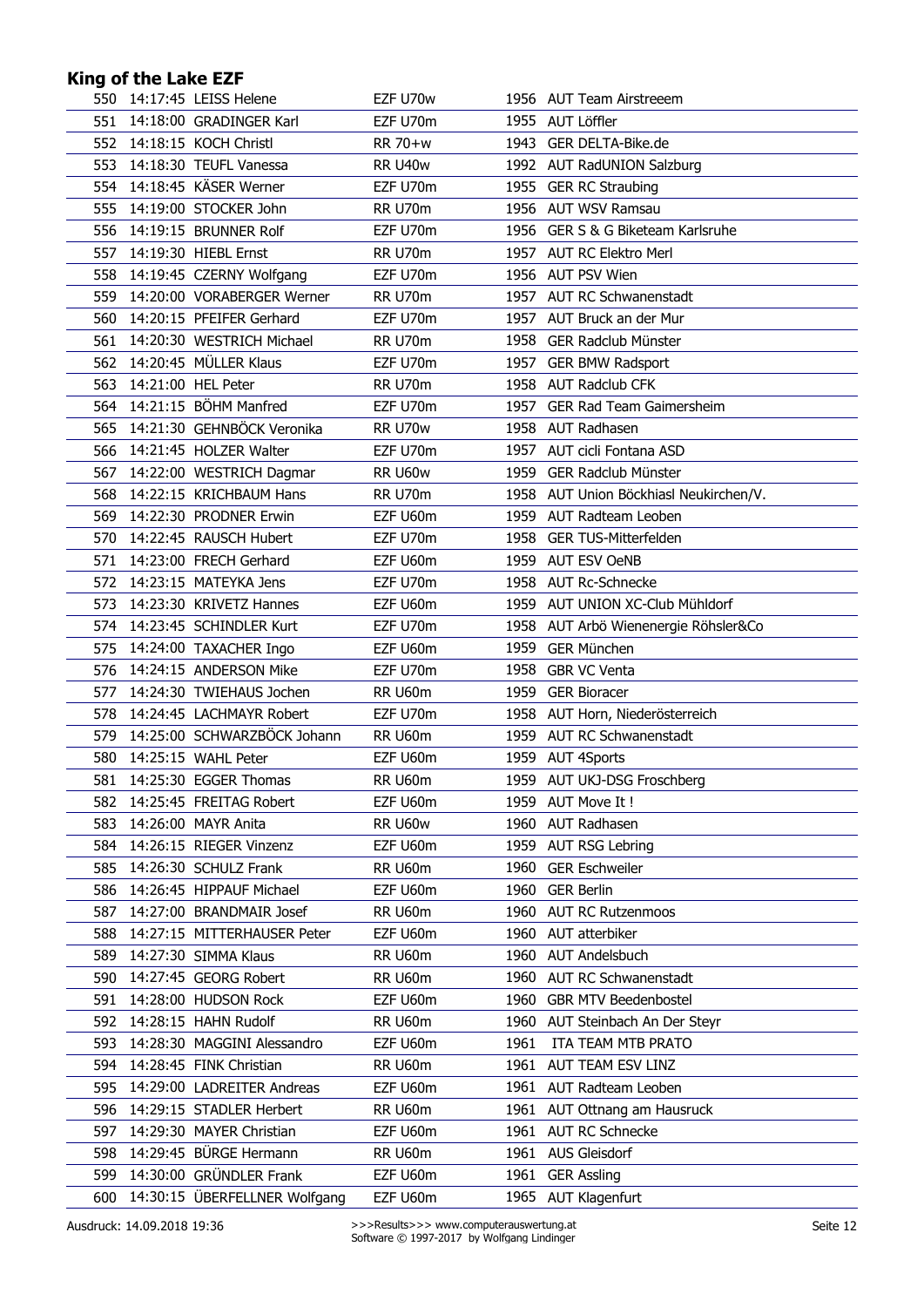## King of the Lake EZF

| | | | | | | |
|---|---|---|---|---|---|---|
| 550 | 14:17:45 | LEISS Helene | EZF U70w | 1956 | AUT | Team Airstreeem |
| 551 | 14:18:00 | GRADINGER Karl | EZF U70m | 1955 | AUT | Löffler |
| 552 | 14:18:15 | KOCH Christl | RR 70+w | 1943 | GER | DELTA-Bike.de |
| 553 | 14:18:30 | TEUFL Vanessa | RR U40w | 1992 | AUT | RadUNION Salzburg |
| 554 | 14:18:45 | KÄSER Werner | EZF U70m | 1955 | GER | RC Straubing |
| 555 | 14:19:00 | STOCKER John | RR U70m | 1956 | AUT | WSV Ramsau |
| 556 | 14:19:15 | BRUNNER Rolf | EZF U70m | 1956 | GER | S & G Biketeam Karlsruhe |
| 557 | 14:19:30 | HIEBL Ernst | RR U70m | 1957 | AUT | RC Elektro Merl |
| 558 | 14:19:45 | CZERNY Wolfgang | EZF U70m | 1956 | AUT | PSV Wien |
| 559 | 14:20:00 | VORABERGER Werner | RR U70m | 1957 | AUT | RC Schwanenstadt |
| 560 | 14:20:15 | PFEIFER Gerhard | EZF U70m | 1957 | AUT | Bruck an der Mur |
| 561 | 14:20:30 | WESTRICH Michael | RR U70m | 1958 | GER | Radclub Münster |
| 562 | 14:20:45 | MÜLLER Klaus | EZF U70m | 1957 | GER | BMW Radsport |
| 563 | 14:21:00 | HEL Peter | RR U70m | 1958 | AUT | Radclub CFK |
| 564 | 14:21:15 | BÖHM Manfred | EZF U70m | 1957 | GER | Rad Team Gaimersheim |
| 565 | 14:21:30 | GEHNBÖCK Veronika | RR U70w | 1958 | AUT | Radhasen |
| 566 | 14:21:45 | HOLZER Walter | EZF U70m | 1957 | AUT | cicli Fontana ASD |
| 567 | 14:22:00 | WESTRICH Dagmar | RR U60w | 1959 | GER | Radclub Münster |
| 568 | 14:22:15 | KRICHBAUM Hans | RR U70m | 1958 | AUT | Union Böckhiasl Neukirchen/V. |
| 569 | 14:22:30 | PRODNER Erwin | EZF U60m | 1959 | AUT | Radteam Leoben |
| 570 | 14:22:45 | RAUSCH Hubert | EZF U70m | 1958 | GER | TUS-Mitterfelden |
| 571 | 14:23:00 | FRECH Gerhard | EZF U60m | 1959 | AUT | ESV OeNB |
| 572 | 14:23:15 | MATEYKA Jens | EZF U70m | 1958 | AUT | Rc-Schnecke |
| 573 | 14:23:30 | KRIVETZ Hannes | EZF U60m | 1959 | AUT | UNION XC-Club Mühldorf |
| 574 | 14:23:45 | SCHINDLER Kurt | EZF U70m | 1958 | AUT | Arbö Wienenergie Röhsler&Co |
| 575 | 14:24:00 | TAXACHER Ingo | EZF U60m | 1959 | GER | München |
| 576 | 14:24:15 | ANDERSON Mike | EZF U70m | 1958 | GBR | VC Venta |
| 577 | 14:24:30 | TWIEHAUS Jochen | RR U60m | 1959 | GER | Bioracer |
| 578 | 14:24:45 | LACHMAYR Robert | EZF U70m | 1958 | AUT | Horn, Niederösterreich |
| 579 | 14:25:00 | SCHWARZBÖCK Johann | RR U60m | 1959 | AUT | RC Schwanenstadt |
| 580 | 14:25:15 | WAHL Peter | EZF U60m | 1959 | AUT | 4Sports |
| 581 | 14:25:30 | EGGER Thomas | RR U60m | 1959 | AUT | UKJ-DSG Froschberg |
| 582 | 14:25:45 | FREITAG Robert | EZF U60m | 1959 | AUT | Move It ! |
| 583 | 14:26:00 | MAYR Anita | RR U60w | 1960 | AUT | Radhasen |
| 584 | 14:26:15 | RIEGER Vinzenz | EZF U60m | 1959 | AUT | RSG Lebring |
| 585 | 14:26:30 | SCHULZ Frank | RR U60m | 1960 | GER | Eschweiler |
| 586 | 14:26:45 | HIPPAUF Michael | EZF U60m | 1960 | GER | Berlin |
| 587 | 14:27:00 | BRANDMAIR Josef | RR U60m | 1960 | AUT | RC Rutzenmoos |
| 588 | 14:27:15 | MITTERHAUSER Peter | EZF U60m | 1960 | AUT | atterbiker |
| 589 | 14:27:30 | SIMMA Klaus | RR U60m | 1960 | AUT | Andelsbuch |
| 590 | 14:27:45 | GEORG Robert | RR U60m | 1960 | AUT | RC Schwanenstadt |
| 591 | 14:28:00 | HUDSON Rock | EZF U60m | 1960 | GBR | MTV Beedenbostel |
| 592 | 14:28:15 | HAHN Rudolf | RR U60m | 1960 | AUT | Steinbach An Der Steyr |
| 593 | 14:28:30 | MAGGINI Alessandro | EZF U60m | 1961 | ITA | TEAM MTB PRATO |
| 594 | 14:28:45 | FINK Christian | RR U60m | 1961 | AUT | TEAM ESV LINZ |
| 595 | 14:29:00 | LADREITER Andreas | EZF U60m | 1961 | AUT | Radteam Leoben |
| 596 | 14:29:15 | STADLER Herbert | RR U60m | 1961 | AUT | Ottnang am Hausruck |
| 597 | 14:29:30 | MAYER Christian | EZF U60m | 1961 | AUT | RC Schnecke |
| 598 | 14:29:45 | BÜRGE Hermann | RR U60m | 1961 | AUS | Gleisdorf |
| 599 | 14:30:00 | GRÜNDLER Frank | EZF U60m | 1961 | GER | Assling |
| 600 | 14:30:15 | ÜBERFELLNER Wolfgang | EZF U60m | 1965 | AUT | Klagenfurt |

Ausdruck: 14.09.2018 19:36

>>>Results>>> www.computerauswertung.at
Software © 1997-2017 by Wolfgang Lindinger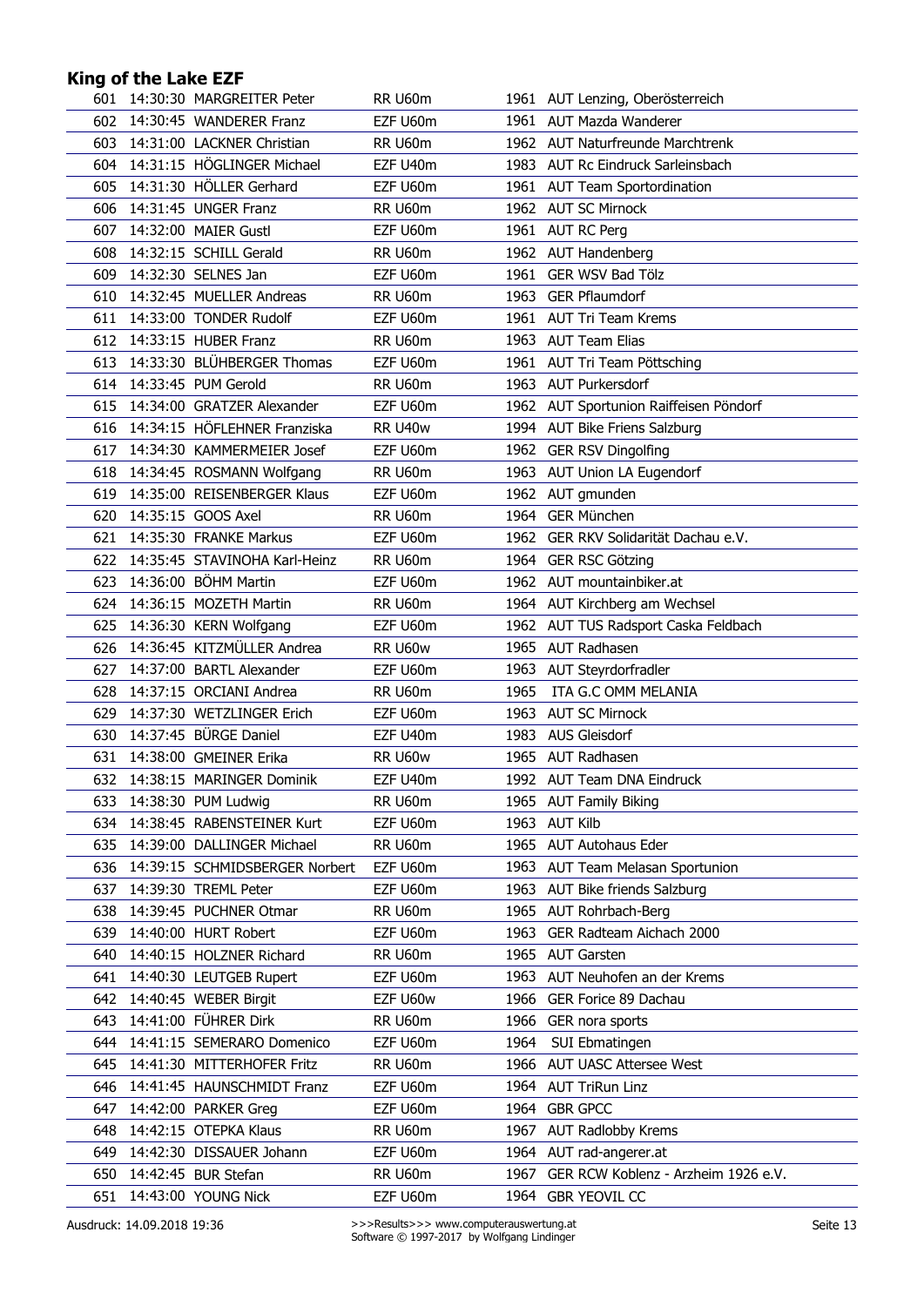## King of the Lake EZF

| | | | | | |
|---|---|---|---|---|---|
| 601 | 14:30:30 | MARGREITER Peter | RR U60m | 1961 | AUT Lenzing, Oberösterreich |
| 602 | 14:30:45 | WANDERER Franz | EZF U60m | 1961 | AUT Mazda Wanderer |
| 603 | 14:31:00 | LACKNER Christian | RR U60m | 1962 | AUT Naturfreunde Marchtrenk |
| 604 | 14:31:15 | HÖGLINGER Michael | EZF U40m | 1983 | AUT Rc Eindruck Sarleinsbach |
| 605 | 14:31:30 | HÖLLER Gerhard | EZF U60m | 1961 | AUT Team Sportordination |
| 606 | 14:31:45 | UNGER Franz | RR U60m | 1962 | AUT SC Mirnock |
| 607 | 14:32:00 | MAIER Gustl | EZF U60m | 1961 | AUT RC Perg |
| 608 | 14:32:15 | SCHILL Gerald | RR U60m | 1962 | AUT Handenberg |
| 609 | 14:32:30 | SELNES Jan | EZF U60m | 1961 | GER WSV Bad Tölz |
| 610 | 14:32:45 | MUELLER Andreas | RR U60m | 1963 | GER Pflaumdorf |
| 611 | 14:33:00 | TONDER Rudolf | EZF U60m | 1961 | AUT Tri Team Krems |
| 612 | 14:33:15 | HUBER Franz | RR U60m | 1963 | AUT Team Elias |
| 613 | 14:33:30 | BLÜHBERGER Thomas | EZF U60m | 1961 | AUT Tri Team Pöttsching |
| 614 | 14:33:45 | PUM Gerold | RR U60m | 1963 | AUT Purkersdorf |
| 615 | 14:34:00 | GRATZER Alexander | EZF U60m | 1962 | AUT Sportunion Raiffeisen Pöndorf |
| 616 | 14:34:15 | HÖFLEHNER Franziska | RR U40w | 1994 | AUT Bike Friens Salzburg |
| 617 | 14:34:30 | KAMMERMEIER Josef | EZF U60m | 1962 | GER RSV Dingolfing |
| 618 | 14:34:45 | ROSMANN Wolfgang | RR U60m | 1963 | AUT Union LA Eugendorf |
| 619 | 14:35:00 | REISENBERGER Klaus | EZF U60m | 1962 | AUT gmunden |
| 620 | 14:35:15 | GOOS Axel | RR U60m | 1964 | GER München |
| 621 | 14:35:30 | FRANKE Markus | EZF U60m | 1962 | GER RKV Solidarität Dachau e.V. |
| 622 | 14:35:45 | STAVINOHA Karl-Heinz | RR U60m | 1964 | GER RSC Götzing |
| 623 | 14:36:00 | BÖHM Martin | EZF U60m | 1962 | AUT mountainbiker.at |
| 624 | 14:36:15 | MOZETH Martin | RR U60m | 1964 | AUT Kirchberg am Wechsel |
| 625 | 14:36:30 | KERN Wolfgang | EZF U60m | 1962 | AUT TUS Radsport Caska Feldbach |
| 626 | 14:36:45 | KITZMÜLLER Andrea | RR U60w | 1965 | AUT Radhasen |
| 627 | 14:37:00 | BARTL Alexander | EZF U60m | 1963 | AUT Steyrdorfradler |
| 628 | 14:37:15 | ORCIANI Andrea | RR U60m | 1965 | ITA G.C OMM MELANIA |
| 629 | 14:37:30 | WETZLINGER Erich | EZF U60m | 1963 | AUT SC Mirnock |
| 630 | 14:37:45 | BÜRGE Daniel | EZF U40m | 1983 | AUS Gleisdorf |
| 631 | 14:38:00 | GMEINER Erika | RR U60w | 1965 | AUT Radhasen |
| 632 | 14:38:15 | MARINGER Dominik | EZF U40m | 1992 | AUT Team DNA Eindruck |
| 633 | 14:38:30 | PUM Ludwig | RR U60m | 1965 | AUT Family Biking |
| 634 | 14:38:45 | RABENSTEINER Kurt | EZF U60m | 1963 | AUT Kilb |
| 635 | 14:39:00 | DALLINGER Michael | RR U60m | 1965 | AUT Autohaus Eder |
| 636 | 14:39:15 | SCHMIDSBERGER Norbert | EZF U60m | 1963 | AUT Team Melasan Sportunion |
| 637 | 14:39:30 | TREML Peter | EZF U60m | 1963 | AUT Bike friends Salzburg |
| 638 | 14:39:45 | PUCHNER Otmar | RR U60m | 1965 | AUT Rohrbach-Berg |
| 639 | 14:40:00 | HURT Robert | EZF U60m | 1963 | GER Radteam Aichach 2000 |
| 640 | 14:40:15 | HOLZNER Richard | RR U60m | 1965 | AUT Garsten |
| 641 | 14:40:30 | LEUTGEB Rupert | EZF U60m | 1963 | AUT Neuhofen an der Krems |
| 642 | 14:40:45 | WEBER Birgit | EZF U60w | 1966 | GER Forice 89 Dachau |
| 643 | 14:41:00 | FÜHRER Dirk | RR U60m | 1966 | GER nora sports |
| 644 | 14:41:15 | SEMERARO Domenico | EZF U60m | 1964 | SUI Ebmatingen |
| 645 | 14:41:30 | MITTERHOFER Fritz | RR U60m | 1966 | AUT UASC Attersee West |
| 646 | 14:41:45 | HAUNSCHMIDT Franz | EZF U60m | 1964 | AUT TriRun Linz |
| 647 | 14:42:00 | PARKER Greg | EZF U60m | 1964 | GBR GPCC |
| 648 | 14:42:15 | OTEPKA Klaus | RR U60m | 1967 | AUT Radlobby Krems |
| 649 | 14:42:30 | DISSAUER Johann | EZF U60m | 1964 | AUT rad-angerer.at |
| 650 | 14:42:45 | BUR Stefan | RR U60m | 1967 | GER RCW Koblenz - Arzheim 1926 e.V. |
| 651 | 14:43:00 | YOUNG Nick | EZF U60m | 1964 | GBR YEOVIL CC |

Ausdruck: 14.09.2018 19:36 — >>>Results>>> www.computerauswertung.at Software © 1997-2017 by Wolfgang Lindinger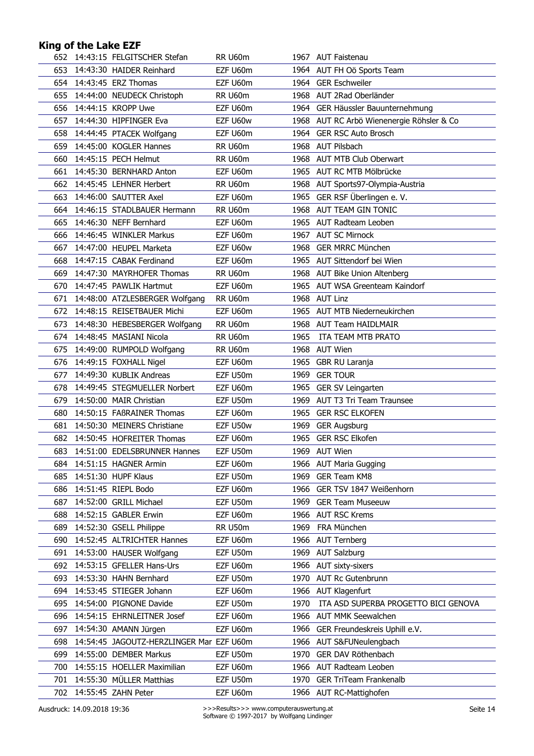## King of the Lake EZF

| | | | | | | |
|---|---|---|---|---|---|---|
| 652 | 14:43:15 | FELGITSCHER Stefan | RR U60m | 1967 | AUT | Faistenau |
| 653 | 14:43:30 | HAIDER Reinhard | EZF U60m | 1964 | AUT | FH Oö Sports Team |
| 654 | 14:43:45 | ERZ Thomas | EZF U60m | 1964 | GER | Eschweiler |
| 655 | 14:44:00 | NEUDECK Christoph | RR U60m | 1968 | AUT | 2Rad Oberländer |
| 656 | 14:44:15 | KROPP Uwe | EZF U60m | 1964 | GER | Häussler Bauunternehmung |
| 657 | 14:44:30 | HIPFINGER Eva | EZF U60w | 1968 | AUT | RC Arbö Wienenergie Röhsler & Co |
| 658 | 14:44:45 | PTACEK Wolfgang | EZF U60m | 1964 | GER | RSC Auto Brosch |
| 659 | 14:45:00 | KOGLER Hannes | RR U60m | 1968 | AUT | Pilsbach |
| 660 | 14:45:15 | PECH Helmut | RR U60m | 1968 | AUT | MTB Club Oberwart |
| 661 | 14:45:30 | BERNHARD Anton | EZF U60m | 1965 | AUT | RC MTB Mölbrücke |
| 662 | 14:45:45 | LEHNER Herbert | RR U60m | 1968 | AUT | Sports97-Olympia-Austria |
| 663 | 14:46:00 | SAUTTER Axel | EZF U60m | 1965 | GER | RSF Überlingen e. V. |
| 664 | 14:46:15 | STADLBAUER Hermann | RR U60m | 1968 | AUT | TEAM GIN TONIC |
| 665 | 14:46:30 | NEFF Bernhard | EZF U60m | 1965 | AUT | Radteam Leoben |
| 666 | 14:46:45 | WINKLER Markus | EZF U60m | 1967 | AUT | SC Mirnock |
| 667 | 14:47:00 | HEUPEL Marketa | EZF U60w | 1968 | GER | MRRC München |
| 668 | 14:47:15 | CABAK Ferdinand | EZF U60m | 1965 | AUT | Sittendorf bei Wien |
| 669 | 14:47:30 | MAYRHOFER Thomas | RR U60m | 1968 | AUT | Bike Union Altenberg |
| 670 | 14:47:45 | PAWLIK Hartmut | EZF U60m | 1965 | AUT | WSA Greenteam Kaindorf |
| 671 | 14:48:00 | ATZLESBERGER Wolfgang | RR U60m | 1968 | AUT | Linz |
| 672 | 14:48:15 | REISETBAUER Michi | EZF U60m | 1965 | AUT | MTB Niederneukirchen |
| 673 | 14:48:30 | HEBESBERGER Wolfgang | RR U60m | 1968 | AUT | Team HAIDLMAIR |
| 674 | 14:48:45 | MASIANI Nicola | RR U60m | 1965 | ITA | TEAM MTB PRATO |
| 675 | 14:49:00 | RUMPOLD Wolfgang | RR U60m | 1968 | AUT | Wien |
| 676 | 14:49:15 | FOXHALL Nigel | EZF U60m | 1965 | GBR | RU Laranja |
| 677 | 14:49:30 | KUBLIK Andreas | EZF U50m | 1969 | GER | TOUR |
| 678 | 14:49:45 | STEGMUELLER Norbert | EZF U60m | 1965 | GER | SV Leingarten |
| 679 | 14:50:00 | MAIR Christian | EZF U50m | 1969 | AUT | T3 Tri Team Traunsee |
| 680 | 14:50:15 | FAßRAINER Thomas | EZF U60m | 1965 | GER | RSC ELKOFEN |
| 681 | 14:50:30 | MEINERS Christiane | EZF U50w | 1969 | GER | Augsburg |
| 682 | 14:50:45 | HOFREITER Thomas | EZF U60m | 1965 | GER | RSC Elkofen |
| 683 | 14:51:00 | EDELSBRUNNER Hannes | EZF U50m | 1969 | AUT | Wien |
| 684 | 14:51:15 | HAGNER Armin | EZF U60m | 1966 | AUT | Maria Gugging |
| 685 | 14:51:30 | HUPF Klaus | EZF U50m | 1969 | GER | Team KM8 |
| 686 | 14:51:45 | RIEPL Bodo | EZF U60m | 1966 | GER | TSV 1847 Weißenhorn |
| 687 | 14:52:00 | GRILL Michael | EZF U50m | 1969 | GER | Team Museeuw |
| 688 | 14:52:15 | GABLER Erwin | EZF U60m | 1966 | AUT | RSC Krems |
| 689 | 14:52:30 | GSELL Philippe | RR U50m | 1969 | FRA | München |
| 690 | 14:52:45 | ALTRICHTER Hannes | EZF U60m | 1966 | AUT | Ternberg |
| 691 | 14:53:00 | HAUSER Wolfgang | EZF U50m | 1969 | AUT | Salzburg |
| 692 | 14:53:15 | GFELLER Hans-Urs | EZF U60m | 1966 | AUT | sixty-sixers |
| 693 | 14:53:30 | HAHN Bernhard | EZF U50m | 1970 | AUT | Rc Gutenbrunn |
| 694 | 14:53:45 | STIEGER Johann | EZF U60m | 1966 | AUT | Klagenfurt |
| 695 | 14:54:00 | PIGNONE Davide | EZF U50m | 1970 | ITA | ASD SUPERBA PROGETTO BICI GENOVA |
| 696 | 14:54:15 | EHRNLEITNER Josef | EZF U60m | 1966 | AUT | MMK Seewalchen |
| 697 | 14:54:30 | AMANN Jürgen | EZF U60m | 1966 | GER | Freundeskreis Uphill e.V. |
| 698 | 14:54:45 | JAGOUTZ-HERZLINGER Mar | EZF U60m | 1966 | AUT | S&FUNeulengbach |
| 699 | 14:55:00 | DEMBER Markus | EZF U50m | 1970 | GER | DAV Röthenbach |
| 700 | 14:55:15 | HOELLER Maximilian | EZF U60m | 1966 | AUT | Radteam Leoben |
| 701 | 14:55:30 | MÜLLER Matthias | EZF U50m | 1970 | GER | TriTeam Frankenalb |
| 702 | 14:55:45 | ZAHN Peter | EZF U60m | 1966 | AUT | RC-Mattighofen |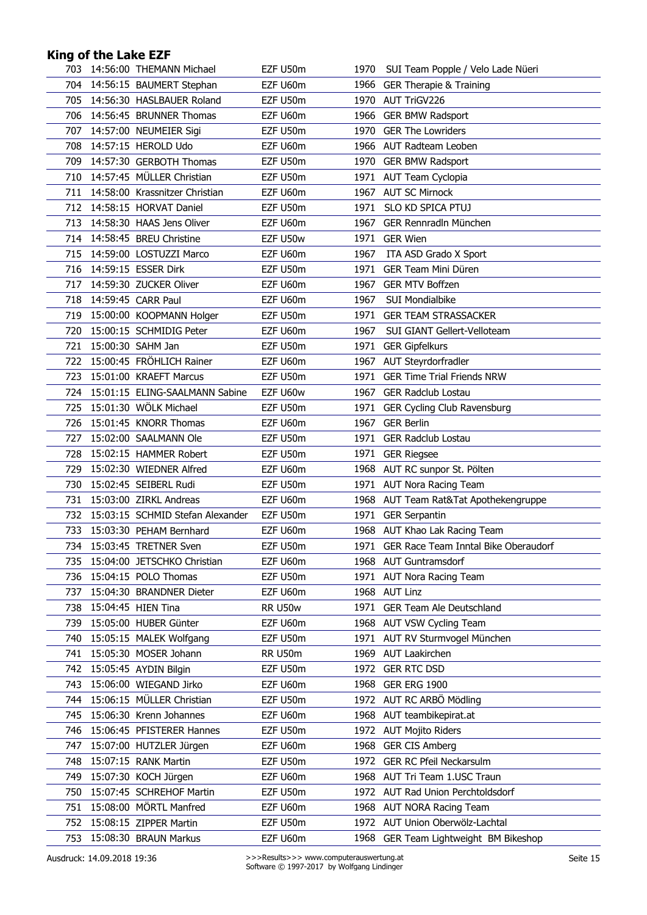## King of the Lake EZF

| | | | | | |
|---|---|---|---|---|---|
| 703 | 14:56:00 | THEMANN Michael | EZF U50m | 1970 | SUI Team Popple / Velo Lade Nüeri |
| 704 | 14:56:15 | BAUMERT Stephan | EZF U60m | 1966 | GER Therapie & Training |
| 705 | 14:56:30 | HASLBAUER Roland | EZF U50m | 1970 | AUT TriGV226 |
| 706 | 14:56:45 | BRUNNER Thomas | EZF U60m | 1966 | GER BMW Radsport |
| 707 | 14:57:00 | NEUMEIER Sigi | EZF U50m | 1970 | GER The Lowriders |
| 708 | 14:57:15 | HEROLD Udo | EZF U60m | 1966 | AUT Radteam Leoben |
| 709 | 14:57:30 | GERBOTH Thomas | EZF U50m | 1970 | GER BMW Radsport |
| 710 | 14:57:45 | MÜLLER Christian | EZF U50m | 1971 | AUT Team Cyclopia |
| 711 | 14:58:00 | Krassnitzer Christian | EZF U60m | 1967 | AUT SC Mirnock |
| 712 | 14:58:15 | HORVAT Daniel | EZF U50m | 1971 | SLO KD SPICA PTUJ |
| 713 | 14:58:30 | HAAS Jens Oliver | EZF U60m | 1967 | GER Rennradln München |
| 714 | 14:58:45 | BREU Christine | EZF U50w | 1971 | GER Wien |
| 715 | 14:59:00 | LOSTUZZI Marco | EZF U60m | 1967 | ITA ASD Grado X Sport |
| 716 | 14:59:15 | ESSER Dirk | EZF U50m | 1971 | GER Team Mini Düren |
| 717 | 14:59:30 | ZUCKER Oliver | EZF U60m | 1967 | GER MTV Boffzen |
| 718 | 14:59:45 | CARR Paul | EZF U60m | 1967 | SUI Mondialbike |
| 719 | 15:00:00 | KOOPMANN Holger | EZF U50m | 1971 | GER TEAM STRASSACKER |
| 720 | 15:00:15 | SCHMIDIG Peter | EZF U60m | 1967 | SUI GIANT Gellert-Velloteam |
| 721 | 15:00:30 | SAHM Jan | EZF U50m | 1971 | GER Gipfelkurs |
| 722 | 15:00:45 | FRÖHLICH Rainer | EZF U60m | 1967 | AUT Steyrdorfradler |
| 723 | 15:01:00 | KRAEFT Marcus | EZF U50m | 1971 | GER Time Trial Friends NRW |
| 724 | 15:01:15 | ELING-SAALMANN Sabine | EZF U60w | 1967 | GER Radclub Lostau |
| 725 | 15:01:30 | WÖLK Michael | EZF U50m | 1971 | GER Cycling Club Ravensburg |
| 726 | 15:01:45 | KNORR Thomas | EZF U60m | 1967 | GER Berlin |
| 727 | 15:02:00 | SAALMANN Ole | EZF U50m | 1971 | GER Radclub Lostau |
| 728 | 15:02:15 | HAMMER Robert | EZF U50m | 1971 | GER Riegsee |
| 729 | 15:02:30 | WIEDNER Alfred | EZF U60m | 1968 | AUT RC sunpor St. Pölten |
| 730 | 15:02:45 | SEIBERL Rudi | EZF U50m | 1971 | AUT Nora Racing Team |
| 731 | 15:03:00 | ZIRKL Andreas | EZF U60m | 1968 | AUT Team Rat&Tat Apothekengruppe |
| 732 | 15:03:15 | SCHMID Stefan Alexander | EZF U50m | 1971 | GER Serpantin |
| 733 | 15:03:30 | PEHAM Bernhard | EZF U60m | 1968 | AUT Khao Lak Racing Team |
| 734 | 15:03:45 | TRETNER Sven | EZF U50m | 1971 | GER Race Team Inntal Bike Oberaudorf |
| 735 | 15:04:00 | JETSCHKO Christian | EZF U60m | 1968 | AUT Guntramsdorf |
| 736 | 15:04:15 | POLO Thomas | EZF U50m | 1971 | AUT Nora Racing Team |
| 737 | 15:04:30 | BRANDNER Dieter | EZF U60m | 1968 | AUT Linz |
| 738 | 15:04:45 | HIEN Tina | RR U50w | 1971 | GER Team Ale Deutschland |
| 739 | 15:05:00 | HUBER Günter | EZF U60m | 1968 | AUT VSW Cycling Team |
| 740 | 15:05:15 | MALEK Wolfgang | EZF U50m | 1971 | AUT RV Sturmvogel München |
| 741 | 15:05:30 | MOSER Johann | RR U50m | 1969 | AUT Laakirchen |
| 742 | 15:05:45 | AYDIN Bilgin | EZF U50m | 1972 | GER RTC DSD |
| 743 | 15:06:00 | WIEGAND Jirko | EZF U60m | 1968 | GER ERG 1900 |
| 744 | 15:06:15 | MÜLLER Christian | EZF U50m | 1972 | AUT RC ARBÖ Mödling |
| 745 | 15:06:30 | Krenn Johannes | EZF U60m | 1968 | AUT teambikepirat.at |
| 746 | 15:06:45 | PFISTERER Hannes | EZF U50m | 1972 | AUT Mojito Riders |
| 747 | 15:07:00 | HUTZLER Jürgen | EZF U60m | 1968 | GER CIS Amberg |
| 748 | 15:07:15 | RANK Martin | EZF U50m | 1972 | GER RC Pfeil Neckarsulm |
| 749 | 15:07:30 | KOCH Jürgen | EZF U60m | 1968 | AUT Tri Team 1.USC Traun |
| 750 | 15:07:45 | SCHREHOF Martin | EZF U50m | 1972 | AUT Rad Union Perchtoldsdorf |
| 751 | 15:08:00 | MÖRTL Manfred | EZF U60m | 1968 | AUT NORA Racing Team |
| 752 | 15:08:15 | ZIPPER Martin | EZF U50m | 1972 | AUT Union Oberwölz-Lachtal |
| 753 | 15:08:30 | BRAUN Markus | EZF U60m | 1968 | GER Team Lightweight BM Bikeshop |

Ausdruck: 14.09.2018 19:36 >>>Results>>> www.computerauswertung.at Software © 1997-2017 by Wolfgang Lindinger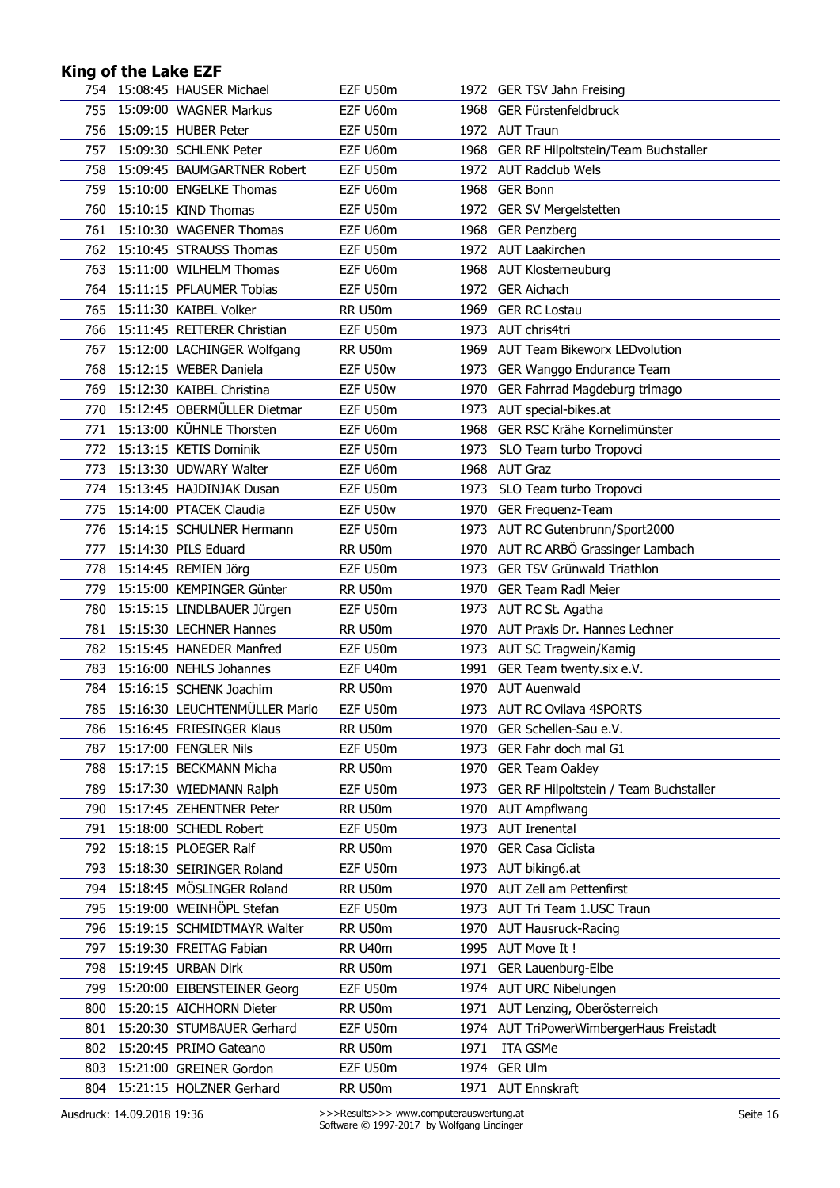## King of the Lake EZF

| | | | | | | |
|---|---|---|---|---|---|---|
| 754 | 15:08:45 | HAUSER Michael | EZF U50m | 1972 | GER | TSV Jahn Freising |
| 755 | 15:09:00 | WAGNER Markus | EZF U60m | 1968 | GER | Fürstenfeldbruck |
| 756 | 15:09:15 | HUBER Peter | EZF U50m | 1972 | AUT | Traun |
| 757 | 15:09:30 | SCHLENK Peter | EZF U60m | 1968 | GER | RF Hilpoltstein/Team Buchstaller |
| 758 | 15:09:45 | BAUMGARTNER Robert | EZF U50m | 1972 | AUT | Radclub Wels |
| 759 | 15:10:00 | ENGELKE Thomas | EZF U60m | 1968 | GER | Bonn |
| 760 | 15:10:15 | KIND Thomas | EZF U50m | 1972 | GER | SV Mergelstetten |
| 761 | 15:10:30 | WAGENER Thomas | EZF U60m | 1968 | GER | Penzberg |
| 762 | 15:10:45 | STRAUSS Thomas | EZF U50m | 1972 | AUT | Laakirchen |
| 763 | 15:11:00 | WILHELM Thomas | EZF U60m | 1968 | AUT | Klosterneuburg |
| 764 | 15:11:15 | PFLAUMER Tobias | EZF U50m | 1972 | GER | Aichach |
| 765 | 15:11:30 | KAIBEL Volker | RR U50m | 1969 | GER | RC Lostau |
| 766 | 15:11:45 | REITERER Christian | EZF U50m | 1973 | AUT | chris4tri |
| 767 | 15:12:00 | LACHINGER Wolfgang | RR U50m | 1969 | AUT | Team Bikeworx LEDvolution |
| 768 | 15:12:15 | WEBER Daniela | EZF U50w | 1973 | GER | Wanggo Endurance Team |
| 769 | 15:12:30 | KAIBEL Christina | EZF U50w | 1970 | GER | Fahrrad Magdeburg trimago |
| 770 | 15:12:45 | OBERMÜLLER Dietmar | EZF U50m | 1973 | AUT | special-bikes.at |
| 771 | 15:13:00 | KÜHNLE Thorsten | EZF U60m | 1968 | GER | RSC Krähe Kornelimünster |
| 772 | 15:13:15 | KETIS Dominik | EZF U50m | 1973 | SLO | Team turbo Tropovci |
| 773 | 15:13:30 | UDWARY Walter | EZF U60m | 1968 | AUT | Graz |
| 774 | 15:13:45 | HAJDINJAK Dusan | EZF U50m | 1973 | SLO | Team turbo Tropovci |
| 775 | 15:14:00 | PTACEK Claudia | EZF U50w | 1970 | GER | Frequenz-Team |
| 776 | 15:14:15 | SCHULNER Hermann | EZF U50m | 1973 | AUT | RC Gutenbrunn/Sport2000 |
| 777 | 15:14:30 | PILS Eduard | RR U50m | 1970 | AUT | RC ARBÖ Grassinger Lambach |
| 778 | 15:14:45 | REMIEN Jörg | EZF U50m | 1973 | GER | TSV Grünwald Triathlon |
| 779 | 15:15:00 | KEMPINGER Günter | RR U50m | 1970 | GER | Team Radl Meier |
| 780 | 15:15:15 | LINDLBAUER Jürgen | EZF U50m | 1973 | AUT | RC St. Agatha |
| 781 | 15:15:30 | LECHNER Hannes | RR U50m | 1970 | AUT | Praxis Dr. Hannes Lechner |
| 782 | 15:15:45 | HANEDER Manfred | EZF U50m | 1973 | AUT | SC Tragwein/Kamig |
| 783 | 15:16:00 | NEHLS Johannes | EZF U40m | 1991 | GER | Team twenty.six e.V. |
| 784 | 15:16:15 | SCHENK Joachim | RR U50m | 1970 | AUT | Auenwald |
| 785 | 15:16:30 | LEUCHTENMÜLLER Mario | EZF U50m | 1973 | AUT | RC Ovilava 4SPORTS |
| 786 | 15:16:45 | FRIESINGER Klaus | RR U50m | 1970 | GER | Schellen-Sau e.V. |
| 787 | 15:17:00 | FENGLER Nils | EZF U50m | 1973 | GER | Fahr doch mal G1 |
| 788 | 15:17:15 | BECKMANN Micha | RR U50m | 1970 | GER | Team Oakley |
| 789 | 15:17:30 | WIEDMANN Ralph | EZF U50m | 1973 | GER | RF Hilpoltstein / Team Buchstaller |
| 790 | 15:17:45 | ZEHENTNER Peter | RR U50m | 1970 | AUT | Ampflwang |
| 791 | 15:18:00 | SCHEDL Robert | EZF U50m | 1973 | AUT | Irenental |
| 792 | 15:18:15 | PLOEGER Ralf | RR U50m | 1970 | GER | Casa Ciclista |
| 793 | 15:18:30 | SEIRINGER Roland | EZF U50m | 1973 | AUT | biking6.at |
| 794 | 15:18:45 | MÖSLINGER Roland | RR U50m | 1970 | AUT | Zell am Pettenfirst |
| 795 | 15:19:00 | WEINHÖPL Stefan | EZF U50m | 1973 | AUT | Tri Team 1.USC Traun |
| 796 | 15:19:15 | SCHMIDTMAYR Walter | RR U50m | 1970 | AUT | Hausruck-Racing |
| 797 | 15:19:30 | FREITAG Fabian | RR U40m | 1995 | AUT | Move It ! |
| 798 | 15:19:45 | URBAN Dirk | RR U50m | 1971 | GER | Lauenburg-Elbe |
| 799 | 15:20:00 | EIBENSTEINER Georg | EZF U50m | 1974 | AUT | URC Nibelungen |
| 800 | 15:20:15 | AICHHORN Dieter | RR U50m | 1971 | AUT | Lenzing, Oberösterreich |
| 801 | 15:20:30 | STUMBAUER Gerhard | EZF U50m | 1974 | AUT | TriPowerWimbergerHaus Freistadt |
| 802 | 15:20:45 | PRIMO Gateano | RR U50m | 1971 | ITA | GSMe |
| 803 | 15:21:00 | GREINER Gordon | EZF U50m | 1974 | GER | Ulm |
| 804 | 15:21:15 | HOLZNER Gerhard | RR U50m | 1971 | AUT | Ennskraft |

Ausdruck: 14.09.2018 19:36 >>>Results>>> www.computerauswertung.at Software © 1997-2017 by Wolfgang Lindinger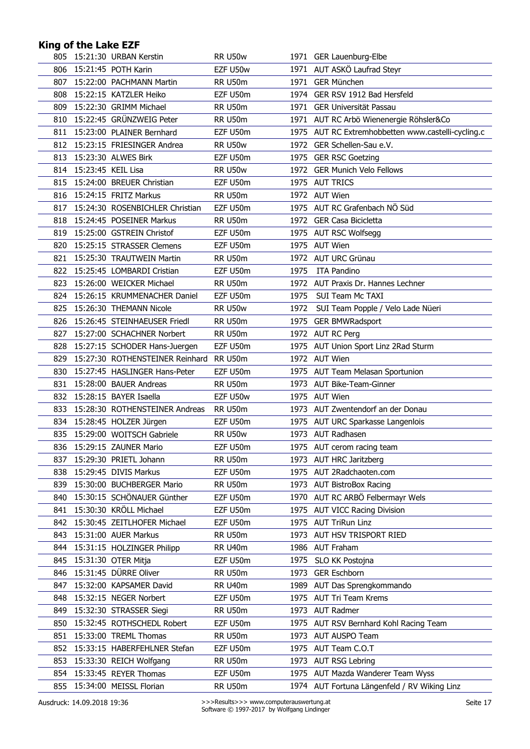## King of the Lake EZF

| | | | | | | |
|---|---|---|---|---|---|---|
| 805 | 15:21:30 | URBAN Kerstin | RR U50w | 1971 | GER | Lauenburg-Elbe |
| 806 | 15:21:45 | POTH Karin | EZF U50w | 1971 | AUT | ASKÖ Laufrad Steyr |
| 807 | 15:22:00 | PACHMANN Martin | RR U50m | 1971 | GER | München |
| 808 | 15:22:15 | KATZLER Heiko | EZF U50m | 1974 | GER | RSV 1912 Bad Hersfeld |
| 809 | 15:22:30 | GRIMM Michael | RR U50m | 1971 | GER | Universität Passau |
| 810 | 15:22:45 | GRÜNZWEIG Peter | RR U50m | 1971 | AUT | RC Arbö Wienenergie Röhsler&Co |
| 811 | 15:23:00 | PLAINER Bernhard | EZF U50m | 1975 | AUT | RC Extremhobbetten www.castelli-cycling.c |
| 812 | 15:23:15 | FRIESINGER Andrea | RR U50w | 1972 | GER | Schellen-Sau e.V. |
| 813 | 15:23:30 | ALWES Birk | EZF U50m | 1975 | GER | RSC Goetzing |
| 814 | 15:23:45 | KEIL Lisa | RR U50w | 1972 | GER | Munich Velo Fellows |
| 815 | 15:24:00 | BREUER Christian | EZF U50m | 1975 | AUT | TRICS |
| 816 | 15:24:15 | FRITZ Markus | RR U50m | 1972 | AUT | Wien |
| 817 | 15:24:30 | ROSENBICHLER Christian | EZF U50m | 1975 | AUT | RC Grafenbach NÖ Süd |
| 818 | 15:24:45 | POSEINER Markus | RR U50m | 1972 | GER | Casa Bicicletta |
| 819 | 15:25:00 | GSTREIN Christof | EZF U50m | 1975 | AUT | RSC Wolfsegg |
| 820 | 15:25:15 | STRASSER Clemens | EZF U50m | 1975 | AUT | Wien |
| 821 | 15:25:30 | TRAUTWEIN Martin | RR U50m | 1972 | AUT | URC Grünau |
| 822 | 15:25:45 | LOMBARDI Cristian | EZF U50m | 1975 | ITA | Pandino |
| 823 | 15:26:00 | WEICKER Michael | RR U50m | 1972 | AUT | Praxis Dr. Hannes Lechner |
| 824 | 15:26:15 | KRUMMENACHER Daniel | EZF U50m | 1975 | SUI | Team Mc TAXI |
| 825 | 15:26:30 | THEMANN Nicole | RR U50w | 1972 | SUI | Team Popple / Velo Lade Nüeri |
| 826 | 15:26:45 | STEINHAEUSER Friedl | RR U50m | 1975 | GER | BMWRadsport |
| 827 | 15:27:00 | SCHACHNER Norbert | RR U50m | 1972 | AUT | RC Perg |
| 828 | 15:27:15 | SCHODER Hans-Juergen | EZF U50m | 1975 | AUT | Union Sport Linz 2Rad Sturm |
| 829 | 15:27:30 | ROTHENSTEINER Reinhard | RR U50m | 1972 | AUT | Wien |
| 830 | 15:27:45 | HASLINGER Hans-Peter | EZF U50m | 1975 | AUT | Team Melasan Sportunion |
| 831 | 15:28:00 | BAUER Andreas | RR U50m | 1973 | AUT | Bike-Team-Ginner |
| 832 | 15:28:15 | BAYER Isaella | EZF U50w | 1975 | AUT | Wien |
| 833 | 15:28:30 | ROTHENSTEINER Andreas | RR U50m | 1973 | AUT | Zwentendorf an der Donau |
| 834 | 15:28:45 | HOLZER Jürgen | EZF U50m | 1975 | AUT | URC Sparkasse Langenlois |
| 835 | 15:29:00 | WOITSCH Gabriele | RR U50w | 1973 | AUT | Radhasen |
| 836 | 15:29:15 | ZAUNER Mario | EZF U50m | 1975 | AUT | cerom racing team |
| 837 | 15:29:30 | PRIETL Johann | RR U50m | 1973 | AUT | HRC Jaritzberg |
| 838 | 15:29:45 | DIVIS Markus | EZF U50m | 1975 | AUT | 2Radchaoten.com |
| 839 | 15:30:00 | BUCHBERGER Mario | RR U50m | 1973 | AUT | BistroBox Racing |
| 840 | 15:30:15 | SCHÖNAUER Günther | EZF U50m | 1970 | AUT | RC ARBÖ Felbermayr Wels |
| 841 | 15:30:30 | KRÖLL Michael | EZF U50m | 1975 | AUT | VICC Racing Division |
| 842 | 15:30:45 | ZEITLHOFER Michael | EZF U50m | 1975 | AUT | TriRun Linz |
| 843 | 15:31:00 | AUER Markus | RR U50m | 1973 | AUT | HSV TRISPORT RIED |
| 844 | 15:31:15 | HOLZINGER Philipp | RR U40m | 1986 | AUT | Fraham |
| 845 | 15:31:30 | OTER Mitja | EZF U50m | 1975 | SLO | KK Postojna |
| 846 | 15:31:45 | DÜRRE Oliver | RR U50m | 1973 | GER | Eschborn |
| 847 | 15:32:00 | KAPSAMER David | RR U40m | 1989 | AUT | Das Sprengkommando |
| 848 | 15:32:15 | NEGER Norbert | EZF U50m | 1975 | AUT | Tri Team Krems |
| 849 | 15:32:30 | STRASSER Siegi | RR U50m | 1973 | AUT | Radmer |
| 850 | 15:32:45 | ROTHSCHEDL Robert | EZF U50m | 1975 | AUT | RSV Bernhard Kohl Racing Team |
| 851 | 15:33:00 | TREML Thomas | RR U50m | 1973 | AUT | AUSPO Team |
| 852 | 15:33:15 | HABERFEHLNER Stefan | EZF U50m | 1975 | AUT | Team C.O.T |
| 853 | 15:33:30 | REICH Wolfgang | RR U50m | 1973 | AUT | RSG Lebring |
| 854 | 15:33:45 | REYER Thomas | EZF U50m | 1975 | AUT | Mazda Wanderer Team Wyss |
| 855 | 15:34:00 | MEISSL Florian | RR U50m | 1974 | AUT | Fortuna Längenfeld / RV Wiking Linz |

Ausdruck: 14.09.2018 19:36 >>>Results>>> www.computerauswertung.at Software © 1997-2017 by Wolfgang Lindinger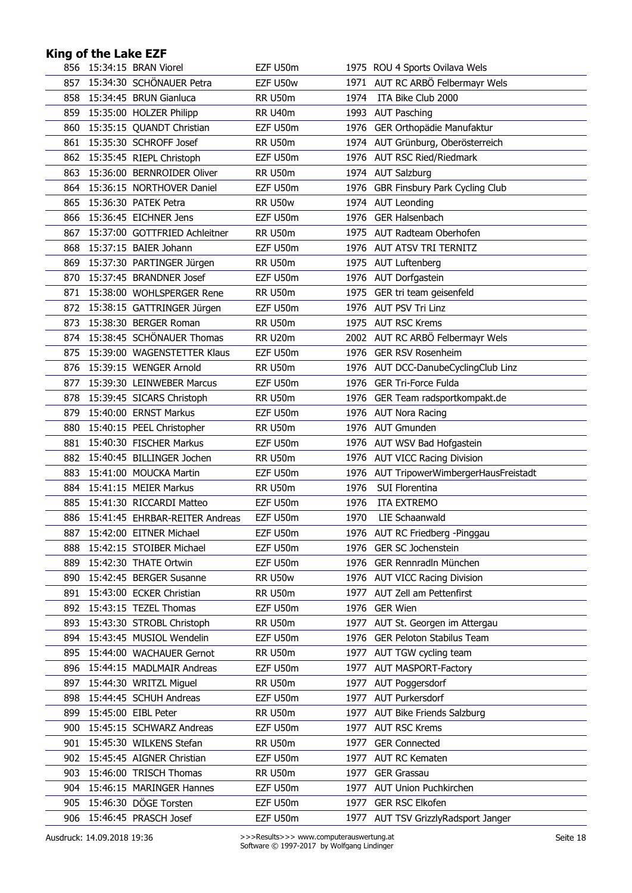## King of the Lake EZF

| | | | | | | |
|---|---|---|---|---|---|---|
| 856 | 15:34:15 | BRAN Viorel | EZF U50m | 1975 | ROU | 4 Sports Ovilava Wels |
| 857 | 15:34:30 | SCHÖNAUER Petra | EZF U50w | 1971 | AUT | RC ARBÖ Felbermayr Wels |
| 858 | 15:34:45 | BRUN Gianluca | RR U50m | 1974 | ITA | Bike Club 2000 |
| 859 | 15:35:00 | HOLZER Philipp | RR U40m | 1993 | AUT | Pasching |
| 860 | 15:35:15 | QUANDT Christian | EZF U50m | 1976 | GER | Orthopädie Manufaktur |
| 861 | 15:35:30 | SCHROFF Josef | RR U50m | 1974 | AUT | Grünburg, Oberösterreich |
| 862 | 15:35:45 | RIEPL Christoph | EZF U50m | 1976 | AUT | RSC Ried/Riedmark |
| 863 | 15:36:00 | BERNROIDER Oliver | RR U50m | 1974 | AUT | Salzburg |
| 864 | 15:36:15 | NORTHOVER Daniel | EZF U50m | 1976 | GBR | Finsbury Park Cycling Club |
| 865 | 15:36:30 | PATEK Petra | RR U50w | 1974 | AUT | Leonding |
| 866 | 15:36:45 | EICHNER Jens | EZF U50m | 1976 | GER | Halsenbach |
| 867 | 15:37:00 | GOTTFRIED Achleitner | RR U50m | 1975 | AUT | Radteam Oberhofen |
| 868 | 15:37:15 | BAIER Johann | EZF U50m | 1976 | AUT | ATSV TRI TERNITZ |
| 869 | 15:37:30 | PARTINGER Jürgen | RR U50m | 1975 | AUT | Luftenberg |
| 870 | 15:37:45 | BRANDNER Josef | EZF U50m | 1976 | AUT | Dorfgastein |
| 871 | 15:38:00 | WOHLSPERGER Rene | RR U50m | 1975 | GER | tri team geisenfeld |
| 872 | 15:38:15 | GATTRINGER Jürgen | EZF U50m | 1976 | AUT | PSV Tri Linz |
| 873 | 15:38:30 | BERGER Roman | RR U50m | 1975 | AUT | RSC Krems |
| 874 | 15:38:45 | SCHÖNAUER Thomas | RR U20m | 2002 | AUT | RC ARBÖ Felbermayr Wels |
| 875 | 15:39:00 | WAGENSTETTER Klaus | EZF U50m | 1976 | GER | RSV Rosenheim |
| 876 | 15:39:15 | WENGER Arnold | RR U50m | 1976 | AUT | DCC-DanubeCyclingClub Linz |
| 877 | 15:39:30 | LEINWEBER Marcus | EZF U50m | 1976 | GER | Tri-Force Fulda |
| 878 | 15:39:45 | SICARS Christoph | RR U50m | 1976 | GER | Team radsportkompakt.de |
| 879 | 15:40:00 | ERNST Markus | EZF U50m | 1976 | AUT | Nora Racing |
| 880 | 15:40:15 | PEEL Christopher | RR U50m | 1976 | AUT | Gmunden |
| 881 | 15:40:30 | FISCHER Markus | EZF U50m | 1976 | AUT | WSV Bad Hofgastein |
| 882 | 15:40:45 | BILLINGER Jochen | RR U50m | 1976 | AUT | VICC Racing Division |
| 883 | 15:41:00 | MOUCKA Martin | EZF U50m | 1976 | AUT | TripowerWimbergerHausFreistadt |
| 884 | 15:41:15 | MEIER Markus | RR U50m | 1976 | SUI | Florentina |
| 885 | 15:41:30 | RICCARDI Matteo | EZF U50m | 1976 | ITA | EXTREMO |
| 886 | 15:41:45 | EHRBAR-REITER Andreas | EZF U50m | 1970 | LIE | Schaanwald |
| 887 | 15:42:00 | EITNER Michael | EZF U50m | 1976 | AUT | RC Friedberg -Pinggau |
| 888 | 15:42:15 | STOIBER Michael | EZF U50m | 1976 | GER | SC Jochenstein |
| 889 | 15:42:30 | THATE Ortwin | EZF U50m | 1976 | GER | Rennradln München |
| 890 | 15:42:45 | BERGER Susanne | RR U50w | 1976 | AUT | VICC Racing Division |
| 891 | 15:43:00 | ECKER Christian | RR U50m | 1977 | AUT | Zell am Pettenfirst |
| 892 | 15:43:15 | TEZEL Thomas | EZF U50m | 1976 | GER | Wien |
| 893 | 15:43:30 | STROBL Christoph | RR U50m | 1977 | AUT | St. Georgen im Attergau |
| 894 | 15:43:45 | MUSIOL Wendelin | EZF U50m | 1976 | GER | Peloton Stabilus Team |
| 895 | 15:44:00 | WACHAUER Gernot | RR U50m | 1977 | AUT | TGW cycling team |
| 896 | 15:44:15 | MADLMAIR Andreas | EZF U50m | 1977 | AUT | MASPORT-Factory |
| 897 | 15:44:30 | WRITZL Miguel | RR U50m | 1977 | AUT | Poggersdorf |
| 898 | 15:44:45 | SCHUH Andreas | EZF U50m | 1977 | AUT | Purkersdorf |
| 899 | 15:45:00 | EIBL Peter | RR U50m | 1977 | AUT | Bike Friends Salzburg |
| 900 | 15:45:15 | SCHWARZ Andreas | EZF U50m | 1977 | AUT | RSC Krems |
| 901 | 15:45:30 | WILKENS Stefan | RR U50m | 1977 | GER | Connected |
| 902 | 15:45:45 | AIGNER Christian | EZF U50m | 1977 | AUT | RC Kematen |
| 903 | 15:46:00 | TRISCH Thomas | RR U50m | 1977 | GER | Grassau |
| 904 | 15:46:15 | MARINGER Hannes | EZF U50m | 1977 | AUT | Union Puchkirchen |
| 905 | 15:46:30 | DÖGE Torsten | EZF U50m | 1977 | GER | RSC Elkofen |
| 906 | 15:46:45 | PRASCH Josef | EZF U50m | 1977 | AUT | TSV GrizzlyRadsport Janger |

Ausdruck: 14.09.2018 19:36 >>>Results>>> www.computerauswertung.at Software © 1997-2017 by Wolfgang Lindinger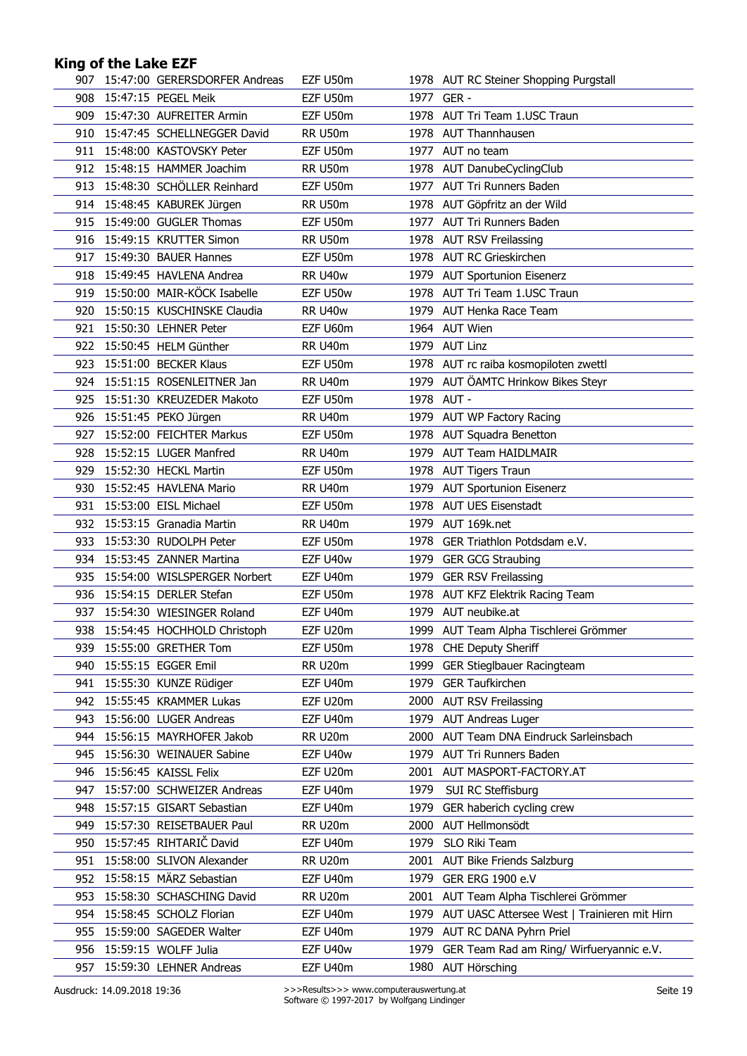## King of the Lake EZF

| | | | | | | |
|---|---|---|---|---|---|---|
| 907 | 15:47:00 | GERERSDORFER Andreas | EZF U50m | 1978 | AUT | RC Steiner Shopping Purgstall |
| 908 | 15:47:15 | PEGEL Meik | EZF U50m | 1977 | GER | - |
| 909 | 15:47:30 | AUFREITER Armin | EZF U50m | 1978 | AUT | Tri Team 1.USC Traun |
| 910 | 15:47:45 | SCHELLNEGGER David | RR U50m | 1978 | AUT | Thannhausen |
| 911 | 15:48:00 | KASTOVSKY Peter | EZF U50m | 1977 | AUT | no team |
| 912 | 15:48:15 | HAMMER Joachim | RR U50m | 1978 | AUT | DanubeCyclingClub |
| 913 | 15:48:30 | SCHÖLLER Reinhard | EZF U50m | 1977 | AUT | Tri Runners Baden |
| 914 | 15:48:45 | KABUREK Jürgen | RR U50m | 1978 | AUT | Göpfritz an der Wild |
| 915 | 15:49:00 | GUGLER Thomas | EZF U50m | 1977 | AUT | Tri Runners Baden |
| 916 | 15:49:15 | KRUTTER Simon | RR U50m | 1978 | AUT | RSV Freilassing |
| 917 | 15:49:30 | BAUER Hannes | EZF U50m | 1978 | AUT | RC Grieskirchen |
| 918 | 15:49:45 | HAVLENA Andrea | RR U40w | 1979 | AUT | Sportunion Eisenerz |
| 919 | 15:50:00 | MAIR-KÖCK Isabelle | EZF U50w | 1978 | AUT | Tri Team 1.USC Traun |
| 920 | 15:50:15 | KUSCHINSKE Claudia | RR U40w | 1979 | AUT | Henka Race Team |
| 921 | 15:50:30 | LEHNER Peter | EZF U60m | 1964 | AUT | Wien |
| 922 | 15:50:45 | HELM Günther | RR U40m | 1979 | AUT | Linz |
| 923 | 15:51:00 | BECKER Klaus | EZF U50m | 1978 | AUT | rc raiba kosmopiloten zwettl |
| 924 | 15:51:15 | ROSENLEITNER Jan | RR U40m | 1979 | AUT | ÖAMTC Hrinkow Bikes Steyr |
| 925 | 15:51:30 | KREUZEDER Makoto | EZF U50m | 1978 | AUT | - |
| 926 | 15:51:45 | PEKO Jürgen | RR U40m | 1979 | AUT | WP Factory Racing |
| 927 | 15:52:00 | FEICHTER Markus | EZF U50m | 1978 | AUT | Squadra Benetton |
| 928 | 15:52:15 | LUGER Manfred | RR U40m | 1979 | AUT | Team HAIDLMAIR |
| 929 | 15:52:30 | HECKL Martin | EZF U50m | 1978 | AUT | Tigers Traun |
| 930 | 15:52:45 | HAVLENA Mario | RR U40m | 1979 | AUT | Sportunion Eisenerz |
| 931 | 15:53:00 | EISL Michael | EZF U50m | 1978 | AUT | UES Eisenstadt |
| 932 | 15:53:15 | Granadia Martin | RR U40m | 1979 | AUT | 169k.net |
| 933 | 15:53:30 | RUDOLPH Peter | EZF U50m | 1978 | GER | Triathlon Potdsdam e.V. |
| 934 | 15:53:45 | ZANNER Martina | EZF U40w | 1979 | GER | GCG Straubing |
| 935 | 15:54:00 | WISLSPERGER Norbert | EZF U40m | 1979 | GER | RSV Freilassing |
| 936 | 15:54:15 | DERLER Stefan | EZF U50m | 1978 | AUT | KFZ Elektrik Racing Team |
| 937 | 15:54:30 | WIESINGER Roland | EZF U40m | 1979 | AUT | neubike.at |
| 938 | 15:54:45 | HOCHHOLD Christoph | EZF U20m | 1999 | AUT | Team Alpha Tischlerei Grömmer |
| 939 | 15:55:00 | GRETHER Tom | EZF U50m | 1978 | CHE | Deputy Sheriff |
| 940 | 15:55:15 | EGGER Emil | RR U20m | 1999 | GER | Stieglbauer Racingteam |
| 941 | 15:55:30 | KUNZE Rüdiger | EZF U40m | 1979 | GER | Taufkirchen |
| 942 | 15:55:45 | KRAMMER Lukas | EZF U20m | 2000 | AUT | RSV Freilassing |
| 943 | 15:56:00 | LUGER Andreas | EZF U40m | 1979 | AUT | Andreas Luger |
| 944 | 15:56:15 | MAYRHOFER Jakob | RR U20m | 2000 | AUT | Team DNA Eindruck Sarleinsbach |
| 945 | 15:56:30 | WEINAUER Sabine | EZF U40w | 1979 | AUT | Tri Runners Baden |
| 946 | 15:56:45 | KAISSL Felix | EZF U20m | 2001 | AUT | MASPORT-FACTORY.AT |
| 947 | 15:57:00 | SCHWEIZER Andreas | EZF U40m | 1979 | SUI | RC Steffisburg |
| 948 | 15:57:15 | GISART Sebastian | EZF U40m | 1979 | GER | haberich cycling crew |
| 949 | 15:57:30 | REISETBAUER Paul | RR U20m | 2000 | AUT | Hellmonsödt |
| 950 | 15:57:45 | RIHTARIČ David | EZF U40m | 1979 | SLO | Riki Team |
| 951 | 15:58:00 | SLIVON Alexander | RR U20m | 2001 | AUT | Bike Friends Salzburg |
| 952 | 15:58:15 | MÄRZ Sebastian | EZF U40m | 1979 | GER | ERG 1900 e.V |
| 953 | 15:58:30 | SCHASCHING David | RR U20m | 2001 | AUT | Team Alpha Tischlerei Grömmer |
| 954 | 15:58:45 | SCHOLZ Florian | EZF U40m | 1979 | AUT | UASC Attersee West \| Trainieren mit Hirn |
| 955 | 15:59:00 | SAGEDER Walter | EZF U40m | 1979 | AUT | RC DANA Pyhrn Priel |
| 956 | 15:59:15 | WOLFF Julia | EZF U40w | 1979 | GER | Team Rad am Ring/ Wirfueryannic e.V. |
| 957 | 15:59:30 | LEHNER Andreas | EZF U40m | 1980 | AUT | Hörsching |

Ausdruck: 14.09.2018 19:36 >>>Results>>> www.computerauswertung.at Software © 1997-2017 by Wolfgang Lindinger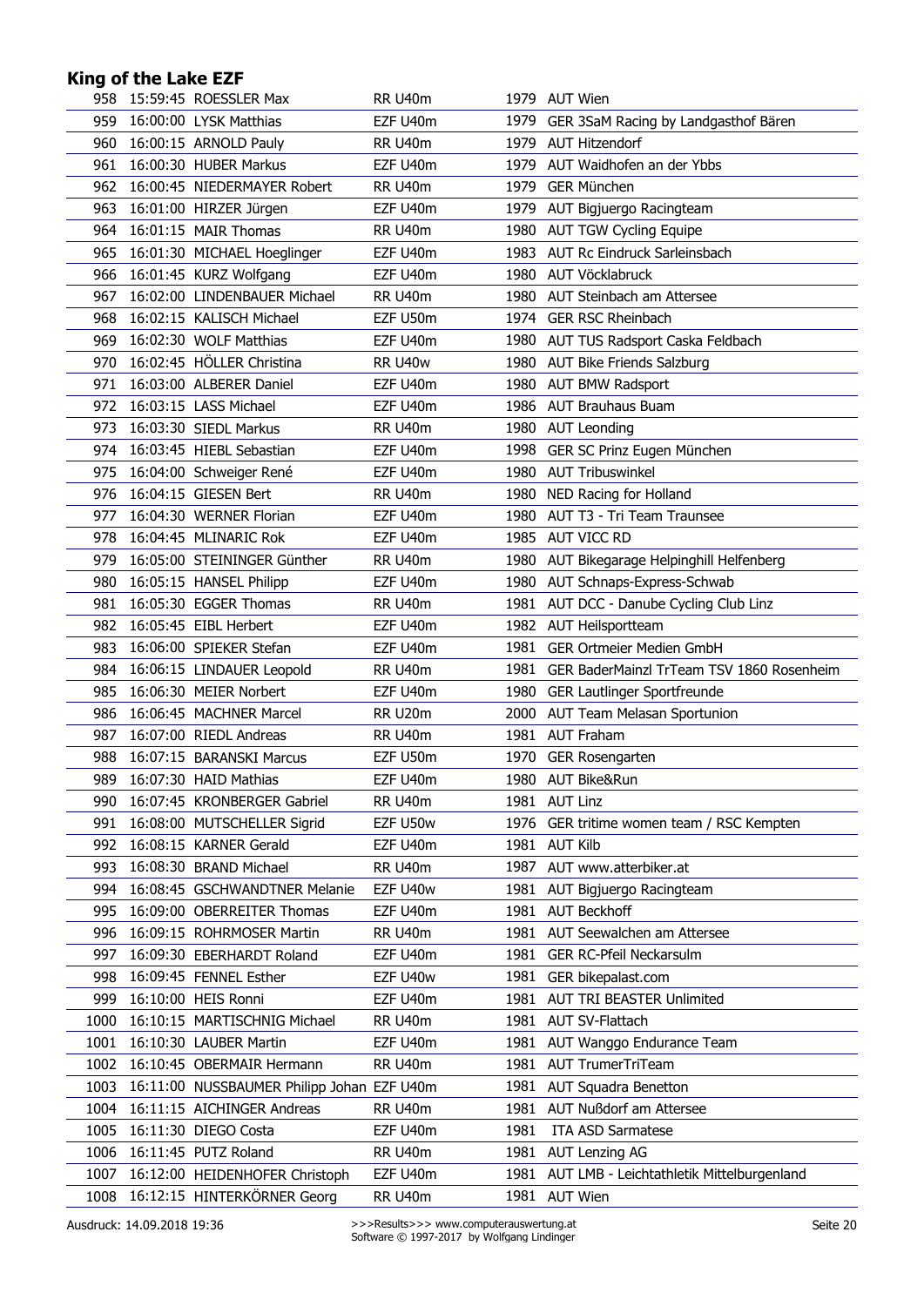## King of the Lake EZF

| | | | | | | |
|---|---|---|---|---|---|---|
| 958 | 15:59:45 | ROESSLER Max | RR U40m | 1979 | AUT | Wien |
| 959 | 16:00:00 | LYSK Matthias | EZF U40m | 1979 | GER | 3SaM Racing by Landgasthof Bären |
| 960 | 16:00:15 | ARNOLD Pauly | RR U40m | 1979 | AUT | Hitzendorf |
| 961 | 16:00:30 | HUBER Markus | EZF U40m | 1979 | AUT | Waidhofen an der Ybbs |
| 962 | 16:00:45 | NIEDERMAYER Robert | RR U40m | 1979 | GER | München |
| 963 | 16:01:00 | HIRZER Jürgen | EZF U40m | 1979 | AUT | Bigjuergo Racingteam |
| 964 | 16:01:15 | MAIR Thomas | RR U40m | 1980 | AUT | TGW Cycling Equipe |
| 965 | 16:01:30 | MICHAEL Hoeglinger | EZF U40m | 1983 | AUT | Rc Eindruck Sarleinsbach |
| 966 | 16:01:45 | KURZ Wolfgang | EZF U40m | 1980 | AUT | Vöcklabruck |
| 967 | 16:02:00 | LINDENBAUER Michael | RR U40m | 1980 | AUT | Steinbach am Attersee |
| 968 | 16:02:15 | KALISCH Michael | EZF U50m | 1974 | GER | RSC Rheinbach |
| 969 | 16:02:30 | WOLF Matthias | EZF U40m | 1980 | AUT | TUS Radsport Caska Feldbach |
| 970 | 16:02:45 | HÖLLER Christina | RR U40w | 1980 | AUT | Bike Friends Salzburg |
| 971 | 16:03:00 | ALBERER Daniel | EZF U40m | 1980 | AUT | BMW Radsport |
| 972 | 16:03:15 | LASS Michael | EZF U40m | 1986 | AUT | Brauhaus Buam |
| 973 | 16:03:30 | SIEDL Markus | RR U40m | 1980 | AUT | Leonding |
| 974 | 16:03:45 | HIEBL Sebastian | EZF U40m | 1998 | GER | SC Prinz Eugen München |
| 975 | 16:04:00 | Schweiger René | EZF U40m | 1980 | AUT | Tribuswinkel |
| 976 | 16:04:15 | GIESEN Bert | RR U40m | 1980 | NED | Racing for Holland |
| 977 | 16:04:30 | WERNER Florian | EZF U40m | 1980 | AUT | T3 - Tri Team Traunsee |
| 978 | 16:04:45 | MLINARIC Rok | EZF U40m | 1985 | AUT | VICC RD |
| 979 | 16:05:00 | STEININGER Günther | RR U40m | 1980 | AUT | Bikegarage Helpinghill Helfenberg |
| 980 | 16:05:15 | HANSEL Philipp | EZF U40m | 1980 | AUT | Schnaps-Express-Schwab |
| 981 | 16:05:30 | EGGER Thomas | RR U40m | 1981 | AUT | DCC - Danube Cycling Club Linz |
| 982 | 16:05:45 | EIBL Herbert | EZF U40m | 1982 | AUT | Heilsportteam |
| 983 | 16:06:00 | SPIEKER Stefan | EZF U40m | 1981 | GER | Ortmeier Medien GmbH |
| 984 | 16:06:15 | LINDAUER Leopold | RR U40m | 1981 | GER | BaderMainzl TrTeam TSV 1860 Rosenheim |
| 985 | 16:06:30 | MEIER Norbert | EZF U40m | 1980 | GER | Lautlinger Sportfreunde |
| 986 | 16:06:45 | MACHNER Marcel | RR U20m | 2000 | AUT | Team Melasan Sportunion |
| 987 | 16:07:00 | RIEDL Andreas | RR U40m | 1981 | AUT | Fraham |
| 988 | 16:07:15 | BARANSKI Marcus | EZF U50m | 1970 | GER | Rosengarten |
| 989 | 16:07:30 | HAID Mathias | EZF U40m | 1980 | AUT | Bike&Run |
| 990 | 16:07:45 | KRONBERGER Gabriel | RR U40m | 1981 | AUT | Linz |
| 991 | 16:08:00 | MUTSCHELLER Sigrid | EZF U50w | 1976 | GER | tritime women team / RSC Kempten |
| 992 | 16:08:15 | KARNER Gerald | EZF U40m | 1981 | AUT | Kilb |
| 993 | 16:08:30 | BRAND Michael | RR U40m | 1987 | AUT | www.atterbiker.at |
| 994 | 16:08:45 | GSCHWANDTNER Melanie | EZF U40w | 1981 | AUT | Bigjuergo Racingteam |
| 995 | 16:09:00 | OBERREITER Thomas | EZF U40m | 1981 | AUT | Beckhoff |
| 996 | 16:09:15 | ROHRMOSER Martin | RR U40m | 1981 | AUT | Seewalchen am Attersee |
| 997 | 16:09:30 | EBERHARDT Roland | EZF U40m | 1981 | GER | RC-Pfeil Neckarsulm |
| 998 | 16:09:45 | FENNEL Esther | EZF U40w | 1981 | GER | bikepalast.com |
| 999 | 16:10:00 | HEIS Ronni | EZF U40m | 1981 | AUT | TRI BEASTER Unlimited |
| 1000 | 16:10:15 | MARTISCHNIG Michael | RR U40m | 1981 | AUT | SV-Flattach |
| 1001 | 16:10:30 | LAUBER Martin | EZF U40m | 1981 | AUT | Wanggo Endurance Team |
| 1002 | 16:10:45 | OBERMAIR Hermann | RR U40m | 1981 | AUT | TrumerTriTeam |
| 1003 | 16:11:00 | NUSSBAUMER Philipp Johan | EZF U40m | 1981 | AUT | Squadra Benetton |
| 1004 | 16:11:15 | AICHINGER Andreas | RR U40m | 1981 | AUT | Nußdorf am Attersee |
| 1005 | 16:11:30 | DIEGO Costa | EZF U40m | 1981 | ITA | ASD Sarmatese |
| 1006 | 16:11:45 | PUTZ Roland | RR U40m | 1981 | AUT | Lenzing AG |
| 1007 | 16:12:00 | HEIDENHOFER Christoph | EZF U40m | 1981 | AUT | LMB - Leichtathletik Mittelburgenland |
| 1008 | 16:12:15 | HINTERKÖRNER Georg | RR U40m | 1981 | AUT | Wien |

Ausdruck: 14.09.2018 19:36 — >>>Results>>> www.computerauswertung.at Software © 1997-2017 by Wolfgang Lindinger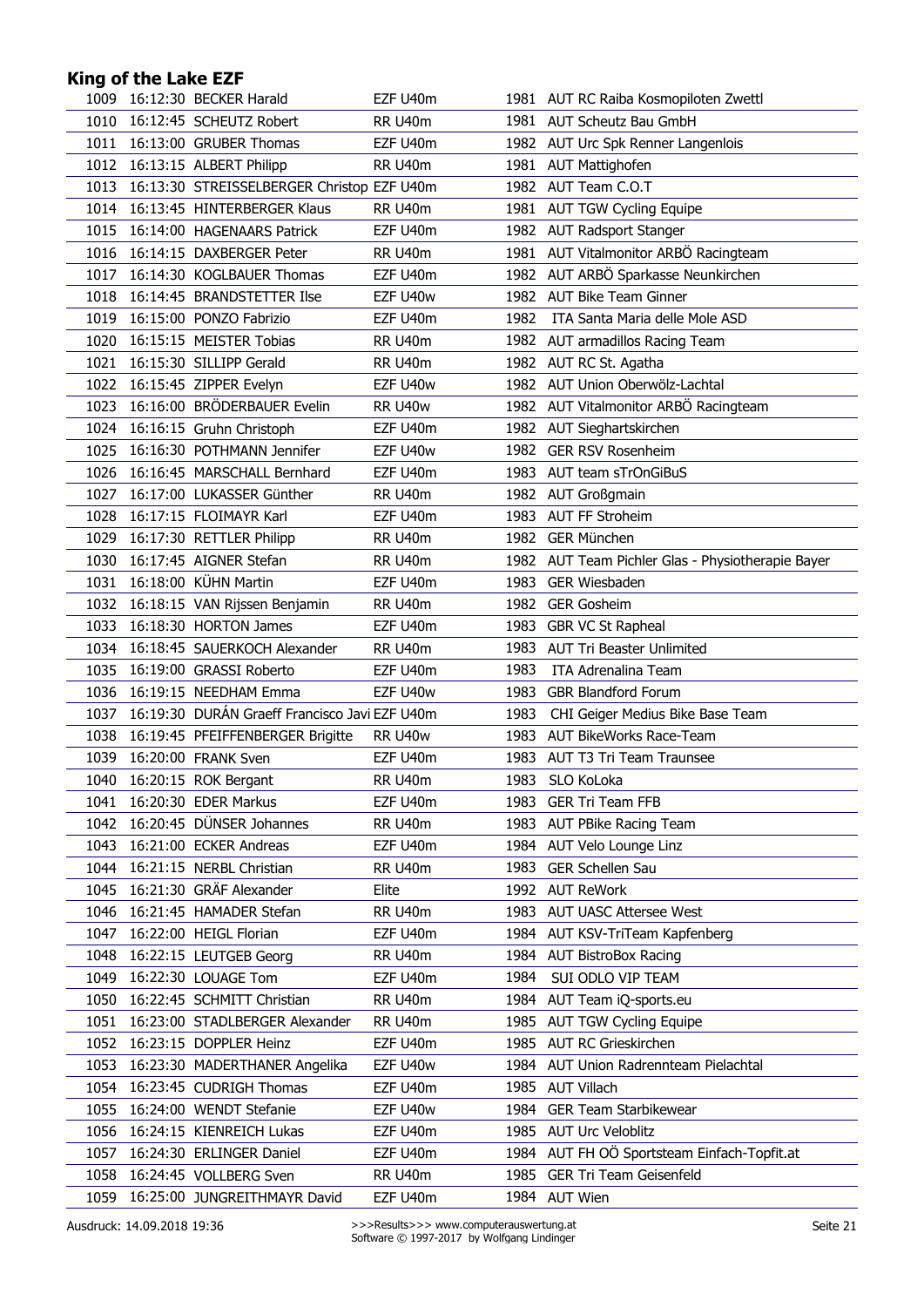## King of the Lake EZF

| | | | | | | |
|---|---|---|---|---|---|---|
| 1009 | 16:12:30 | BECKER Harald | EZF U40m | 1981 | AUT | RC Raiba Kosmopiloten Zwettl |
| 1010 | 16:12:45 | SCHEUTZ Robert | RR U40m | 1981 | AUT | Scheutz Bau GmbH |
| 1011 | 16:13:00 | GRUBER Thomas | EZF U40m | 1982 | AUT | Urc Spk Renner Langenlois |
| 1012 | 16:13:15 | ALBERT Philipp | RR U40m | 1981 | AUT | Mattighofen |
| 1013 | 16:13:30 | STREISSELBERGER Christop | EZF U40m | 1982 | AUT | Team C.O.T |
| 1014 | 16:13:45 | HINTERBERGER Klaus | RR U40m | 1981 | AUT | TGW Cycling Equipe |
| 1015 | 16:14:00 | HAGENAARS Patrick | EZF U40m | 1982 | AUT | Radsport Stanger |
| 1016 | 16:14:15 | DAXBERGER Peter | RR U40m | 1981 | AUT | Vitalmonitor ARBÖ Racingteam |
| 1017 | 16:14:30 | KOGLBAUER Thomas | EZF U40m | 1982 | AUT | ARBÖ Sparkasse Neunkirchen |
| 1018 | 16:14:45 | BRANDSTETTER Ilse | EZF U40w | 1982 | AUT | Bike Team Ginner |
| 1019 | 16:15:00 | PONZO Fabrizio | EZF U40m | 1982 | ITA | Santa Maria delle Mole ASD |
| 1020 | 16:15:15 | MEISTER Tobias | RR U40m | 1982 | AUT | armadillos Racing Team |
| 1021 | 16:15:30 | SILLIPP Gerald | RR U40m | 1982 | AUT | RC St. Agatha |
| 1022 | 16:15:45 | ZIPPER Evelyn | EZF U40w | 1982 | AUT | Union Oberwölz-Lachtal |
| 1023 | 16:16:00 | BRÖDERBAUER Evelin | RR U40w | 1982 | AUT | Vitalmonitor ARBÖ Racingteam |
| 1024 | 16:16:15 | Gruhn Christoph | EZF U40m | 1982 | AUT | Sieghartskirchen |
| 1025 | 16:16:30 | POTHMANN Jennifer | EZF U40w | 1982 | GER | RSV Rosenheim |
| 1026 | 16:16:45 | MARSCHALL Bernhard | EZF U40m | 1983 | AUT | team sTrOnGiBuS |
| 1027 | 16:17:00 | LUKASSER Günther | RR U40m | 1982 | AUT | Großgmain |
| 1028 | 16:17:15 | FLOIMAYR Karl | EZF U40m | 1983 | AUT | FF Stroheim |
| 1029 | 16:17:30 | RETTLER Philipp | RR U40m | 1982 | GER | München |
| 1030 | 16:17:45 | AIGNER Stefan | RR U40m | 1982 | AUT | Team Pichler Glas - Physiotherapie Bayer |
| 1031 | 16:18:00 | KÜHN Martin | EZF U40m | 1983 | GER | Wiesbaden |
| 1032 | 16:18:15 | VAN Rijssen Benjamin | RR U40m | 1982 | GER | Gosheim |
| 1033 | 16:18:30 | HORTON James | EZF U40m | 1983 | GBR | VC St Rapheal |
| 1034 | 16:18:45 | SAUERKOCH Alexander | RR U40m | 1983 | AUT | Tri Beaster Unlimited |
| 1035 | 16:19:00 | GRASSI Roberto | EZF U40m | 1983 | ITA | Adrenalina Team |
| 1036 | 16:19:15 | NEEDHAM Emma | EZF U40w | 1983 | GBR | Blandford Forum |
| 1037 | 16:19:30 | DURÁN Graeff Francisco Javi | EZF U40m | 1983 | CHI | Geiger Medius Bike Base Team |
| 1038 | 16:19:45 | PFEIFFENBERGER Brigitte | RR U40w | 1983 | AUT | BikeWorks Race-Team |
| 1039 | 16:20:00 | FRANK Sven | EZF U40m | 1983 | AUT | T3 Tri Team Traunsee |
| 1040 | 16:20:15 | ROK Bergant | RR U40m | 1983 | SLO | KoLoka |
| 1041 | 16:20:30 | EDER Markus | EZF U40m | 1983 | GER | Tri Team FFB |
| 1042 | 16:20:45 | DÜNSER Johannes | RR U40m | 1983 | AUT | PBike Racing Team |
| 1043 | 16:21:00 | ECKER Andreas | EZF U40m | 1984 | AUT | Velo Lounge Linz |
| 1044 | 16:21:15 | NERBL Christian | RR U40m | 1983 | GER | Schellen Sau |
| 1045 | 16:21:30 | GRÄF Alexander | Elite | 1992 | AUT | ReWork |
| 1046 | 16:21:45 | HAMADER Stefan | RR U40m | 1983 | AUT | UASC Attersee West |
| 1047 | 16:22:00 | HEIGL Florian | EZF U40m | 1984 | AUT | KSV-TriTeam Kapfenberg |
| 1048 | 16:22:15 | LEUTGEB Georg | RR U40m | 1984 | AUT | BistroBox Racing |
| 1049 | 16:22:30 | LOUAGE Tom | EZF U40m | 1984 | SUI | ODLO VIP TEAM |
| 1050 | 16:22:45 | SCHMITT Christian | RR U40m | 1984 | AUT | Team iQ-sports.eu |
| 1051 | 16:23:00 | STADLBERGER Alexander | RR U40m | 1985 | AUT | TGW Cycling Equipe |
| 1052 | 16:23:15 | DOPPLER Heinz | EZF U40m | 1985 | AUT | RC Grieskirchen |
| 1053 | 16:23:30 | MADERTHANER Angelika | EZF U40w | 1984 | AUT | Union Radrennteam Pielachtal |
| 1054 | 16:23:45 | CUDRIGH Thomas | EZF U40m | 1985 | AUT | Villach |
| 1055 | 16:24:00 | WENDT Stefanie | EZF U40w | 1984 | GER | Team Starbikewear |
| 1056 | 16:24:15 | KIENREICH Lukas | EZF U40m | 1985 | AUT | Urc Veloblitz |
| 1057 | 16:24:30 | ERLINGER Daniel | EZF U40m | 1984 | AUT | FH OÖ Sportsteam Einfach-Topfit.at |
| 1058 | 16:24:45 | VOLLBERG Sven | RR U40m | 1985 | GER | Tri Team Geisenfeld |
| 1059 | 16:25:00 | JUNGREITHMAYR David | EZF U40m | 1984 | AUT | Wien |

Ausdruck: 14.09.2018 19:36 >>>Results>>> www.computerauswertung.at Software © 1997-2017 by Wolfgang Lindinger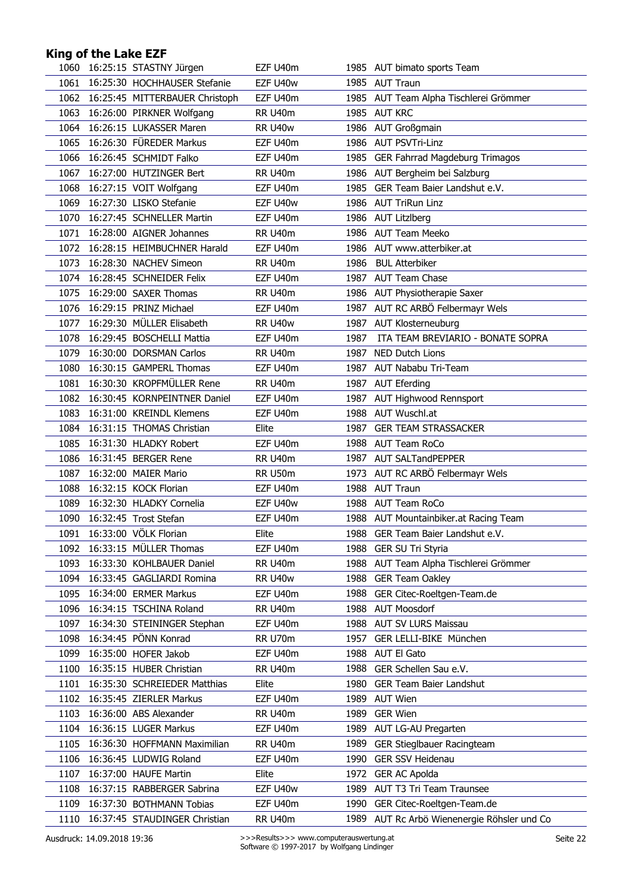## King of the Lake EZF

| | | | | | | |
|---|---|---|---|---|---|---|
| 1060 | 16:25:15 | STASTNY Jürgen | EZF U40m | 1985 | AUT | bimato sports Team |
| 1061 | 16:25:30 | HOCHHAUSER Stefanie | EZF U40w | 1985 | AUT | Traun |
| 1062 | 16:25:45 | MITTERBAUER Christoph | EZF U40m | 1985 | AUT | Team Alpha Tischlerei Grömmer |
| 1063 | 16:26:00 | PIRKNER Wolfgang | RR U40m | 1985 | AUT | KRC |
| 1064 | 16:26:15 | LUKASSER Maren | RR U40w | 1986 | AUT | Großgmain |
| 1065 | 16:26:30 | FÜREDER Markus | EZF U40m | 1986 | AUT | PSVTri-Linz |
| 1066 | 16:26:45 | SCHMIDT Falko | EZF U40m | 1985 | GER | Fahrrad Magdeburg Trimagos |
| 1067 | 16:27:00 | HUTZINGER Bert | RR U40m | 1986 | AUT | Bergheim bei Salzburg |
| 1068 | 16:27:15 | VOIT Wolfgang | EZF U40m | 1985 | GER | Team Baier Landshut e.V. |
| 1069 | 16:27:30 | LISKO Stefanie | EZF U40w | 1986 | AUT | TriRun Linz |
| 1070 | 16:27:45 | SCHNELLER Martin | EZF U40m | 1986 | AUT | Litzlberg |
| 1071 | 16:28:00 | AIGNER Johannes | RR U40m | 1986 | AUT | Team Meeko |
| 1072 | 16:28:15 | HEIMBUCHNER Harald | EZF U40m | 1986 | AUT | www.atterbiker.at |
| 1073 | 16:28:30 | NACHEV Simeon | RR U40m | 1986 | BUL | Atterbiker |
| 1074 | 16:28:45 | SCHNEIDER Felix | EZF U40m | 1987 | AUT | Team Chase |
| 1075 | 16:29:00 | SAXER Thomas | RR U40m | 1986 | AUT | Physiotherapie Saxer |
| 1076 | 16:29:15 | PRINZ Michael | EZF U40m | 1987 | AUT | RC ARBÖ Felbermayr Wels |
| 1077 | 16:29:30 | MÜLLER Elisabeth | RR U40w | 1987 | AUT | Klosterneuburg |
| 1078 | 16:29:45 | BOSCHELLI Mattia | EZF U40m | 1987 | ITA | TEAM BREVIARIO - BONATE SOPRA |
| 1079 | 16:30:00 | DORSMAN Carlos | RR U40m | 1987 | NED | Dutch Lions |
| 1080 | 16:30:15 | GAMPERL Thomas | EZF U40m | 1987 | AUT | Nababu Tri-Team |
| 1081 | 16:30:30 | KROPFMÜLLER Rene | RR U40m | 1987 | AUT | Eferding |
| 1082 | 16:30:45 | KORNPEINTNER Daniel | EZF U40m | 1987 | AUT | Highwood Rennsport |
| 1083 | 16:31:00 | KREINDL Klemens | EZF U40m | 1988 | AUT | Wuschl.at |
| 1084 | 16:31:15 | THOMAS Christian | Elite | 1987 | GER | TEAM STRASSACKER |
| 1085 | 16:31:30 | HLADKY Robert | EZF U40m | 1988 | AUT | Team RoCo |
| 1086 | 16:31:45 | BERGER Rene | RR U40m | 1987 | AUT | SALTandPEPPER |
| 1087 | 16:32:00 | MAIER Mario | RR U50m | 1973 | AUT | RC ARBÖ Felbermayr Wels |
| 1088 | 16:32:15 | KOCK Florian | EZF U40m | 1988 | AUT | Traun |
| 1089 | 16:32:30 | HLADKY Cornelia | EZF U40w | 1988 | AUT | Team RoCo |
| 1090 | 16:32:45 | Trost Stefan | EZF U40m | 1988 | AUT | Mountainbiker.at Racing Team |
| 1091 | 16:33:00 | VÖLK Florian | Elite | 1988 | GER | Team Baier Landshut e.V. |
| 1092 | 16:33:15 | MÜLLER Thomas | EZF U40m | 1988 | GER | SU Tri Styria |
| 1093 | 16:33:30 | KOHLBAUER Daniel | RR U40m | 1988 | AUT | Team Alpha Tischlerei Grömmer |
| 1094 | 16:33:45 | GAGLIARDI Romina | RR U40w | 1988 | GER | Team Oakley |
| 1095 | 16:34:00 | ERMER Markus | EZF U40m | 1988 | GER | Citec-Roeltgen-Team.de |
| 1096 | 16:34:15 | TSCHINA Roland | RR U40m | 1988 | AUT | Moosdorf |
| 1097 | 16:34:30 | STEININGER Stephan | EZF U40m | 1988 | AUT | SV LURS Maissau |
| 1098 | 16:34:45 | PÖNN Konrad | RR U70m | 1957 | GER | LELLI-BIKE München |
| 1099 | 16:35:00 | HOFER Jakob | EZF U40m | 1988 | AUT | El Gato |
| 1100 | 16:35:15 | HUBER Christian | RR U40m | 1988 | GER | Schellen Sau e.V. |
| 1101 | 16:35:30 | SCHREIEDER Matthias | Elite | 1980 | GER | Team Baier Landshut |
| 1102 | 16:35:45 | ZIERLER Markus | EZF U40m | 1989 | AUT | Wien |
| 1103 | 16:36:00 | ABS Alexander | RR U40m | 1989 | GER | Wien |
| 1104 | 16:36:15 | LUGER Markus | EZF U40m | 1989 | AUT | LG-AU Pregarten |
| 1105 | 16:36:30 | HOFFMANN Maximilian | RR U40m | 1989 | GER | Stieglbauer Racingteam |
| 1106 | 16:36:45 | LUDWIG Roland | EZF U40m | 1990 | GER | SSV Heidenau |
| 1107 | 16:37:00 | HAUFE Martin | Elite | 1972 | GER | AC Apolda |
| 1108 | 16:37:15 | RABBERGER Sabrina | EZF U40w | 1989 | AUT | T3 Tri Team Traunsee |
| 1109 | 16:37:30 | BOTHMANN Tobias | EZF U40m | 1990 | GER | Citec-Roeltgen-Team.de |
| 1110 | 16:37:45 | STAUDINGER Christian | RR U40m | 1989 | AUT | Rc Arbö Wienenergie Röhsler und Co |

Ausdruck: 14.09.2018 19:36 — >>>Results>>> www.computerauswertung.at Software © 1997-2017 by Wolfgang Lindinger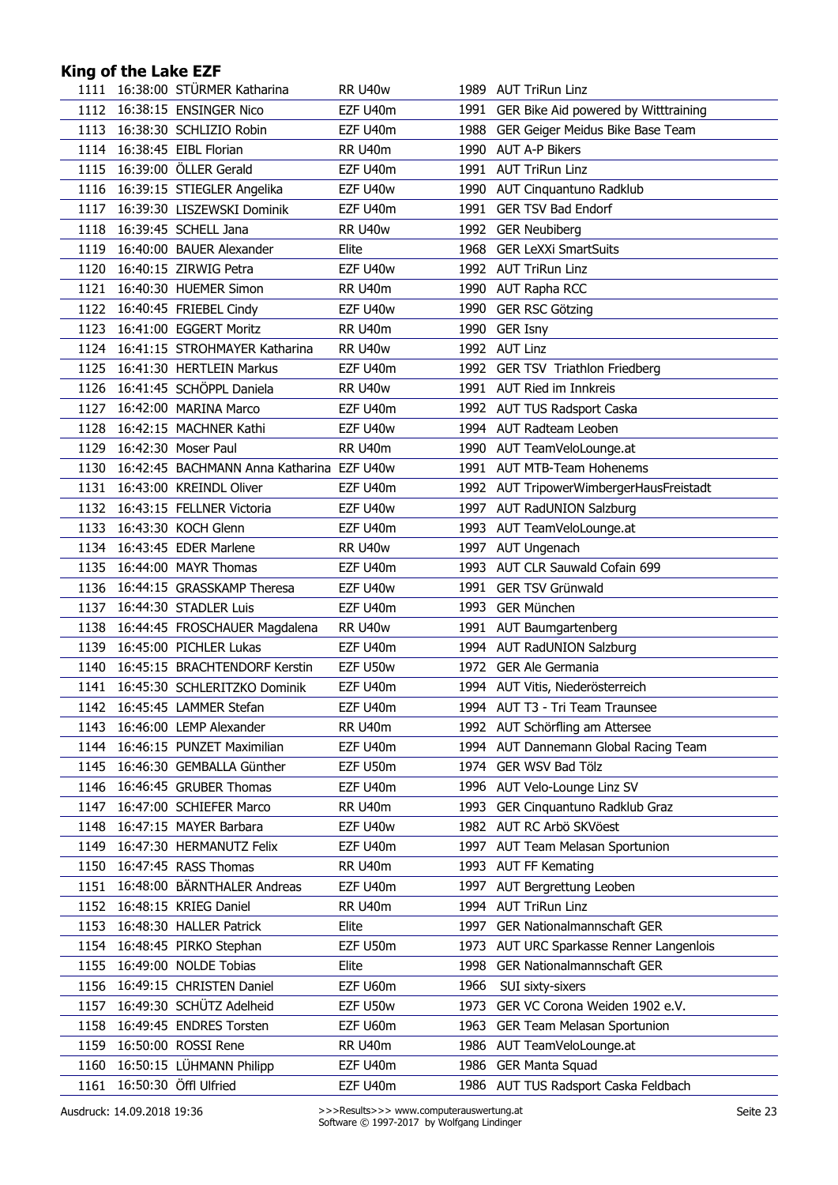## King of the Lake EZF

| | | | | | | |
|---|---|---|---|---|---|---|
| 1111 | 16:38:00 | STÜRMER Katharina | RR U40w | 1989 | AUT | TriRun Linz |
| 1112 | 16:38:15 | ENSINGER Nico | EZF U40m | 1991 | GER | Bike Aid powered by Witttraining |
| 1113 | 16:38:30 | SCHLIZIO Robin | EZF U40m | 1988 | GER | Geiger Meidus Bike Base Team |
| 1114 | 16:38:45 | EIBL Florian | RR U40m | 1990 | AUT | A-P Bikers |
| 1115 | 16:39:00 | ÖLLER Gerald | EZF U40m | 1991 | AUT | TriRun Linz |
| 1116 | 16:39:15 | STIEGLER Angelika | EZF U40w | 1990 | AUT | Cinquantuno Radklub |
| 1117 | 16:39:30 | LISZEWSKI Dominik | EZF U40m | 1991 | GER | TSV Bad Endorf |
| 1118 | 16:39:45 | SCHELL Jana | RR U40w | 1992 | GER | Neubiberg |
| 1119 | 16:40:00 | BAUER Alexander | Elite | 1968 | GER | LeXXi SmartSuits |
| 1120 | 16:40:15 | ZIRWIG Petra | EZF U40w | 1992 | AUT | TriRun Linz |
| 1121 | 16:40:30 | HUEMER Simon | RR U40m | 1990 | AUT | Rapha RCC |
| 1122 | 16:40:45 | FRIEBEL Cindy | EZF U40w | 1990 | GER | RSC Götzing |
| 1123 | 16:41:00 | EGGERT Moritz | RR U40m | 1990 | GER | Isny |
| 1124 | 16:41:15 | STROHMAYER Katharina | RR U40w | 1992 | AUT | Linz |
| 1125 | 16:41:30 | HERTLEIN Markus | EZF U40m | 1992 | GER | TSV Triathlon Friedberg |
| 1126 | 16:41:45 | SCHÖPPL Daniela | RR U40w | 1991 | AUT | Ried im Innkreis |
| 1127 | 16:42:00 | MARINA Marco | EZF U40m | 1992 | AUT | TUS Radsport Caska |
| 1128 | 16:42:15 | MACHNER Kathi | EZF U40w | 1994 | AUT | Radteam Leoben |
| 1129 | 16:42:30 | Moser Paul | RR U40m | 1990 | AUT | TeamVeloLounge.at |
| 1130 | 16:42:45 | BACHMANN Anna Katharina | EZF U40w | 1991 | AUT | MTB-Team Hohenems |
| 1131 | 16:43:00 | KREINDL Oliver | EZF U40m | 1992 | AUT | TripowerWimbergerHausFreistadt |
| 1132 | 16:43:15 | FELLNER Victoria | EZF U40w | 1997 | AUT | RadUNION Salzburg |
| 1133 | 16:43:30 | KOCH Glenn | EZF U40m | 1993 | AUT | TeamVeloLounge.at |
| 1134 | 16:43:45 | EDER Marlene | RR U40w | 1997 | AUT | Ungenach |
| 1135 | 16:44:00 | MAYR Thomas | EZF U40m | 1993 | AUT | CLR Sauwald Cofain 699 |
| 1136 | 16:44:15 | GRASSKAMP Theresa | EZF U40w | 1991 | GER | TSV Grünwald |
| 1137 | 16:44:30 | STADLER Luis | EZF U40m | 1993 | GER | München |
| 1138 | 16:44:45 | FROSCHAUER Magdalena | RR U40w | 1991 | AUT | Baumgartenberg |
| 1139 | 16:45:00 | PICHLER Lukas | EZF U40m | 1994 | AUT | RadUNION Salzburg |
| 1140 | 16:45:15 | BRACHTENDORF Kerstin | EZF U50w | 1972 | GER | Ale Germania |
| 1141 | 16:45:30 | SCHLERITZKO Dominik | EZF U40m | 1994 | AUT | Vitis, Niederösterreich |
| 1142 | 16:45:45 | LAMMER Stefan | EZF U40m | 1994 | AUT | T3 - Tri Team Traunsee |
| 1143 | 16:46:00 | LEMP Alexander | RR U40m | 1992 | AUT | Schörfling am Attersee |
| 1144 | 16:46:15 | PUNZET Maximilian | EZF U40m | 1994 | AUT | Dannemann Global Racing Team |
| 1145 | 16:46:30 | GEMBALLA Günther | EZF U50m | 1974 | GER | WSV Bad Tölz |
| 1146 | 16:46:45 | GRUBER Thomas | EZF U40m | 1996 | AUT | Velo-Lounge Linz SV |
| 1147 | 16:47:00 | SCHIEFER Marco | RR U40m | 1993 | GER | Cinquantuno Radklub Graz |
| 1148 | 16:47:15 | MAYER Barbara | EZF U40w | 1982 | AUT | RC Arbö SKVöest |
| 1149 | 16:47:30 | HERMANUTZ Felix | EZF U40m | 1997 | AUT | Team Melasan Sportunion |
| 1150 | 16:47:45 | RASS Thomas | RR U40m | 1993 | AUT | FF Kemating |
| 1151 | 16:48:00 | BÄRNTHALER Andreas | EZF U40m | 1997 | AUT | Bergrettung Leoben |
| 1152 | 16:48:15 | KRIEG Daniel | RR U40m | 1994 | AUT | TriRun Linz |
| 1153 | 16:48:30 | HALLER Patrick | Elite | 1997 | GER | Nationalmannschaft GER |
| 1154 | 16:48:45 | PIRKO Stephan | EZF U50m | 1973 | AUT | URC Sparkasse Renner Langenlois |
| 1155 | 16:49:00 | NOLDE Tobias | Elite | 1998 | GER | Nationalmannschaft GER |
| 1156 | 16:49:15 | CHRISTEN Daniel | EZF U60m | 1966 | SUI | sixty-sixers |
| 1157 | 16:49:30 | SCHÜTZ Adelheid | EZF U50w | 1973 | GER | VC Corona Weiden 1902 e.V. |
| 1158 | 16:49:45 | ENDRES Torsten | EZF U60m | 1963 | GER | Team Melasan Sportunion |
| 1159 | 16:50:00 | ROSSI Rene | RR U40m | 1986 | AUT | TeamVeloLounge.at |
| 1160 | 16:50:15 | LÜHMANN Philipp | EZF U40m | 1986 | GER | Manta Squad |
| 1161 | 16:50:30 | Öffl Ulfried | EZF U40m | 1986 | AUT | TUS Radsport Caska Feldbach |

Ausdruck: 14.09.2018 19:36

>>>Results>>> www.computerauswertung.at
Software © 1997-2017 by Wolfgang Lindinger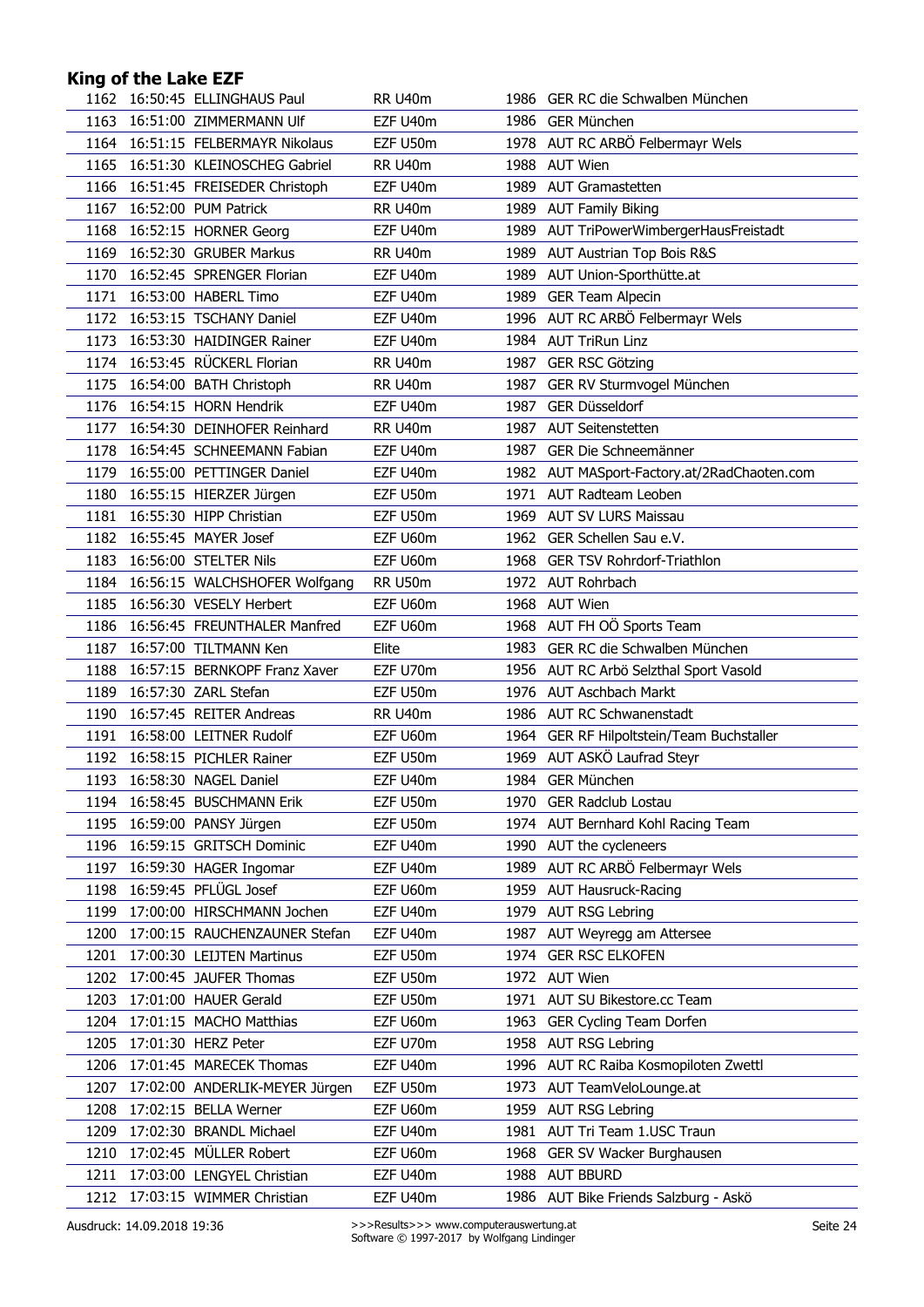## King of the Lake EZF

| | | | | | | |
|---|---|---|---|---|---|---|
| 1162 | 16:50:45 | ELLINGHAUS Paul | RR U40m | 1986 | GER | RC die Schwalben München |
| 1163 | 16:51:00 | ZIMMERMANN Ulf | EZF U40m | 1986 | GER | München |
| 1164 | 16:51:15 | FELBERMAYR Nikolaus | EZF U50m | 1978 | AUT | RC ARBÖ Felbermayr Wels |
| 1165 | 16:51:30 | KLEINOSCHEG Gabriel | RR U40m | 1988 | AUT | Wien |
| 1166 | 16:51:45 | FREISEDER Christoph | EZF U40m | 1989 | AUT | Gramastetten |
| 1167 | 16:52:00 | PUM Patrick | RR U40m | 1989 | AUT | Family Biking |
| 1168 | 16:52:15 | HORNER Georg | EZF U40m | 1989 | AUT | TriPowerWimbergerHausFreistadt |
| 1169 | 16:52:30 | GRUBER Markus | RR U40m | 1989 | AUT | Austrian Top Bois R&S |
| 1170 | 16:52:45 | SPRENGER Florian | EZF U40m | 1989 | AUT | Union-Sporthütte.at |
| 1171 | 16:53:00 | HABERL Timo | EZF U40m | 1989 | GER | Team Alpecin |
| 1172 | 16:53:15 | TSCHANY Daniel | EZF U40m | 1996 | AUT | RC ARBÖ Felbermayr Wels |
| 1173 | 16:53:30 | HAIDINGER Rainer | EZF U40m | 1984 | AUT | TriRun Linz |
| 1174 | 16:53:45 | RÜCKERL Florian | RR U40m | 1987 | GER | RSC Götzing |
| 1175 | 16:54:00 | BATH Christoph | RR U40m | 1987 | GER | RV Sturmvogel München |
| 1176 | 16:54:15 | HORN Hendrik | EZF U40m | 1987 | GER | Düsseldorf |
| 1177 | 16:54:30 | DEINHOFER Reinhard | RR U40m | 1987 | AUT | Seitenstetten |
| 1178 | 16:54:45 | SCHNEEMANN Fabian | EZF U40m | 1987 | GER | Die Schneemänner |
| 1179 | 16:55:00 | PETTINGER Daniel | EZF U40m | 1982 | AUT | MASport-Factory.at/2RadChaoten.com |
| 1180 | 16:55:15 | HIERZER Jürgen | EZF U50m | 1971 | AUT | Radteam Leoben |
| 1181 | 16:55:30 | HIPP Christian | EZF U50m | 1969 | AUT | SV LURS Maissau |
| 1182 | 16:55:45 | MAYER Josef | EZF U60m | 1962 | GER | Schellen Sau e.V. |
| 1183 | 16:56:00 | STELTER Nils | EZF U60m | 1968 | GER | TSV Rohrdorf-Triathlon |
| 1184 | 16:56:15 | WALCHSHOFER Wolfgang | RR U50m | 1972 | AUT | Rohrbach |
| 1185 | 16:56:30 | VESELY Herbert | EZF U60m | 1968 | AUT | Wien |
| 1186 | 16:56:45 | FREUNTHALER Manfred | EZF U60m | 1968 | AUT | FH OÖ Sports Team |
| 1187 | 16:57:00 | TILTMANN Ken | Elite | 1983 | GER | RC die Schwalben München |
| 1188 | 16:57:15 | BERNKOPF Franz Xaver | EZF U70m | 1956 | AUT | RC Arbö Selzthal Sport Vasold |
| 1189 | 16:57:30 | ZARL Stefan | EZF U50m | 1976 | AUT | Aschbach Markt |
| 1190 | 16:57:45 | REITER Andreas | RR U40m | 1986 | AUT | RC Schwanenstadt |
| 1191 | 16:58:00 | LEITNER Rudolf | EZF U60m | 1964 | GER | RF Hilpoltstein/Team Buchstaller |
| 1192 | 16:58:15 | PICHLER Rainer | EZF U50m | 1969 | AUT | ASKÖ Laufrad Steyr |
| 1193 | 16:58:30 | NAGEL Daniel | EZF U40m | 1984 | GER | München |
| 1194 | 16:58:45 | BUSCHMANN Erik | EZF U50m | 1970 | GER | Radclub Lostau |
| 1195 | 16:59:00 | PANSY Jürgen | EZF U50m | 1974 | AUT | Bernhard Kohl Racing Team |
| 1196 | 16:59:15 | GRITSCH Dominic | EZF U40m | 1990 | AUT | the cycleneers |
| 1197 | 16:59:30 | HAGER Ingomar | EZF U40m | 1989 | AUT | RC ARBÖ Felbermayr Wels |
| 1198 | 16:59:45 | PFLÜGL Josef | EZF U60m | 1959 | AUT | Hausruck-Racing |
| 1199 | 17:00:00 | HIRSCHMANN Jochen | EZF U40m | 1979 | AUT | RSG Lebring |
| 1200 | 17:00:15 | RAUCHENZAUNER Stefan | EZF U40m | 1987 | AUT | Weyregg am Attersee |
| 1201 | 17:00:30 | LEIJTEN Martinus | EZF U50m | 1974 | GER | RSC ELKOFEN |
| 1202 | 17:00:45 | JAUFER Thomas | EZF U50m | 1972 | AUT | Wien |
| 1203 | 17:01:00 | HAUER Gerald | EZF U50m | 1971 | AUT | SU Bikestore.cc Team |
| 1204 | 17:01:15 | MACHO Matthias | EZF U60m | 1963 | GER | Cycling Team Dorfen |
| 1205 | 17:01:30 | HERZ Peter | EZF U70m | 1958 | AUT | RSG Lebring |
| 1206 | 17:01:45 | MARECEK Thomas | EZF U40m | 1996 | AUT | RC Raiba Kosmopiloten Zwettl |
| 1207 | 17:02:00 | ANDERLIK-MEYER Jürgen | EZF U50m | 1973 | AUT | TeamVeloLounge.at |
| 1208 | 17:02:15 | BELLA Werner | EZF U60m | 1959 | AUT | RSG Lebring |
| 1209 | 17:02:30 | BRANDL Michael | EZF U40m | 1981 | AUT | Tri Team 1.USC Traun |
| 1210 | 17:02:45 | MÜLLER Robert | EZF U60m | 1968 | GER | SV Wacker Burghausen |
| 1211 | 17:03:00 | LENGYEL Christian | EZF U40m | 1988 | AUT | BBURD |
| 1212 | 17:03:15 | WIMMER Christian | EZF U40m | 1986 | AUT | Bike Friends Salzburg - Askö |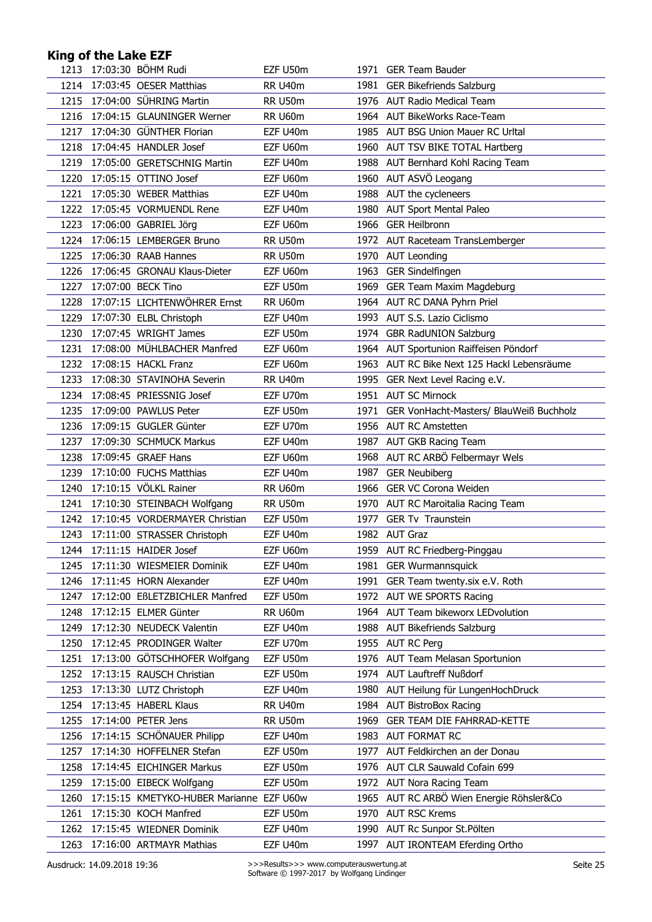## King of the Lake EZF

| | | | | | |
|---|---|---|---|---|---|
| 1213 | 17:03:30 | BÖHM Rudi | EZF U50m | 1971 | GER Team Bauder |
| 1214 | 17:03:45 | OESER Matthias | RR U40m | 1981 | GER Bikefriends Salzburg |
| 1215 | 17:04:00 | SÜHRING Martin | RR U50m | 1976 | AUT Radio Medical Team |
| 1216 | 17:04:15 | GLAUNINGER Werner | RR U60m | 1964 | AUT BikeWorks Race-Team |
| 1217 | 17:04:30 | GÜNTHER Florian | EZF U40m | 1985 | AUT BSG Union Mauer RC Urltal |
| 1218 | 17:04:45 | HANDLER Josef | EZF U60m | 1960 | AUT TSV BIKE TOTAL Hartberg |
| 1219 | 17:05:00 | GERETSCHNIG Martin | EZF U40m | 1988 | AUT Bernhard Kohl Racing Team |
| 1220 | 17:05:15 | OTTINO Josef | EZF U60m | 1960 | AUT ASVÖ Leogang |
| 1221 | 17:05:30 | WEBER Matthias | EZF U40m | 1988 | AUT the cycleneers |
| 1222 | 17:05:45 | VORMUENDL Rene | EZF U40m | 1980 | AUT Sport Mental Paleo |
| 1223 | 17:06:00 | GABRIEL Jörg | EZF U60m | 1966 | GER Heilbronn |
| 1224 | 17:06:15 | LEMBERGER Bruno | RR U50m | 1972 | AUT Raceteam TransLemberger |
| 1225 | 17:06:30 | RAAB Hannes | RR U50m | 1970 | AUT Leonding |
| 1226 | 17:06:45 | GRONAU Klaus-Dieter | EZF U60m | 1963 | GER Sindelfingen |
| 1227 | 17:07:00 | BECK Tino | EZF U50m | 1969 | GER Team Maxim Magdeburg |
| 1228 | 17:07:15 | LICHTENWÖHRER Ernst | RR U60m | 1964 | AUT RC DANA Pyhrn Priel |
| 1229 | 17:07:30 | ELBL Christoph | EZF U40m | 1993 | AUT S.S. Lazio Ciclismo |
| 1230 | 17:07:45 | WRIGHT James | EZF U50m | 1974 | GBR RadUNION Salzburg |
| 1231 | 17:08:00 | MÜHLBACHER Manfred | EZF U60m | 1964 | AUT Sportunion Raiffeisen Pöndorf |
| 1232 | 17:08:15 | HACKL Franz | EZF U60m | 1963 | AUT RC Bike Next 125 Hackl Lebensräume |
| 1233 | 17:08:30 | STAVINOHA Severin | RR U40m | 1995 | GER Next Level Racing e.V. |
| 1234 | 17:08:45 | PRIESSNIG Josef | EZF U70m | 1951 | AUT SC Mirnock |
| 1235 | 17:09:00 | PAWLUS Peter | EZF U50m | 1971 | GER VonHacht-Masters/ BlauWeiß Buchholz |
| 1236 | 17:09:15 | GUGLER Günter | EZF U70m | 1956 | AUT RC Amstetten |
| 1237 | 17:09:30 | SCHMUCK Markus | EZF U40m | 1987 | AUT GKB Racing Team |
| 1238 | 17:09:45 | GRAEF Hans | EZF U60m | 1968 | AUT RC ARBÖ Felbermayr Wels |
| 1239 | 17:10:00 | FUCHS Matthias | EZF U40m | 1987 | GER Neubiberg |
| 1240 | 17:10:15 | VÖLKL Rainer | RR U60m | 1966 | GER VC Corona Weiden |
| 1241 | 17:10:30 | STEINBACH Wolfgang | RR U50m | 1970 | AUT RC Maroitalia Racing Team |
| 1242 | 17:10:45 | VORDERMAYER Christian | EZF U50m | 1977 | GER Tv Traunstein |
| 1243 | 17:11:00 | STRASSER Christoph | EZF U40m | 1982 | AUT Graz |
| 1244 | 17:11:15 | HAIDER Josef | EZF U60m | 1959 | AUT RC Friedberg-Pinggau |
| 1245 | 17:11:30 | WIESMEIER Dominik | EZF U40m | 1981 | GER Wurmannsquick |
| 1246 | 17:11:45 | HORN Alexander | EZF U40m | 1991 | GER Team twenty.six e.V. Roth |
| 1247 | 17:12:00 | EßLETZBICHLER Manfred | EZF U50m | 1972 | AUT WE SPORTS Racing |
| 1248 | 17:12:15 | ELMER Günter | RR U60m | 1964 | AUT Team bikeworx LEDvolution |
| 1249 | 17:12:30 | NEUDECK Valentin | EZF U40m | 1988 | AUT Bikefriends Salzburg |
| 1250 | 17:12:45 | PRODINGER Walter | EZF U70m | 1955 | AUT RC Perg |
| 1251 | 17:13:00 | GÖTSCHHOFER Wolfgang | EZF U50m | 1976 | AUT Team Melasan Sportunion |
| 1252 | 17:13:15 | RAUSCH Christian | EZF U50m | 1974 | AUT Lauftreff Nußdorf |
| 1253 | 17:13:30 | LUTZ Christoph | EZF U40m | 1980 | AUT Heilung für LungenHochDruck |
| 1254 | 17:13:45 | HABERL Klaus | RR U40m | 1984 | AUT BistroBox Racing |
| 1255 | 17:14:00 | PETER Jens | RR U50m | 1969 | GER TEAM DIE FAHRRAD-KETTE |
| 1256 | 17:14:15 | SCHÖNAUER Philipp | EZF U40m | 1983 | AUT FORMAT RC |
| 1257 | 17:14:30 | HOFFELNER Stefan | EZF U50m | 1977 | AUT Feldkirchen an der Donau |
| 1258 | 17:14:45 | EICHINGER Markus | EZF U50m | 1976 | AUT CLR Sauwald Cofain 699 |
| 1259 | 17:15:00 | EIBECK Wolfgang | EZF U50m | 1972 | AUT Nora Racing Team |
| 1260 | 17:15:15 | KMETYKO-HUBER Marianne | EZF U60w | 1965 | AUT RC ARBÖ Wien Energie Röhsler&Co |
| 1261 | 17:15:30 | KOCH Manfred | EZF U50m | 1970 | AUT RSC Krems |
| 1262 | 17:15:45 | WIEDNER Dominik | EZF U40m | 1990 | AUT Rc Sunpor St.Pölten |
| 1263 | 17:16:00 | ARTMAYR Mathias | EZF U40m | 1997 | AUT IRONTEAM Eferding Ortho |

Ausdruck: 14.09.2018 19:36

>>>Results>>> www.computerauswertung.at
Software © 1997-2017 by Wolfgang Lindinger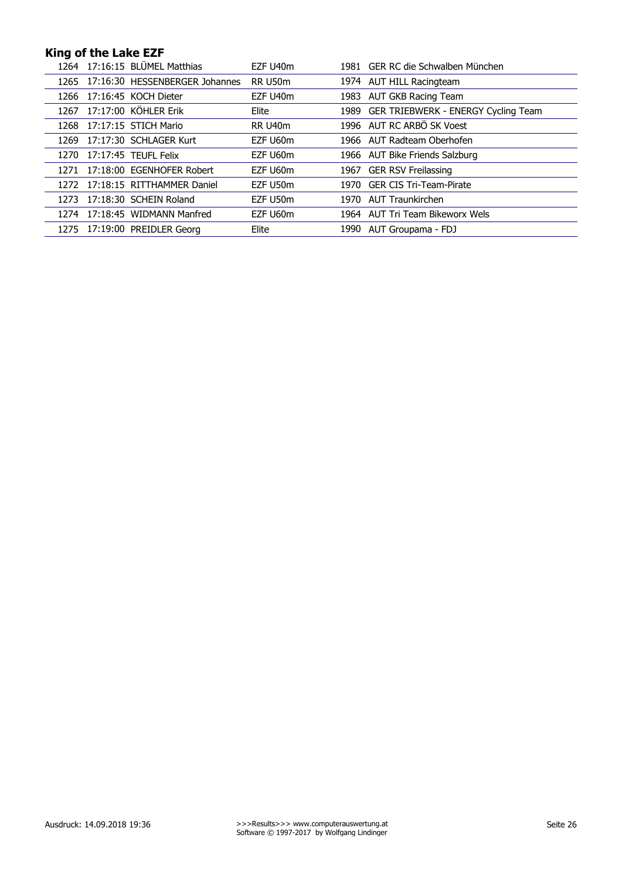## King of the Lake EZF

| | | | | | | |
|---|---|---|---|---|---|---|
| 1264 | 17:16:15 | BLÜMEL Matthias | EZF U40m | 1981 | GER | RC die Schwalben München |
| 1265 | 17:16:30 | HESSENBERGER Johannes | RR U50m | 1974 | AUT | HILL Racingteam |
| 1266 | 17:16:45 | KOCH Dieter | EZF U40m | 1983 | AUT | GKB Racing Team |
| 1267 | 17:17:00 | KÖHLER Erik | Elite | 1989 | GER | TRIEBWERK - ENERGY Cycling Team |
| 1268 | 17:17:15 | STICH Mario | RR U40m | 1996 | AUT | RC ARBÖ SK Voest |
| 1269 | 17:17:30 | SCHLAGER Kurt | EZF U60m | 1966 | AUT | Radteam Oberhofen |
| 1270 | 17:17:45 | TEUFL Felix | EZF U60m | 1966 | AUT | Bike Friends Salzburg |
| 1271 | 17:18:00 | EGENHOFER Robert | EZF U60m | 1967 | GER | RSV Freilassing |
| 1272 | 17:18:15 | RITTHAMMER Daniel | EZF U50m | 1970 | GER | CIS Tri-Team-Pirate |
| 1273 | 17:18:30 | SCHEIN Roland | EZF U50m | 1970 | AUT | Traunkirchen |
| 1274 | 17:18:45 | WIDMANN Manfred | EZF U60m | 1964 | AUT | Tri Team Bikeworx Wels |
| 1275 | 17:19:00 | PREIDLER Georg | Elite | 1990 | AUT | Groupama - FDJ |

Ausdruck: 14.09.2018 19:36

>>>Results>>> www.computerauswertung.at
Software © 1997-2017 by Wolfgang Lindinger